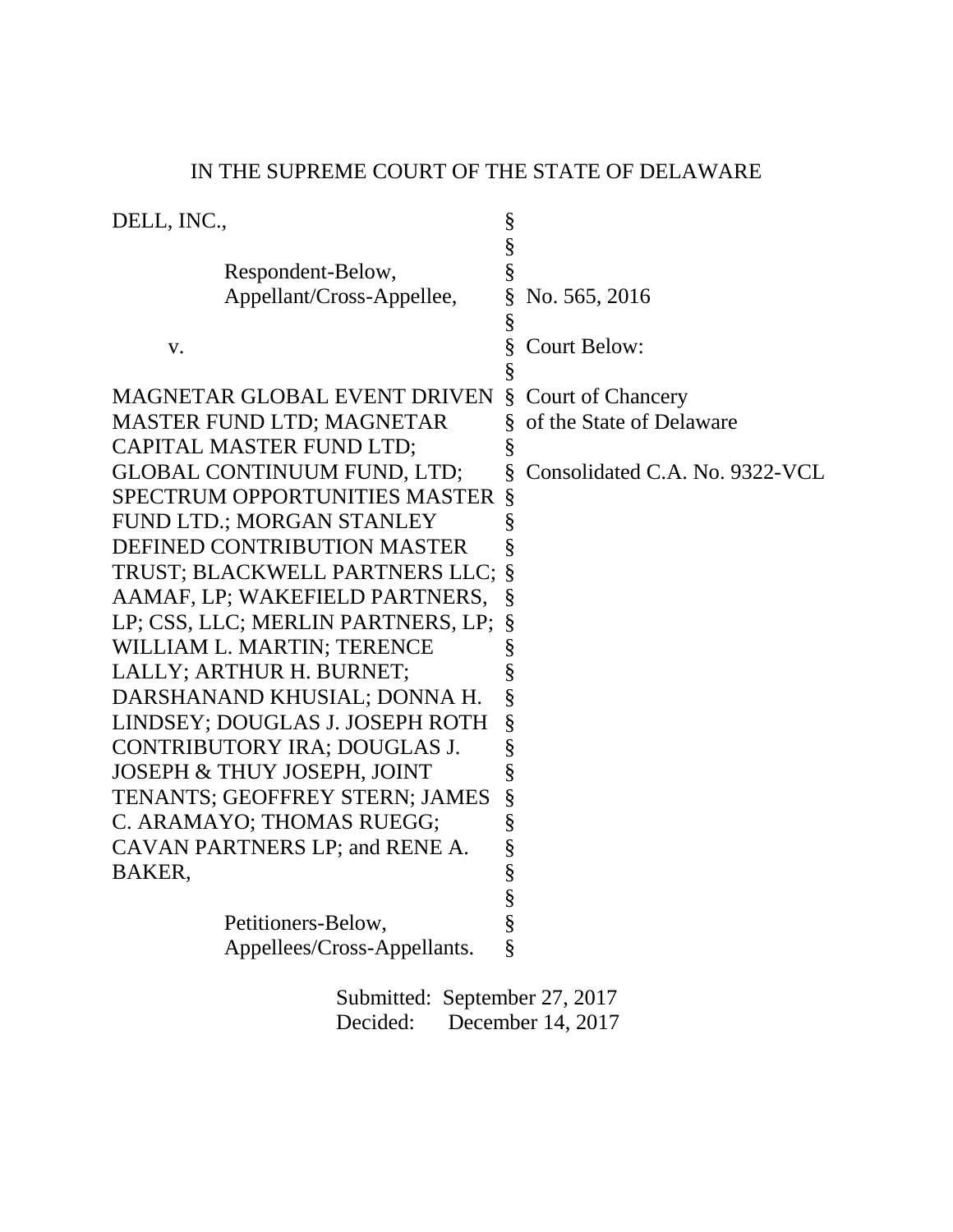IN THE SUPREME COURT OF THE STATE OF DELAWARE

| | | |
|---|---|---|
| DELL, INC., | § | |
| | § | |
| Respondent-Below, | § | |
| Appellant/Cross-Appellee, | § | No. 565, 2016 |
| | § | |
| v. | § | Court Below: |
| | § | |
| MAGNETAR GLOBAL EVENT DRIVEN | § | Court of Chancery |
| MASTER FUND LTD; MAGNETAR | § | of the State of Delaware |
| CAPITAL MASTER FUND LTD; | § | |
| GLOBAL CONTINUUM FUND, LTD; | § | Consolidated C.A. No. 9322-VCL |
| SPECTRUM OPPORTUNITIES MASTER | § | |
| FUND LTD.; MORGAN STANLEY | § | |
| DEFINED CONTRIBUTION MASTER | § | |
| TRUST; BLACKWELL PARTNERS LLC; | § | |
| AAMAF, LP; WAKEFIELD PARTNERS, | § | |
| LP; CSS, LLC; MERLIN PARTNERS, LP; | § | |
| WILLIAM L. MARTIN; TERENCE | § | |
| LALLY; ARTHUR H. BURNET; | § | |
| DARSHANAND KHUSIAL; DONNA H. | § | |
| LINDSEY; DOUGLAS J. JOSEPH ROTH | § | |
| CONTRIBUTORY IRA; DOUGLAS J. | § | |
| JOSEPH & THUY JOSEPH, JOINT | § | |
| TENANTS; GEOFFREY STERN; JAMES | § | |
| C. ARAMAYO; THOMAS RUEGG; | § | |
| CAVAN PARTNERS LP; and RENE A. | § | |
| BAKER, | § | |
| | § | |
| Petitioners-Below, | § | |
| Appellees/Cross-Appellants. | § | |

Submitted: September 27, 2017
Decided: December 14, 2017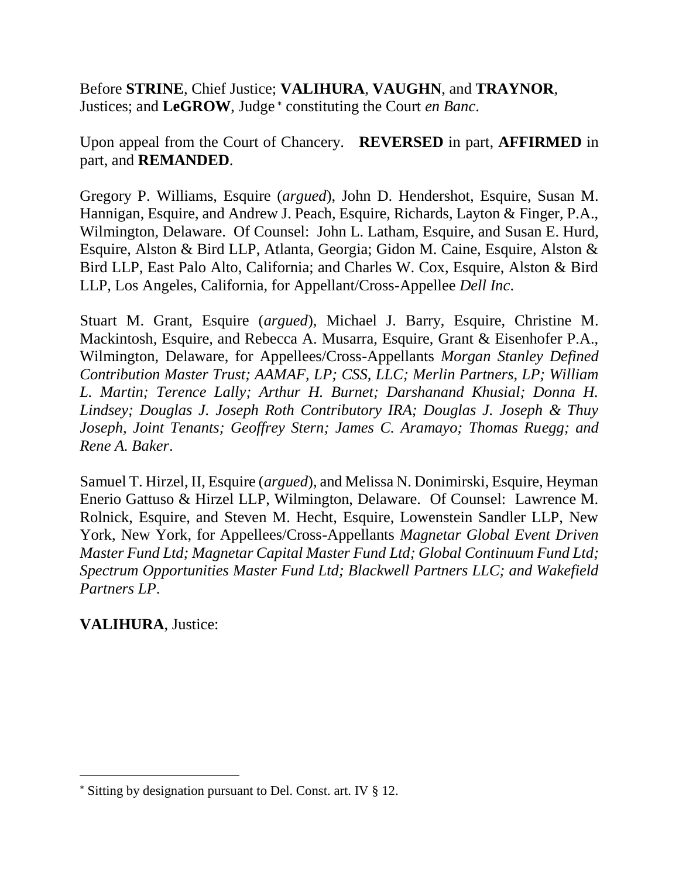Before **STRINE**, Chief Justice; **VALIHURA**, **VAUGHN**, and **TRAYNOR**, Justices; and **LeGROW**, Judge [*] constituting the Court *en Banc*.

Upon appeal from the Court of Chancery. **REVERSED** in part, **AFFIRMED** in part, and **REMANDED**.

Gregory P. Williams, Esquire (*argued*), John D. Hendershot, Esquire, Susan M. Hannigan, Esquire, and Andrew J. Peach, Esquire, Richards, Layton & Finger, P.A., Wilmington, Delaware. Of Counsel: John L. Latham, Esquire, and Susan E. Hurd, Esquire, Alston & Bird LLP, Atlanta, Georgia; Gidon M. Caine, Esquire, Alston & Bird LLP, East Palo Alto, California; and Charles W. Cox, Esquire, Alston & Bird LLP, Los Angeles, California, for Appellant/Cross-Appellee *Dell Inc*.

Stuart M. Grant, Esquire (*argued*), Michael J. Barry, Esquire, Christine M. Mackintosh, Esquire, and Rebecca A. Musarra, Esquire, Grant & Eisenhofer P.A., Wilmington, Delaware, for Appellees/Cross-Appellants *Morgan Stanley Defined Contribution Master Trust; AAMAF, LP; CSS, LLC; Merlin Partners, LP; William L. Martin; Terence Lally; Arthur H. Burnet; Darshanand Khusial; Donna H. Lindsey; Douglas J. Joseph Roth Contributory IRA; Douglas J. Joseph & Thuy Joseph, Joint Tenants; Geoffrey Stern; James C. Aramayo; Thomas Ruegg; and Rene A. Baker*.

Samuel T. Hirzel, II, Esquire (*argued*), and Melissa N. Donimirski, Esquire, Heyman Enerio Gattuso & Hirzel LLP, Wilmington, Delaware. Of Counsel: Lawrence M. Rolnick, Esquire, and Steven M. Hecht, Esquire, Lowenstein Sandler LLP, New York, New York, for Appellees/Cross-Appellants *Magnetar Global Event Driven Master Fund Ltd; Magnetar Capital Master Fund Ltd; Global Continuum Fund Ltd; Spectrum Opportunities Master Fund Ltd; Blackwell Partners LLC; and Wakefield Partners LP*.

**VALIHURA**, Justice:

---

[*] Sitting by designation pursuant to Del. Const. art. IV § 12.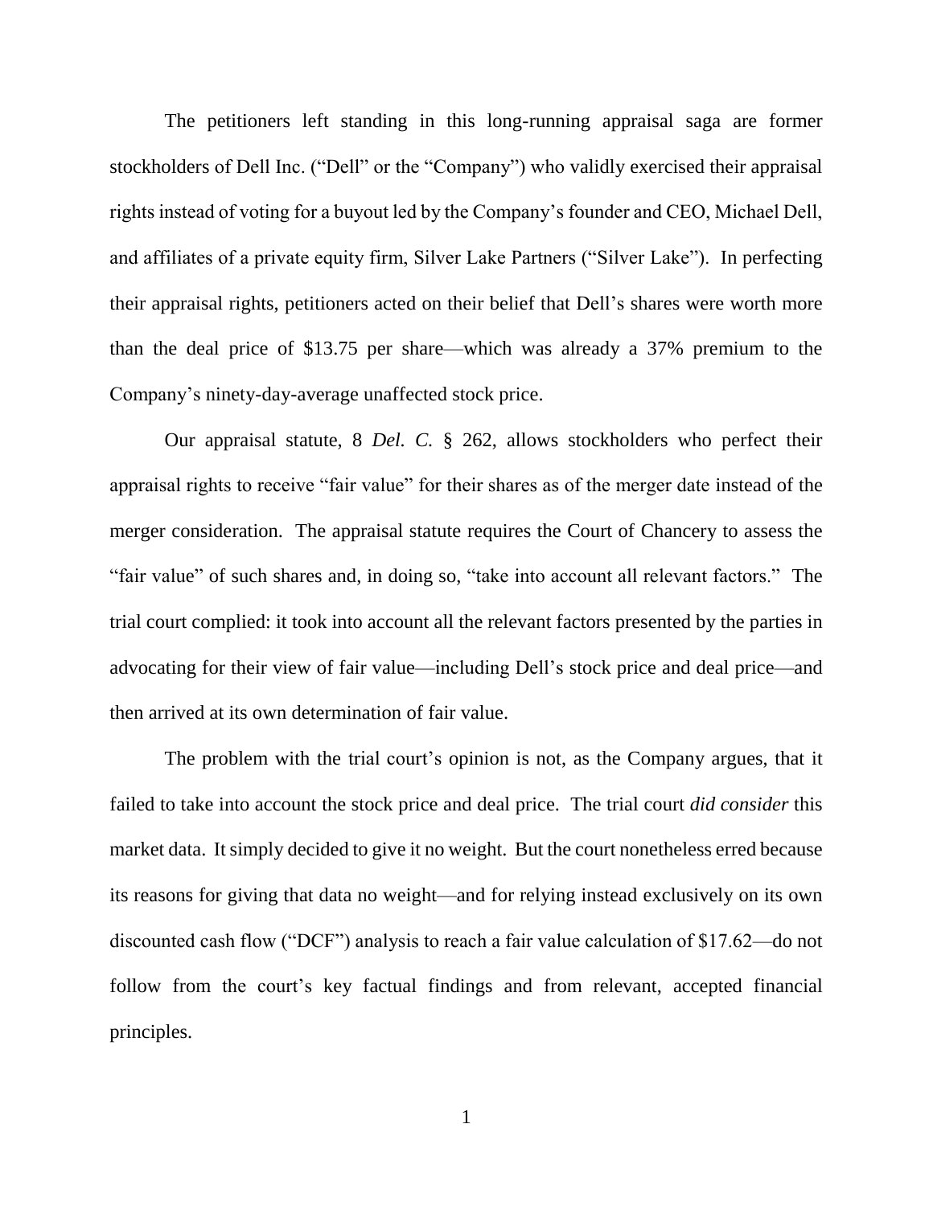The petitioners left standing in this long-running appraisal saga are former stockholders of Dell Inc. ("Dell" or the "Company") who validly exercised their appraisal rights instead of voting for a buyout led by the Company's founder and CEO, Michael Dell, and affiliates of a private equity firm, Silver Lake Partners ("Silver Lake"). In perfecting their appraisal rights, petitioners acted on their belief that Dell's shares were worth more than the deal price of $13.75 per share—which was already a 37% premium to the Company's ninety-day-average unaffected stock price.

Our appraisal statute, 8 *Del. C.* § 262, allows stockholders who perfect their appraisal rights to receive "fair value" for their shares as of the merger date instead of the merger consideration. The appraisal statute requires the Court of Chancery to assess the "fair value" of such shares and, in doing so, "take into account all relevant factors." The trial court complied: it took into account all the relevant factors presented by the parties in advocating for their view of fair value—including Dell's stock price and deal price—and then arrived at its own determination of fair value.

The problem with the trial court's opinion is not, as the Company argues, that it failed to take into account the stock price and deal price. The trial court *did consider* this market data. It simply decided to give it no weight. But the court nonetheless erred because its reasons for giving that data no weight—and for relying instead exclusively on its own discounted cash flow ("DCF") analysis to reach a fair value calculation of $17.62—do not follow from the court's key factual findings and from relevant, accepted financial principles.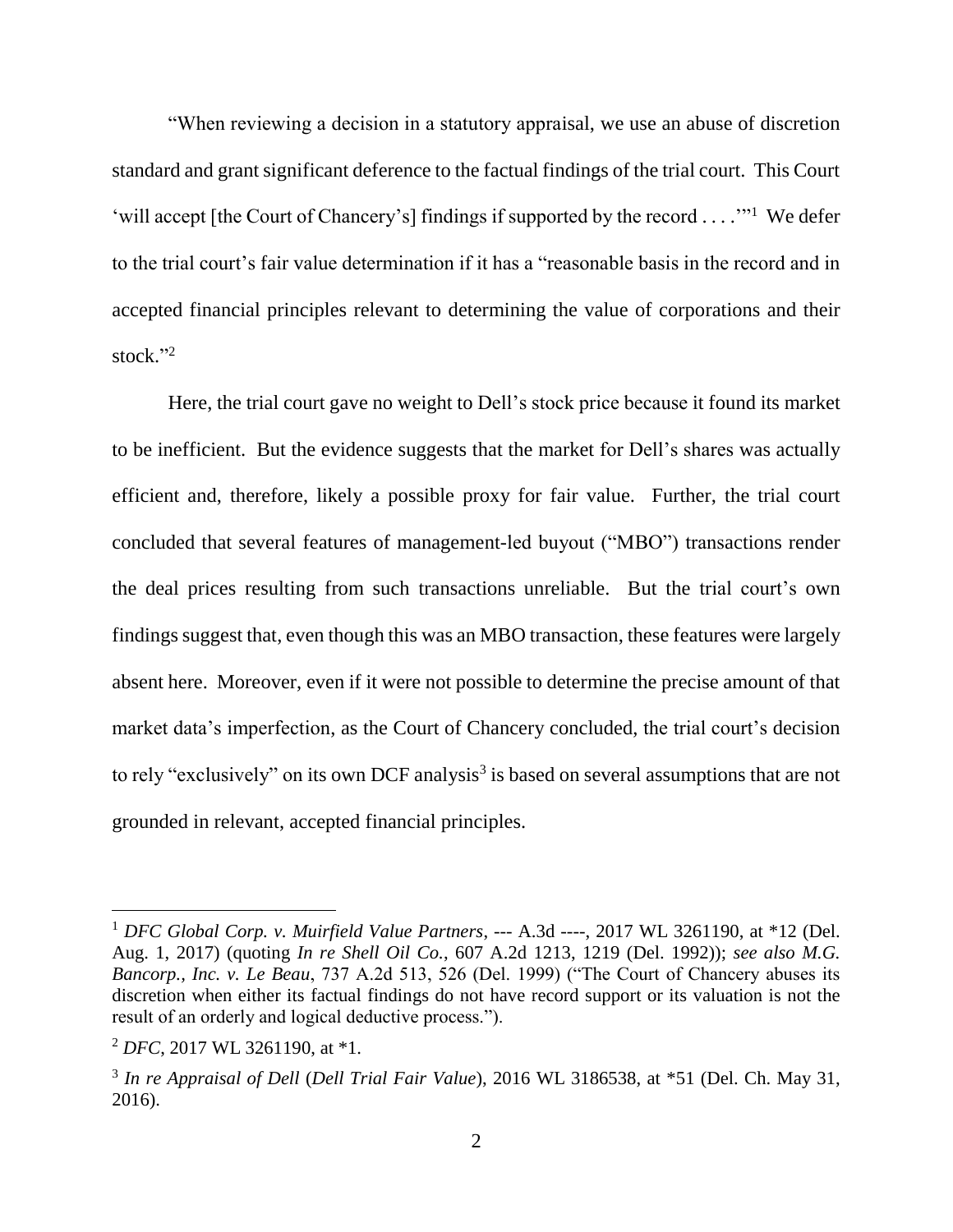"When reviewing a decision in a statutory appraisal, we use an abuse of discretion standard and grant significant deference to the factual findings of the trial court. This Court 'will accept [the Court of Chancery's] findings if supported by the record . . . .'"[1] We defer to the trial court's fair value determination if it has a "reasonable basis in the record and in accepted financial principles relevant to determining the value of corporations and their stock."[2]

Here, the trial court gave no weight to Dell's stock price because it found its market to be inefficient. But the evidence suggests that the market for Dell's shares was actually efficient and, therefore, likely a possible proxy for fair value. Further, the trial court concluded that several features of management-led buyout ("MBO") transactions render the deal prices resulting from such transactions unreliable. But the trial court's own findings suggest that, even though this was an MBO transaction, these features were largely absent here. Moreover, even if it were not possible to determine the precise amount of that market data's imperfection, as the Court of Chancery concluded, the trial court's decision to rely "exclusively" on its own DCF analysis[3] is based on several assumptions that are not grounded in relevant, accepted financial principles.

---

[1] *DFC Global Corp. v. Muirfield Value Partners*, --- A.3d ----, 2017 WL 3261190, at *12 (Del. Aug. 1, 2017) (quoting *In re Shell Oil Co.*, 607 A.2d 1213, 1219 (Del. 1992)); *see also M.G. Bancorp., Inc. v. Le Beau*, 737 A.2d 513, 526 (Del. 1999) ("The Court of Chancery abuses its discretion when either its factual findings do not have record support or its valuation is not the result of an orderly and logical deductive process.").

[2] *DFC*, 2017 WL 3261190, at *1.

[3] *In re Appraisal of Dell* (*Dell Trial Fair Value*), 2016 WL 3186538, at *51 (Del. Ch. May 31, 2016).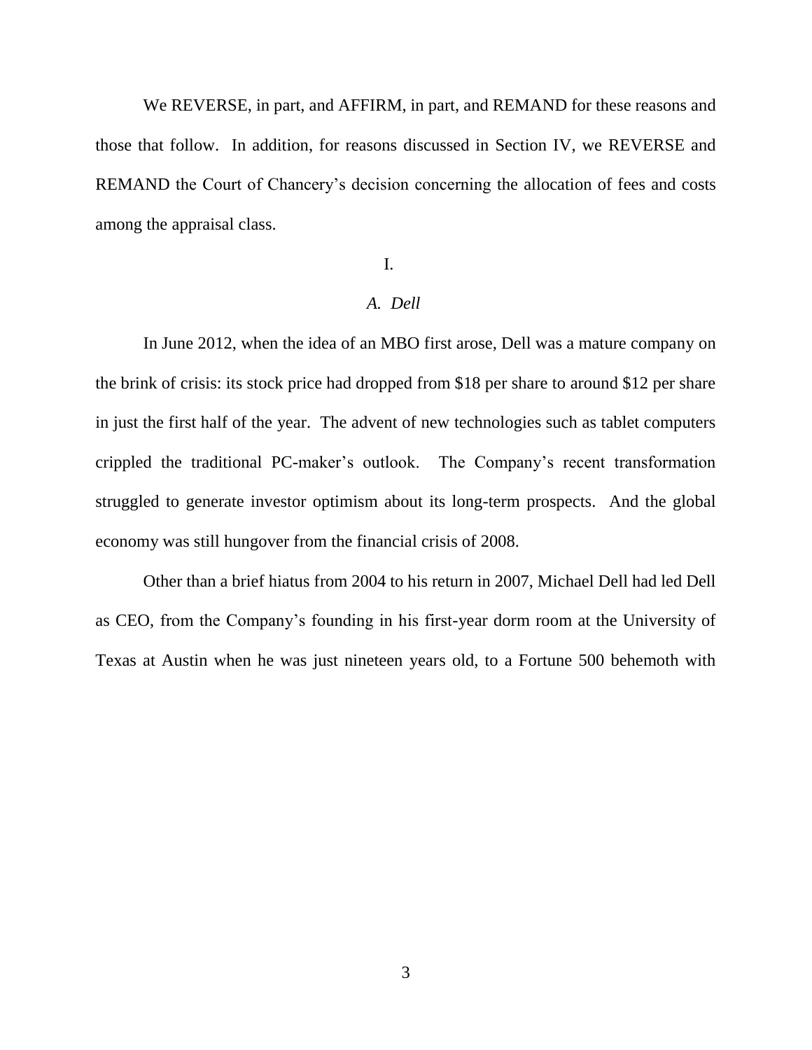We REVERSE, in part, and AFFIRM, in part, and REMAND for these reasons and those that follow. In addition, for reasons discussed in Section IV, we REVERSE and REMAND the Court of Chancery's decision concerning the allocation of fees and costs among the appraisal class.

## I.

### *A. Dell*

In June 2012, when the idea of an MBO first arose, Dell was a mature company on the brink of crisis: its stock price had dropped from $18 per share to around $12 per share in just the first half of the year. The advent of new technologies such as tablet computers crippled the traditional PC-maker's outlook. The Company's recent transformation struggled to generate investor optimism about its long-term prospects. And the global economy was still hungover from the financial crisis of 2008.

Other than a brief hiatus from 2004 to his return in 2007, Michael Dell had led Dell as CEO, from the Company's founding in his first-year dorm room at the University of Texas at Austin when he was just nineteen years old, to a Fortune 500 behemoth with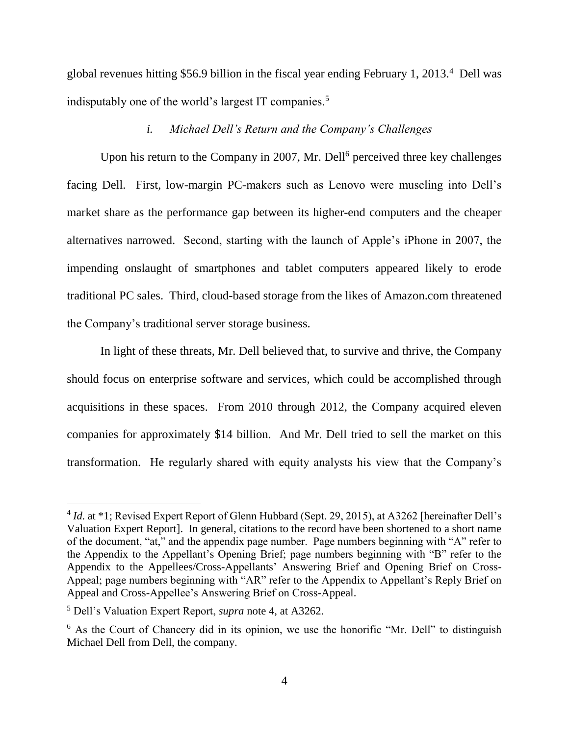global revenues hitting $56.9 billion in the fiscal year ending February 1, 2013.[4] Dell was indisputably one of the world's largest IT companies.[5]

### *i. Michael Dell's Return and the Company's Challenges*

Upon his return to the Company in 2007, Mr. Dell[6] perceived three key challenges facing Dell. First, low-margin PC-makers such as Lenovo were muscling into Dell's market share as the performance gap between its higher-end computers and the cheaper alternatives narrowed. Second, starting with the launch of Apple's iPhone in 2007, the impending onslaught of smartphones and tablet computers appeared likely to erode traditional PC sales. Third, cloud-based storage from the likes of Amazon.com threatened the Company's traditional server storage business.

In light of these threats, Mr. Dell believed that, to survive and thrive, the Company should focus on enterprise software and services, which could be accomplished through acquisitions in these spaces. From 2010 through 2012, the Company acquired eleven companies for approximately $14 billion. And Mr. Dell tried to sell the market on this transformation. He regularly shared with equity analysts his view that the Company's

---

[4] *Id.* at *1; Revised Expert Report of Glenn Hubbard (Sept. 29, 2015), at A3262 [hereinafter Dell's Valuation Expert Report]. In general, citations to the record have been shortened to a short name of the document, "at," and the appendix page number. Page numbers beginning with "A" refer to the Appendix to the Appellant's Opening Brief; page numbers beginning with "B" refer to the Appendix to the Appellees/Cross-Appellants' Answering Brief and Opening Brief on Cross-Appeal; page numbers beginning with "AR" refer to the Appendix to Appellant's Reply Brief on Appeal and Cross-Appellee's Answering Brief on Cross-Appeal.

[5] Dell's Valuation Expert Report, *supra* note 4, at A3262.

[6] As the Court of Chancery did in its opinion, we use the honorific "Mr. Dell" to distinguish Michael Dell from Dell, the company.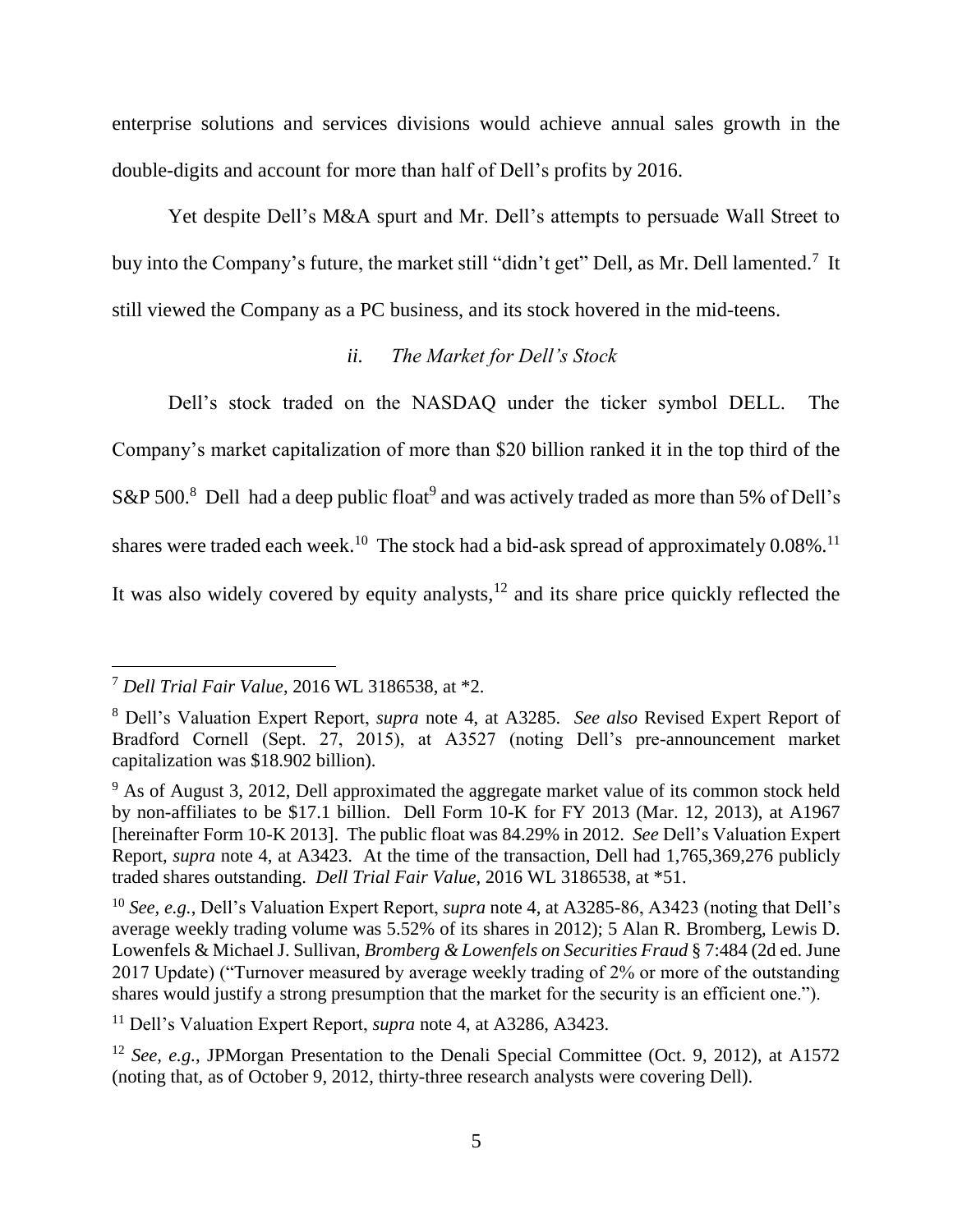enterprise solutions and services divisions would achieve annual sales growth in the double-digits and account for more than half of Dell's profits by 2016.

Yet despite Dell's M&A spurt and Mr. Dell's attempts to persuade Wall Street to buy into the Company's future, the market still "didn't get" Dell, as Mr. Dell lamented.[7] It still viewed the Company as a PC business, and its stock hovered in the mid-teens.

### *ii. The Market for Dell's Stock*

Dell's stock traded on the NASDAQ under the ticker symbol DELL. The Company's market capitalization of more than $20 billion ranked it in the top third of the S&P 500.[8] Dell had a deep public float[9] and was actively traded as more than 5% of Dell's shares were traded each week.[10] The stock had a bid-ask spread of approximately 0.08%.[11] It was also widely covered by equity analysts,[12] and its share price quickly reflected the

---

[7] *Dell Trial Fair Value*, 2016 WL 3186538, at *2.

[8] Dell's Valuation Expert Report, *supra* note 4, at A3285. *See also* Revised Expert Report of Bradford Cornell (Sept. 27, 2015), at A3527 (noting Dell's pre-announcement market capitalization was $18.902 billion).

[9] As of August 3, 2012, Dell approximated the aggregate market value of its common stock held by non-affiliates to be $17.1 billion. Dell Form 10-K for FY 2013 (Mar. 12, 2013), at A1967 [hereinafter Form 10-K 2013]. The public float was 84.29% in 2012. *See* Dell's Valuation Expert Report, *supra* note 4, at A3423. At the time of the transaction, Dell had 1,765,369,276 publicly traded shares outstanding. *Dell Trial Fair Value*, 2016 WL 3186538, at *51.

[10] *See, e.g.*, Dell's Valuation Expert Report, *supra* note 4, at A3285-86, A3423 (noting that Dell's average weekly trading volume was 5.52% of its shares in 2012); 5 Alan R. Bromberg, Lewis D. Lowenfels & Michael J. Sullivan, *Bromberg & Lowenfels on Securities Fraud* § 7:484 (2d ed. June 2017 Update) ("Turnover measured by average weekly trading of 2% or more of the outstanding shares would justify a strong presumption that the market for the security is an efficient one.").

[11] Dell's Valuation Expert Report, *supra* note 4, at A3286, A3423.

[12] *See, e.g.*, JPMorgan Presentation to the Denali Special Committee (Oct. 9, 2012), at A1572 (noting that, as of October 9, 2012, thirty-three research analysts were covering Dell).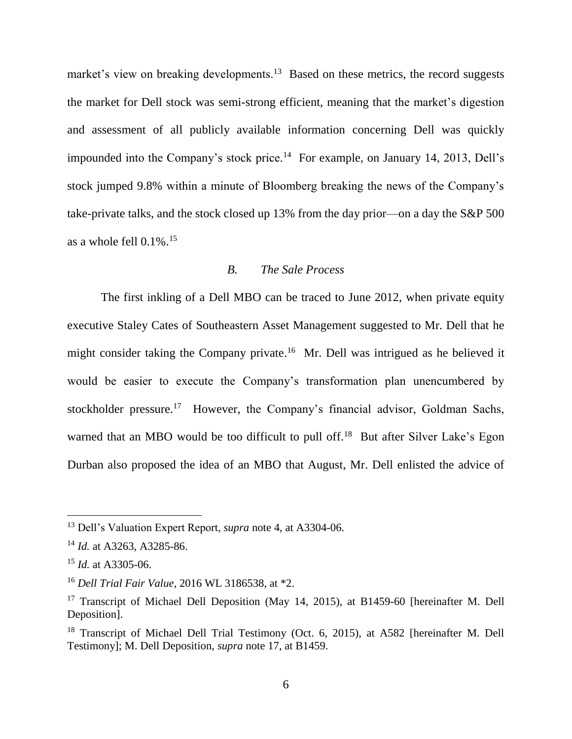market's view on breaking developments.[13] Based on these metrics, the record suggests the market for Dell stock was semi-strong efficient, meaning that the market's digestion and assessment of all publicly available information concerning Dell was quickly impounded into the Company's stock price.[14] For example, on January 14, 2013, Dell's stock jumped 9.8% within a minute of Bloomberg breaking the news of the Company's take-private talks, and the stock closed up 13% from the day prior—on a day the S&P 500 as a whole fell 0.1%.[15]

### *B. The Sale Process*

The first inkling of a Dell MBO can be traced to June 2012, when private equity executive Staley Cates of Southeastern Asset Management suggested to Mr. Dell that he might consider taking the Company private.[16] Mr. Dell was intrigued as he believed it would be easier to execute the Company's transformation plan unencumbered by stockholder pressure.[17] However, the Company's financial advisor, Goldman Sachs, warned that an MBO would be too difficult to pull off.[18] But after Silver Lake's Egon Durban also proposed the idea of an MBO that August, Mr. Dell enlisted the advice of

---

[13] Dell's Valuation Expert Report, *supra* note 4, at A3304-06.

[14] *Id.* at A3263, A3285-86.

[15] *Id.* at A3305-06.

[16] *Dell Trial Fair Value*, 2016 WL 3186538, at *2.

[17] Transcript of Michael Dell Deposition (May 14, 2015), at B1459-60 [hereinafter M. Dell Deposition].

[18] Transcript of Michael Dell Trial Testimony (Oct. 6, 2015), at A582 [hereinafter M. Dell Testimony]; M. Dell Deposition, *supra* note 17, at B1459.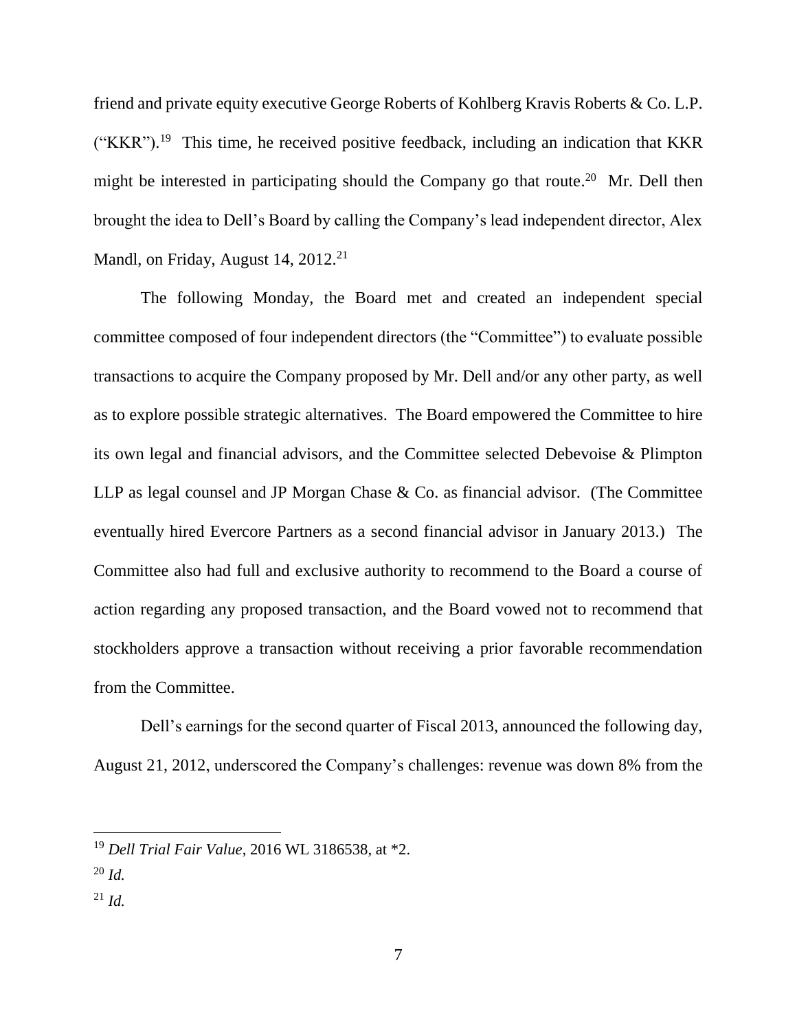friend and private equity executive George Roberts of Kohlberg Kravis Roberts & Co. L.P. ("KKR").[19] This time, he received positive feedback, including an indication that KKR might be interested in participating should the Company go that route.[20] Mr. Dell then brought the idea to Dell's Board by calling the Company's lead independent director, Alex Mandl, on Friday, August 14, 2012.[21]

The following Monday, the Board met and created an independent special committee composed of four independent directors (the "Committee") to evaluate possible transactions to acquire the Company proposed by Mr. Dell and/or any other party, as well as to explore possible strategic alternatives. The Board empowered the Committee to hire its own legal and financial advisors, and the Committee selected Debevoise & Plimpton LLP as legal counsel and JP Morgan Chase & Co. as financial advisor. (The Committee eventually hired Evercore Partners as a second financial advisor in January 2013.) The Committee also had full and exclusive authority to recommend to the Board a course of action regarding any proposed transaction, and the Board vowed not to recommend that stockholders approve a transaction without receiving a prior favorable recommendation from the Committee.

Dell's earnings for the second quarter of Fiscal 2013, announced the following day, August 21, 2012, underscored the Company's challenges: revenue was down 8% from the

---

[19] *Dell Trial Fair Value*, 2016 WL 3186538, at *2.

[20] *Id.*

[21] *Id.*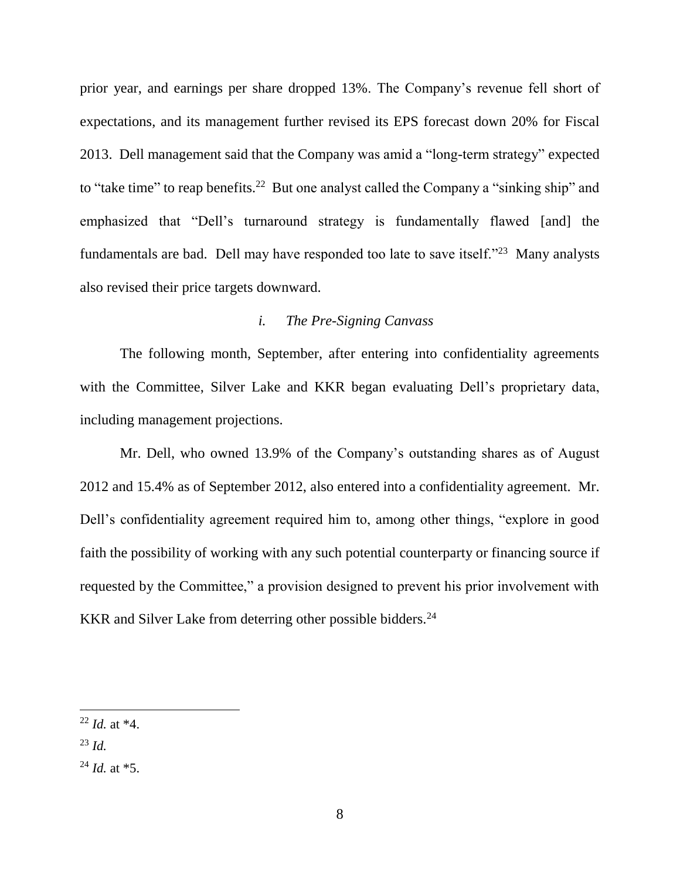prior year, and earnings per share dropped 13%. The Company's revenue fell short of expectations, and its management further revised its EPS forecast down 20% for Fiscal 2013. Dell management said that the Company was amid a "long-term strategy" expected to "take time" to reap benefits.[22] But one analyst called the Company a "sinking ship" and emphasized that "Dell's turnaround strategy is fundamentally flawed [and] the fundamentals are bad. Dell may have responded too late to save itself."[23] Many analysts also revised their price targets downward.

### *i. The Pre-Signing Canvass*

The following month, September, after entering into confidentiality agreements with the Committee, Silver Lake and KKR began evaluating Dell's proprietary data, including management projections.

Mr. Dell, who owned 13.9% of the Company's outstanding shares as of August 2012 and 15.4% as of September 2012, also entered into a confidentiality agreement. Mr. Dell's confidentiality agreement required him to, among other things, "explore in good faith the possibility of working with any such potential counterparty or financing source if requested by the Committee," a provision designed to prevent his prior involvement with KKR and Silver Lake from deterring other possible bidders.[24]

---

[22] *Id.* at *4.

[23] *Id.*

[24] *Id.* at *5.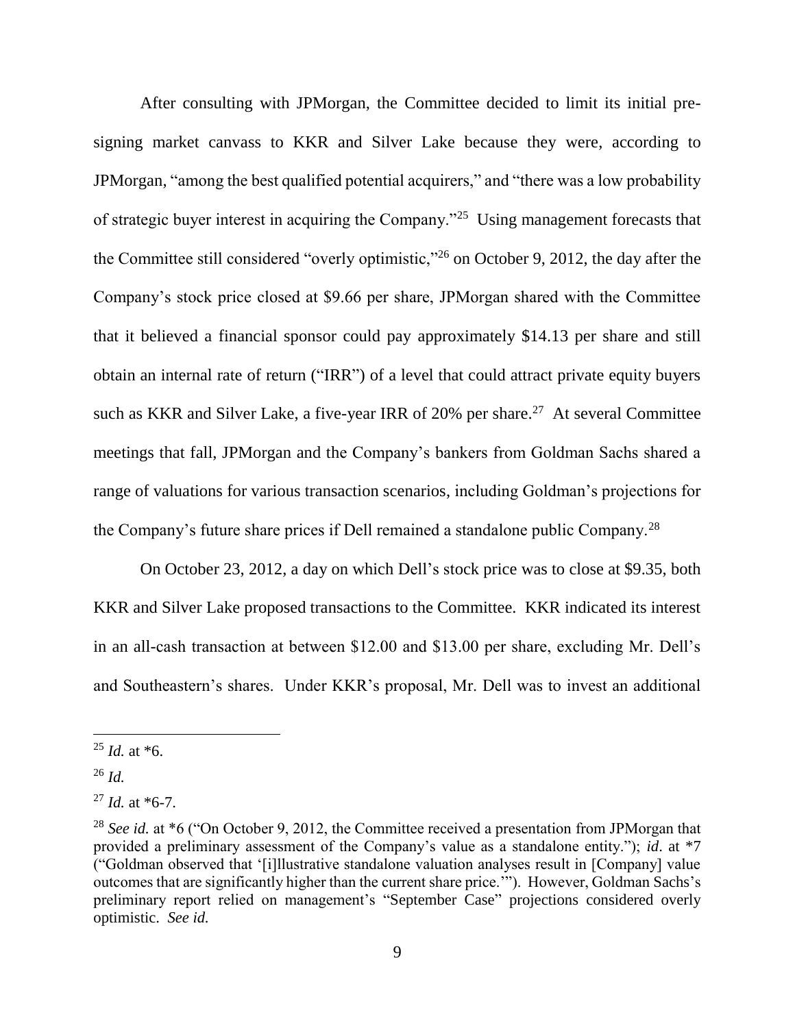After consulting with JPMorgan, the Committee decided to limit its initial pre-signing market canvass to KKR and Silver Lake because they were, according to JPMorgan, "among the best qualified potential acquirers," and "there was a low probability of strategic buyer interest in acquiring the Company."[25] Using management forecasts that the Committee still considered "overly optimistic,"[26] on October 9, 2012, the day after the Company's stock price closed at $9.66 per share, JPMorgan shared with the Committee that it believed a financial sponsor could pay approximately $14.13 per share and still obtain an internal rate of return ("IRR") of a level that could attract private equity buyers such as KKR and Silver Lake, a five-year IRR of 20% per share.[27] At several Committee meetings that fall, JPMorgan and the Company's bankers from Goldman Sachs shared a range of valuations for various transaction scenarios, including Goldman's projections for the Company's future share prices if Dell remained a standalone public Company.[28]

On October 23, 2012, a day on which Dell's stock price was to close at $9.35, both KKR and Silver Lake proposed transactions to the Committee. KKR indicated its interest in an all-cash transaction at between $12.00 and $13.00 per share, excluding Mr. Dell's and Southeastern's shares. Under KKR's proposal, Mr. Dell was to invest an additional

---

[25] *Id.* at *6.

[26] *Id.*

[27] *Id.* at *6-7.

[28] *See id.* at *6 ("On October 9, 2012, the Committee received a presentation from JPMorgan that provided a preliminary assessment of the Company's value as a standalone entity."); *id*. at *7 ("Goldman observed that '[i]llustrative standalone valuation analyses result in [Company] value outcomes that are significantly higher than the current share price.'"). However, Goldman Sachs's preliminary report relied on management's "September Case" projections considered overly optimistic. *See id.*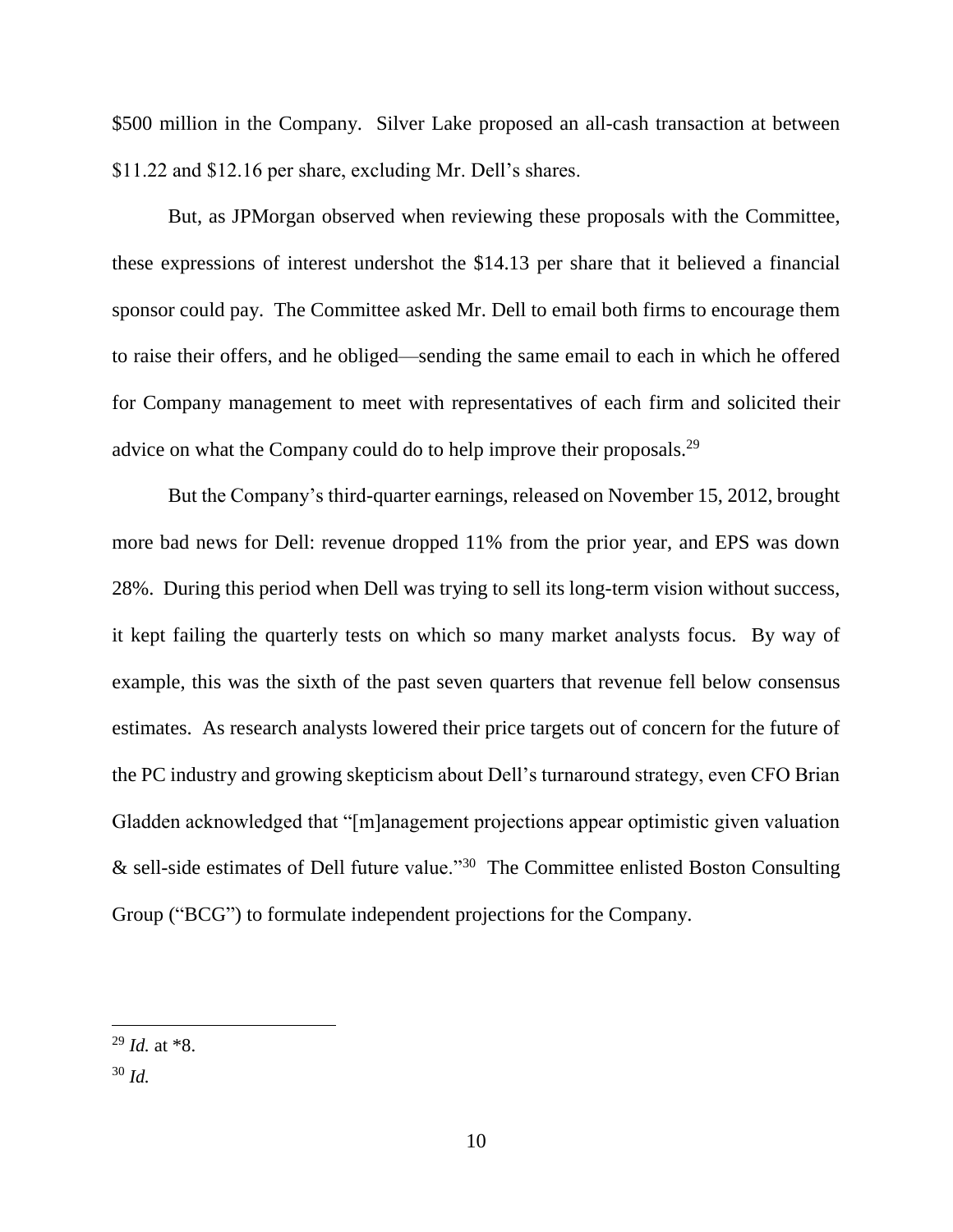$500 million in the Company. Silver Lake proposed an all-cash transaction at between $11.22 and $12.16 per share, excluding Mr. Dell's shares.

But, as JPMorgan observed when reviewing these proposals with the Committee, these expressions of interest undershot the $14.13 per share that it believed a financial sponsor could pay. The Committee asked Mr. Dell to email both firms to encourage them to raise their offers, and he obliged—sending the same email to each in which he offered for Company management to meet with representatives of each firm and solicited their advice on what the Company could do to help improve their proposals.[29]

But the Company's third-quarter earnings, released on November 15, 2012, brought more bad news for Dell: revenue dropped 11% from the prior year, and EPS was down 28%. During this period when Dell was trying to sell its long-term vision without success, it kept failing the quarterly tests on which so many market analysts focus. By way of example, this was the sixth of the past seven quarters that revenue fell below consensus estimates. As research analysts lowered their price targets out of concern for the future of the PC industry and growing skepticism about Dell's turnaround strategy, even CFO Brian Gladden acknowledged that "[m]anagement projections appear optimistic given valuation & sell-side estimates of Dell future value."[30] The Committee enlisted Boston Consulting Group ("BCG") to formulate independent projections for the Company.

---

[29] *Id.* at *8.

[30] *Id.*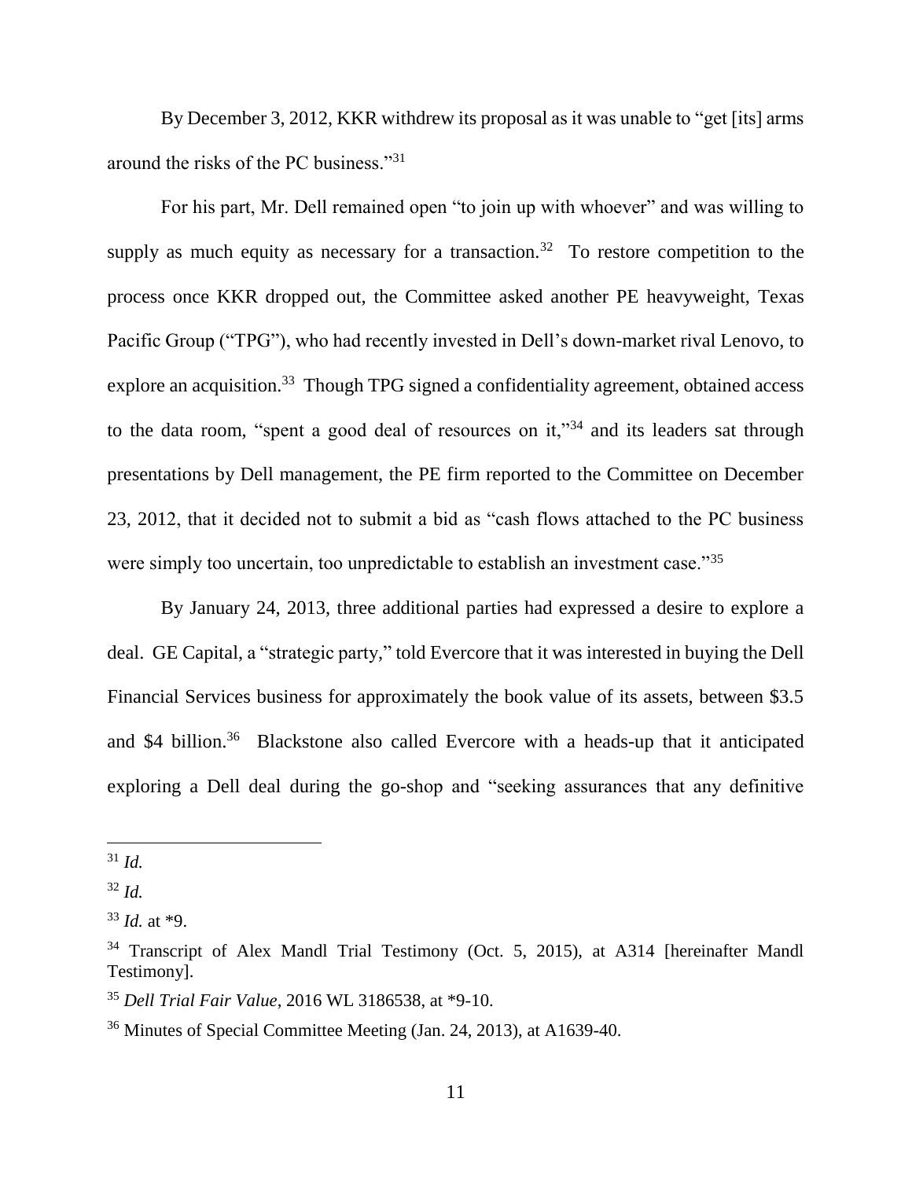By December 3, 2012, KKR withdrew its proposal as it was unable to "get [its] arms around the risks of the PC business."[31]

For his part, Mr. Dell remained open "to join up with whoever" and was willing to supply as much equity as necessary for a transaction.[32] To restore competition to the process once KKR dropped out, the Committee asked another PE heavyweight, Texas Pacific Group ("TPG"), who had recently invested in Dell's down-market rival Lenovo, to explore an acquisition.[33] Though TPG signed a confidentiality agreement, obtained access to the data room, "spent a good deal of resources on it,"[34] and its leaders sat through presentations by Dell management, the PE firm reported to the Committee on December 23, 2012, that it decided not to submit a bid as "cash flows attached to the PC business were simply too uncertain, too unpredictable to establish an investment case."[35]

By January 24, 2013, three additional parties had expressed a desire to explore a deal. GE Capital, a "strategic party," told Evercore that it was interested in buying the Dell Financial Services business for approximately the book value of its assets, between $3.5 and $4 billion.[36] Blackstone also called Evercore with a heads-up that it anticipated exploring a Dell deal during the go-shop and "seeking assurances that any definitive

---

[31] *Id.*

[32] *Id.*

[33] *Id.* at *9.

[34] Transcript of Alex Mandl Trial Testimony (Oct. 5, 2015), at A314 [hereinafter Mandl Testimony].

[35] *Dell Trial Fair Value*, 2016 WL 3186538, at *9-10.

[36] Minutes of Special Committee Meeting (Jan. 24, 2013), at A1639-40.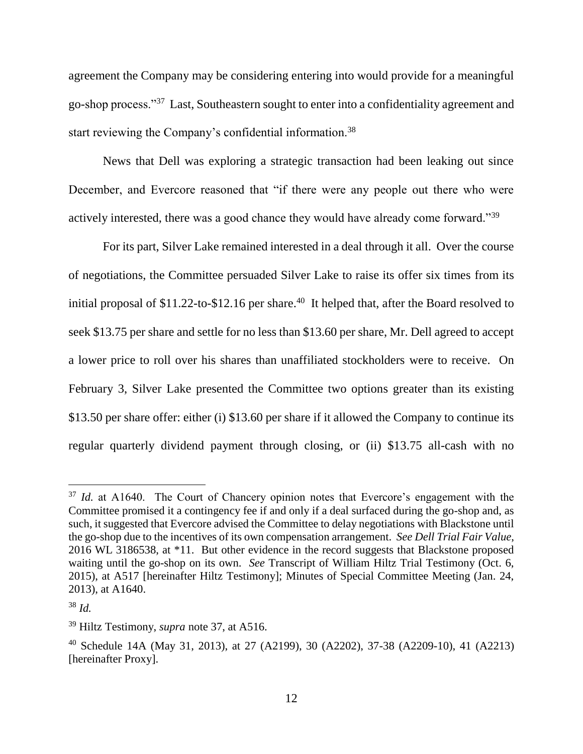agreement the Company may be considering entering into would provide for a meaningful go-shop process."[37] Last, Southeastern sought to enter into a confidentiality agreement and start reviewing the Company's confidential information.[38]

News that Dell was exploring a strategic transaction had been leaking out since December, and Evercore reasoned that "if there were any people out there who were actively interested, there was a good chance they would have already come forward."[39]

For its part, Silver Lake remained interested in a deal through it all. Over the course of negotiations, the Committee persuaded Silver Lake to raise its offer six times from its initial proposal of $11.22-to-$12.16 per share.[40] It helped that, after the Board resolved to seek $13.75 per share and settle for no less than $13.60 per share, Mr. Dell agreed to accept a lower price to roll over his shares than unaffiliated stockholders were to receive. On February 3, Silver Lake presented the Committee two options greater than its existing $13.50 per share offer: either (i) $13.60 per share if it allowed the Company to continue its regular quarterly dividend payment through closing, or (ii) $13.75 all-cash with no

---

[37] *Id.* at A1640. The Court of Chancery opinion notes that Evercore's engagement with the Committee promised it a contingency fee if and only if a deal surfaced during the go-shop and, as such, it suggested that Evercore advised the Committee to delay negotiations with Blackstone until the go-shop due to the incentives of its own compensation arrangement. *See Dell Trial Fair Value*, 2016 WL 3186538, at *11. But other evidence in the record suggests that Blackstone proposed waiting until the go-shop on its own. *See* Transcript of William Hiltz Trial Testimony (Oct. 6, 2015), at A517 [hereinafter Hiltz Testimony]; Minutes of Special Committee Meeting (Jan. 24, 2013), at A1640.

[38] *Id.*

[39] Hiltz Testimony, *supra* note 37, at A516.

[40] Schedule 14A (May 31, 2013), at 27 (A2199), 30 (A2202), 37-38 (A2209-10), 41 (A2213) [hereinafter Proxy].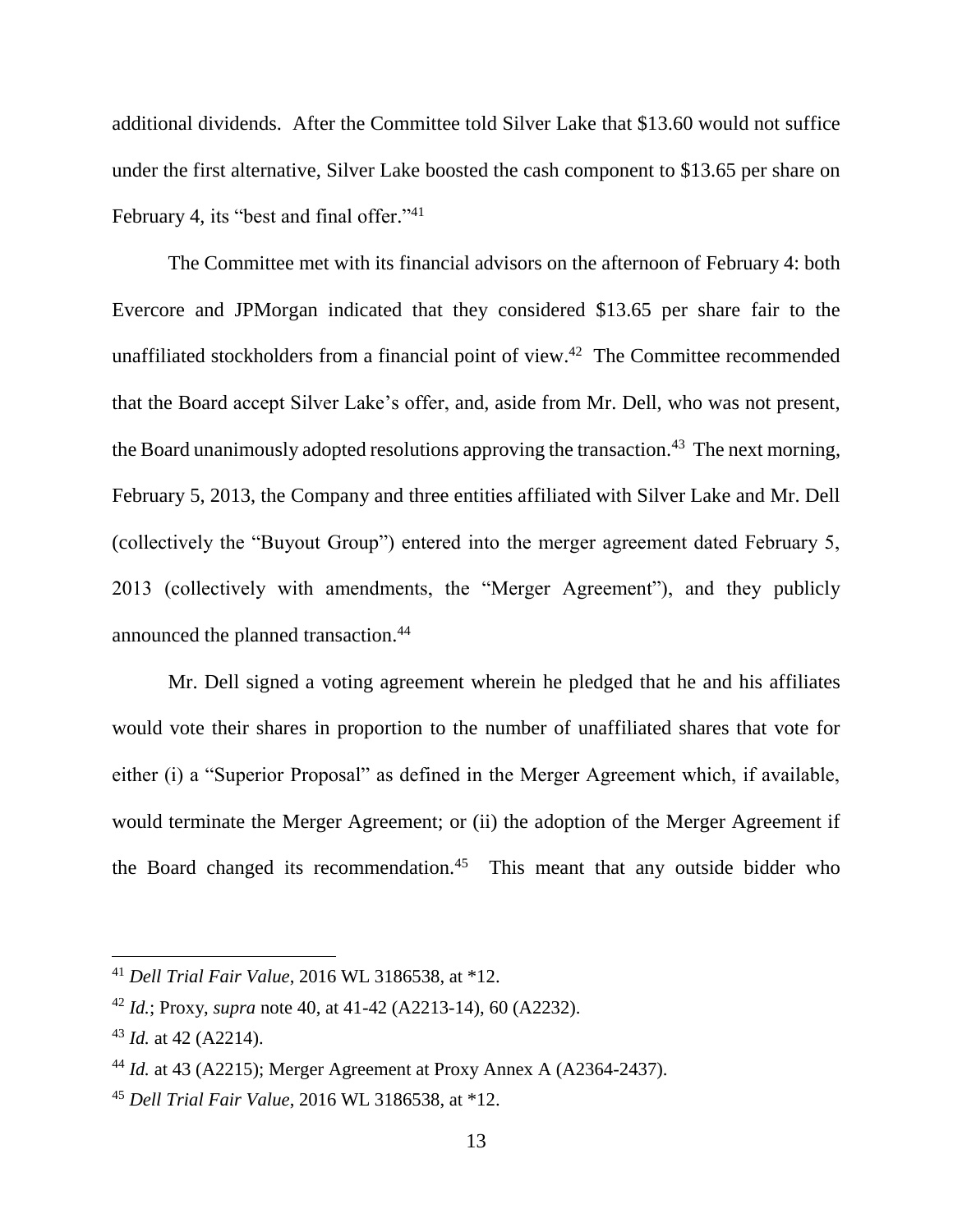additional dividends. After the Committee told Silver Lake that $13.60 would not suffice under the first alternative, Silver Lake boosted the cash component to $13.65 per share on February 4, its "best and final offer."[41]

The Committee met with its financial advisors on the afternoon of February 4: both Evercore and JPMorgan indicated that they considered $13.65 per share fair to the unaffiliated stockholders from a financial point of view.[42] The Committee recommended that the Board accept Silver Lake's offer, and, aside from Mr. Dell, who was not present, the Board unanimously adopted resolutions approving the transaction.[43] The next morning, February 5, 2013, the Company and three entities affiliated with Silver Lake and Mr. Dell (collectively the "Buyout Group") entered into the merger agreement dated February 5, 2013 (collectively with amendments, the "Merger Agreement"), and they publicly announced the planned transaction.[44]

Mr. Dell signed a voting agreement wherein he pledged that he and his affiliates would vote their shares in proportion to the number of unaffiliated shares that vote for either (i) a "Superior Proposal" as defined in the Merger Agreement which, if available, would terminate the Merger Agreement; or (ii) the adoption of the Merger Agreement if the Board changed its recommendation.[45] This meant that any outside bidder who

---

[41] *Dell Trial Fair Value*, 2016 WL 3186538, at *12.

[42] *Id.*; Proxy, *supra* note 40, at 41-42 (A2213-14), 60 (A2232).

[43] *Id.* at 42 (A2214).

[44] *Id.* at 43 (A2215); Merger Agreement at Proxy Annex A (A2364-2437).

[45] *Dell Trial Fair Value*, 2016 WL 3186538, at *12.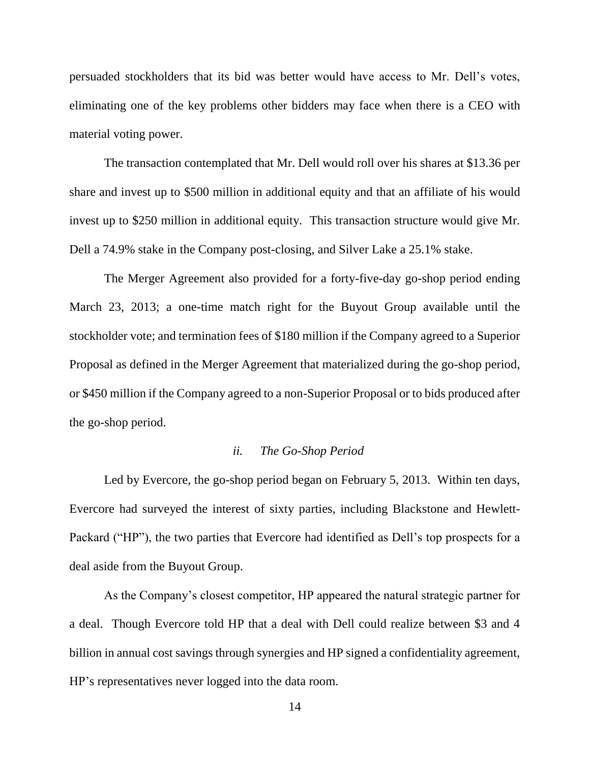persuaded stockholders that its bid was better would have access to Mr. Dell's votes, eliminating one of the key problems other bidders may face when there is a CEO with material voting power.

The transaction contemplated that Mr. Dell would roll over his shares at $13.36 per share and invest up to $500 million in additional equity and that an affiliate of his would invest up to $250 million in additional equity. This transaction structure would give Mr. Dell a 74.9% stake in the Company post-closing, and Silver Lake a 25.1% stake.

The Merger Agreement also provided for a forty-five-day go-shop period ending March 23, 2013; a one-time match right for the Buyout Group available until the stockholder vote; and termination fees of $180 million if the Company agreed to a Superior Proposal as defined in the Merger Agreement that materialized during the go-shop period, or $450 million if the Company agreed to a non-Superior Proposal or to bids produced after the go-shop period.

#### *ii. The Go-Shop Period*

Led by Evercore, the go-shop period began on February 5, 2013. Within ten days, Evercore had surveyed the interest of sixty parties, including Blackstone and Hewlett-Packard ("HP"), the two parties that Evercore had identified as Dell's top prospects for a deal aside from the Buyout Group.

As the Company's closest competitor, HP appeared the natural strategic partner for a deal. Though Evercore told HP that a deal with Dell could realize between $3 and 4 billion in annual cost savings through synergies and HP signed a confidentiality agreement, HP's representatives never logged into the data room.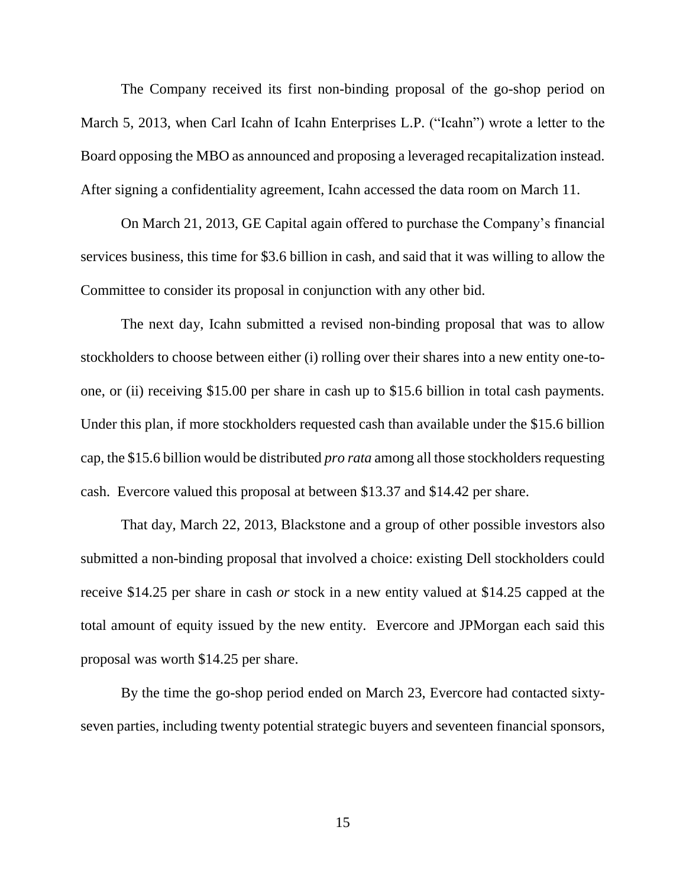The Company received its first non-binding proposal of the go-shop period on March 5, 2013, when Carl Icahn of Icahn Enterprises L.P. ("Icahn") wrote a letter to the Board opposing the MBO as announced and proposing a leveraged recapitalization instead. After signing a confidentiality agreement, Icahn accessed the data room on March 11.

On March 21, 2013, GE Capital again offered to purchase the Company's financial services business, this time for $3.6 billion in cash, and said that it was willing to allow the Committee to consider its proposal in conjunction with any other bid.

The next day, Icahn submitted a revised non-binding proposal that was to allow stockholders to choose between either (i) rolling over their shares into a new entity one-to-one, or (ii) receiving $15.00 per share in cash up to $15.6 billion in total cash payments. Under this plan, if more stockholders requested cash than available under the $15.6 billion cap, the $15.6 billion would be distributed *pro rata* among all those stockholders requesting cash. Evercore valued this proposal at between $13.37 and $14.42 per share.

That day, March 22, 2013, Blackstone and a group of other possible investors also submitted a non-binding proposal that involved a choice: existing Dell stockholders could receive $14.25 per share in cash *or* stock in a new entity valued at $14.25 capped at the total amount of equity issued by the new entity. Evercore and JPMorgan each said this proposal was worth $14.25 per share.

By the time the go-shop period ended on March 23, Evercore had contacted sixty-seven parties, including twenty potential strategic buyers and seventeen financial sponsors,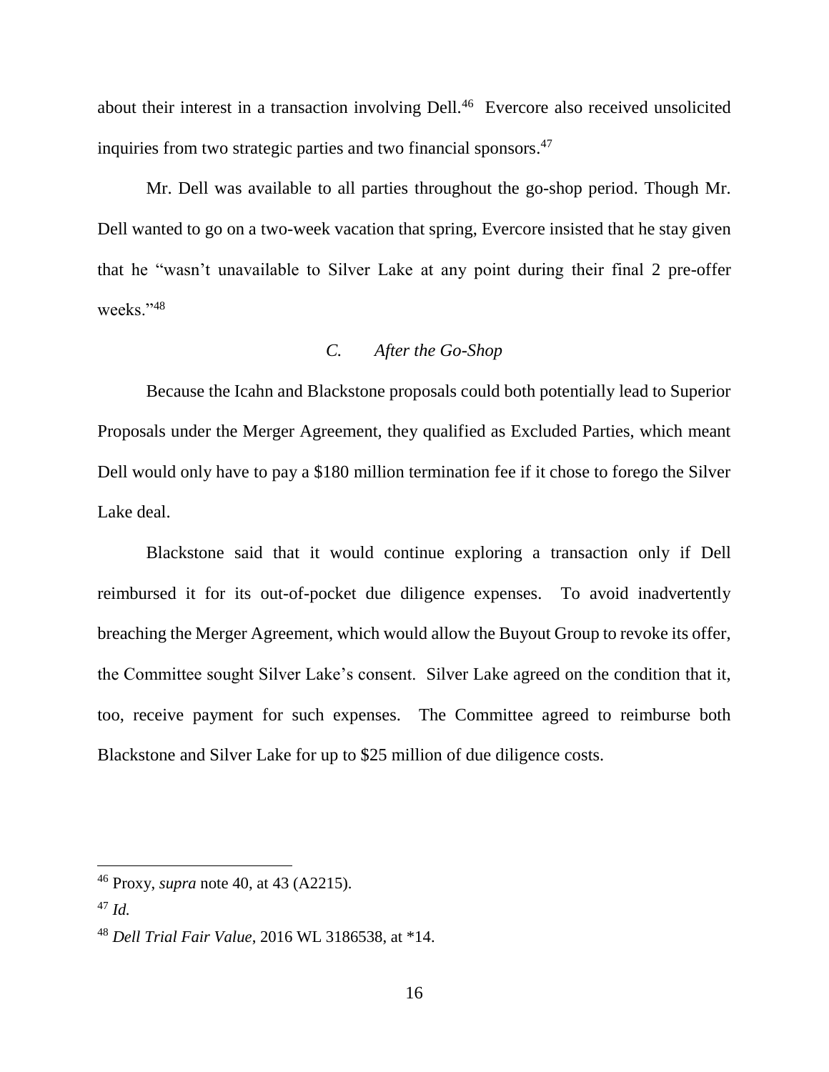about their interest in a transaction involving Dell.[46] Evercore also received unsolicited inquiries from two strategic parties and two financial sponsors.[47]

Mr. Dell was available to all parties throughout the go-shop period. Though Mr. Dell wanted to go on a two-week vacation that spring, Evercore insisted that he stay given that he "wasn't unavailable to Silver Lake at any point during their final 2 pre-offer weeks."[48]

### *C. After the Go-Shop*

Because the Icahn and Blackstone proposals could both potentially lead to Superior Proposals under the Merger Agreement, they qualified as Excluded Parties, which meant Dell would only have to pay a $180 million termination fee if it chose to forego the Silver Lake deal.

Blackstone said that it would continue exploring a transaction only if Dell reimbursed it for its out-of-pocket due diligence expenses. To avoid inadvertently breaching the Merger Agreement, which would allow the Buyout Group to revoke its offer, the Committee sought Silver Lake's consent. Silver Lake agreed on the condition that it, too, receive payment for such expenses. The Committee agreed to reimburse both Blackstone and Silver Lake for up to $25 million of due diligence costs.

---

[46] Proxy, *supra* note 40, at 43 (A2215).

[47] *Id.*

[48] *Dell Trial Fair Value*, 2016 WL 3186538, at *14.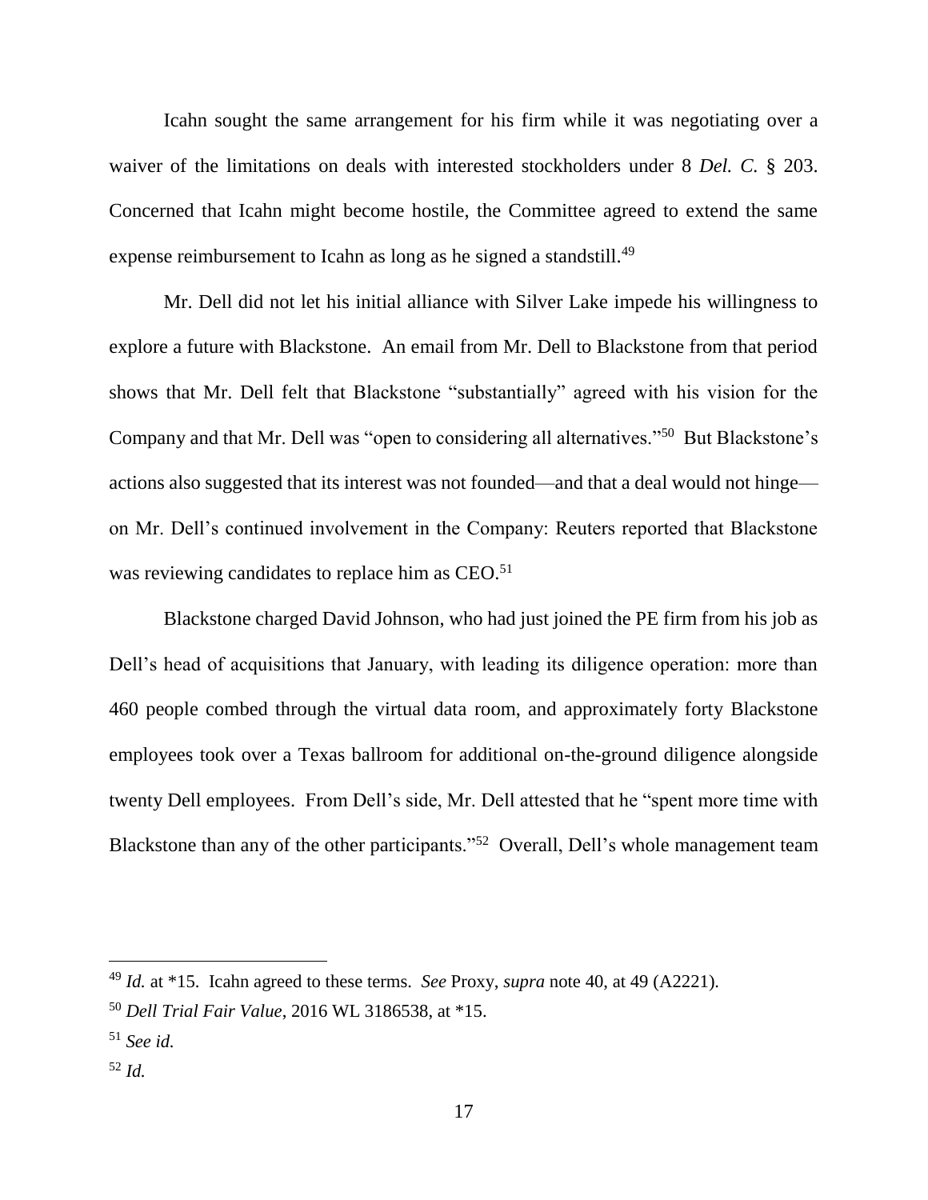Icahn sought the same arrangement for his firm while it was negotiating over a waiver of the limitations on deals with interested stockholders under 8 *Del. C.* § 203. Concerned that Icahn might become hostile, the Committee agreed to extend the same expense reimbursement to Icahn as long as he signed a standstill.[49]

Mr. Dell did not let his initial alliance with Silver Lake impede his willingness to explore a future with Blackstone. An email from Mr. Dell to Blackstone from that period shows that Mr. Dell felt that Blackstone "substantially" agreed with his vision for the Company and that Mr. Dell was "open to considering all alternatives."[50] But Blackstone's actions also suggested that its interest was not founded—and that a deal would not hinge—on Mr. Dell's continued involvement in the Company: Reuters reported that Blackstone was reviewing candidates to replace him as CEO.[51]

Blackstone charged David Johnson, who had just joined the PE firm from his job as Dell's head of acquisitions that January, with leading its diligence operation: more than 460 people combed through the virtual data room, and approximately forty Blackstone employees took over a Texas ballroom for additional on-the-ground diligence alongside twenty Dell employees. From Dell's side, Mr. Dell attested that he "spent more time with Blackstone than any of the other participants."[52] Overall, Dell's whole management team

---

[49] *Id.* at *15. Icahn agreed to these terms. *See* Proxy, *supra* note 40, at 49 (A2221).

[50] *Dell Trial Fair Value*, 2016 WL 3186538, at *15.

[51] *See id.*

[52] *Id.*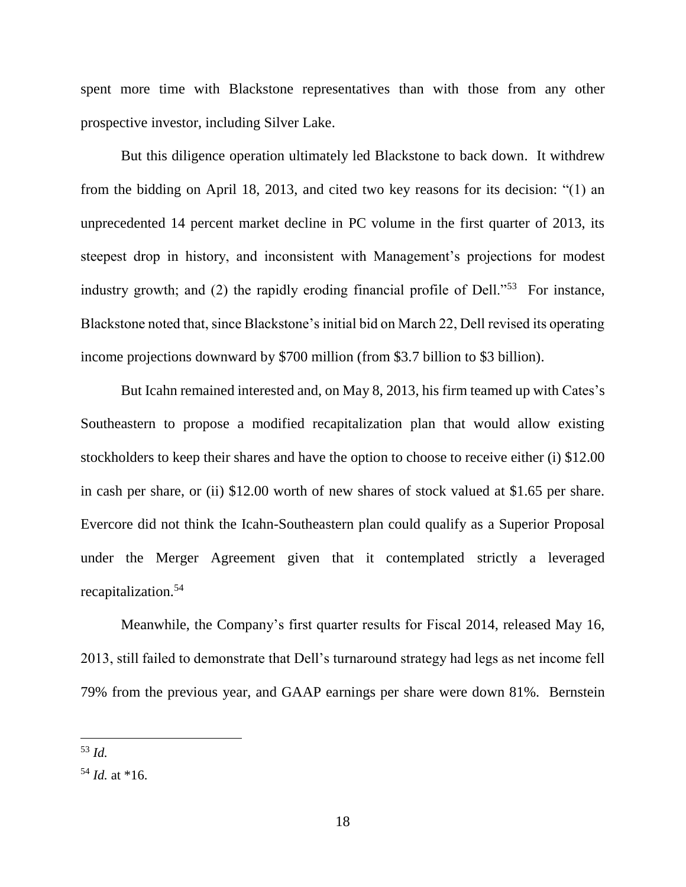spent more time with Blackstone representatives than with those from any other prospective investor, including Silver Lake.

But this diligence operation ultimately led Blackstone to back down. It withdrew from the bidding on April 18, 2013, and cited two key reasons for its decision: "(1) an unprecedented 14 percent market decline in PC volume in the first quarter of 2013, its steepest drop in history, and inconsistent with Management's projections for modest industry growth; and (2) the rapidly eroding financial profile of Dell."[53] For instance, Blackstone noted that, since Blackstone's initial bid on March 22, Dell revised its operating income projections downward by $700 million (from $3.7 billion to $3 billion).

But Icahn remained interested and, on May 8, 2013, his firm teamed up with Cates's Southeastern to propose a modified recapitalization plan that would allow existing stockholders to keep their shares and have the option to choose to receive either (i) $12.00 in cash per share, or (ii) $12.00 worth of new shares of stock valued at $1.65 per share. Evercore did not think the Icahn-Southeastern plan could qualify as a Superior Proposal under the Merger Agreement given that it contemplated strictly a leveraged recapitalization.[54]

Meanwhile, the Company's first quarter results for Fiscal 2014, released May 16, 2013, still failed to demonstrate that Dell's turnaround strategy had legs as net income fell 79% from the previous year, and GAAP earnings per share were down 81%. Bernstein

---

[53] *Id.*

[54] *Id.* at *16.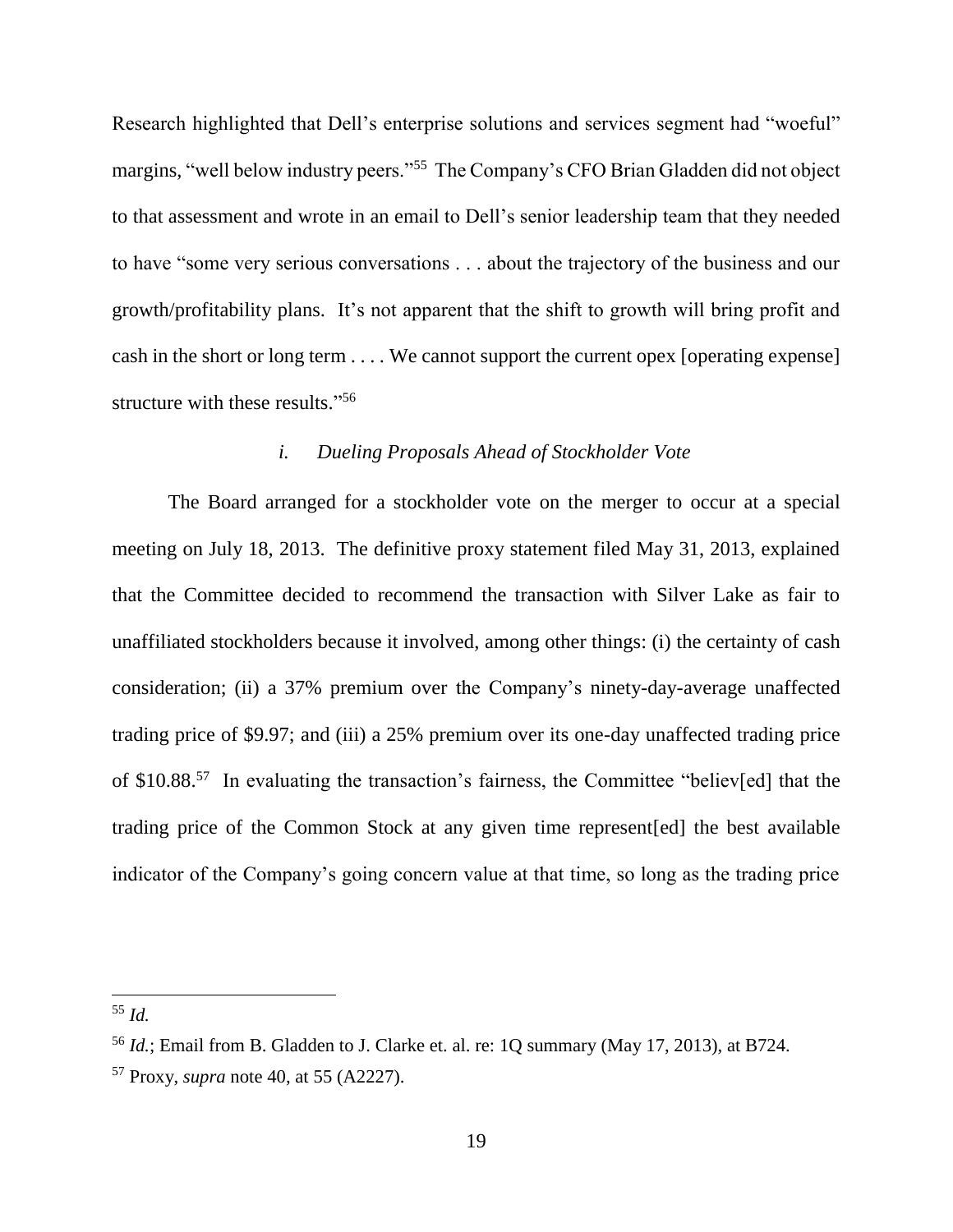Research highlighted that Dell's enterprise solutions and services segment had "woeful" margins, "well below industry peers."[55] The Company's CFO Brian Gladden did not object to that assessment and wrote in an email to Dell's senior leadership team that they needed to have "some very serious conversations . . . about the trajectory of the business and our growth/profitability plans. It's not apparent that the shift to growth will bring profit and cash in the short or long term . . . . We cannot support the current opex [operating expense] structure with these results."[56]

### *i. Dueling Proposals Ahead of Stockholder Vote*

The Board arranged for a stockholder vote on the merger to occur at a special meeting on July 18, 2013. The definitive proxy statement filed May 31, 2013, explained that the Committee decided to recommend the transaction with Silver Lake as fair to unaffiliated stockholders because it involved, among other things: (i) the certainty of cash consideration; (ii) a 37% premium over the Company's ninety-day-average unaffected trading price of $9.97; and (iii) a 25% premium over its one-day unaffected trading price of $10.88.[57] In evaluating the transaction's fairness, the Committee "believ[ed] that the trading price of the Common Stock at any given time represent[ed] the best available indicator of the Company's going concern value at that time, so long as the trading price

---

[55] *Id.*

[56] *Id.*; Email from B. Gladden to J. Clarke et. al. re: 1Q summary (May 17, 2013), at B724.

[57] Proxy, *supra* note 40, at 55 (A2227).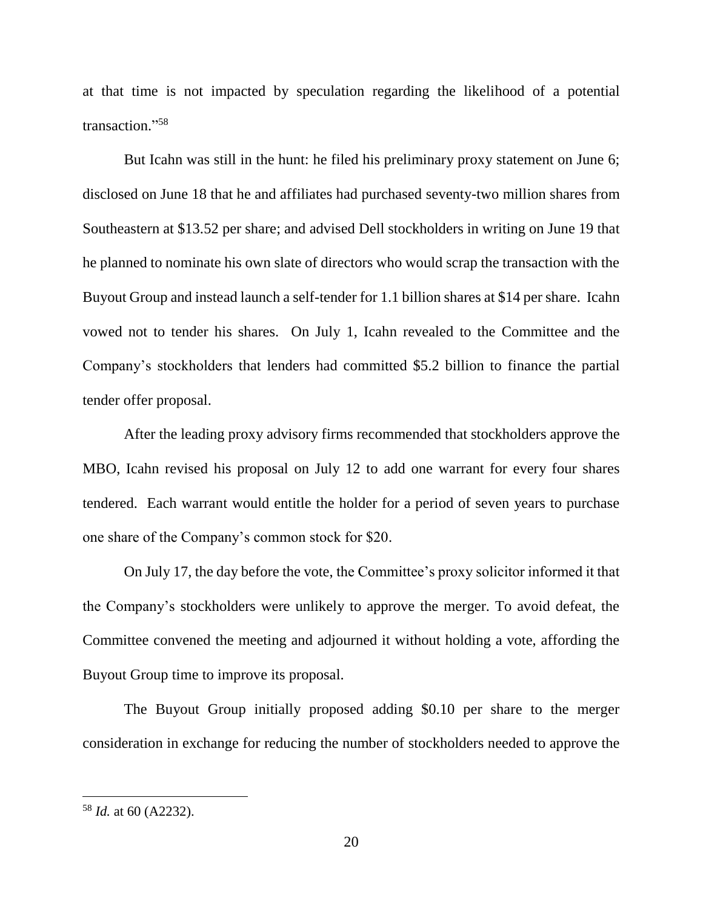at that time is not impacted by speculation regarding the likelihood of a potential transaction."[58]

But Icahn was still in the hunt: he filed his preliminary proxy statement on June 6; disclosed on June 18 that he and affiliates had purchased seventy-two million shares from Southeastern at $13.52 per share; and advised Dell stockholders in writing on June 19 that he planned to nominate his own slate of directors who would scrap the transaction with the Buyout Group and instead launch a self-tender for 1.1 billion shares at $14 per share. Icahn vowed not to tender his shares. On July 1, Icahn revealed to the Committee and the Company's stockholders that lenders had committed $5.2 billion to finance the partial tender offer proposal.

After the leading proxy advisory firms recommended that stockholders approve the MBO, Icahn revised his proposal on July 12 to add one warrant for every four shares tendered. Each warrant would entitle the holder for a period of seven years to purchase one share of the Company's common stock for $20.

On July 17, the day before the vote, the Committee's proxy solicitor informed it that the Company's stockholders were unlikely to approve the merger. To avoid defeat, the Committee convened the meeting and adjourned it without holding a vote, affording the Buyout Group time to improve its proposal.

The Buyout Group initially proposed adding $0.10 per share to the merger consideration in exchange for reducing the number of stockholders needed to approve the

---

[58] *Id.* at 60 (A2232).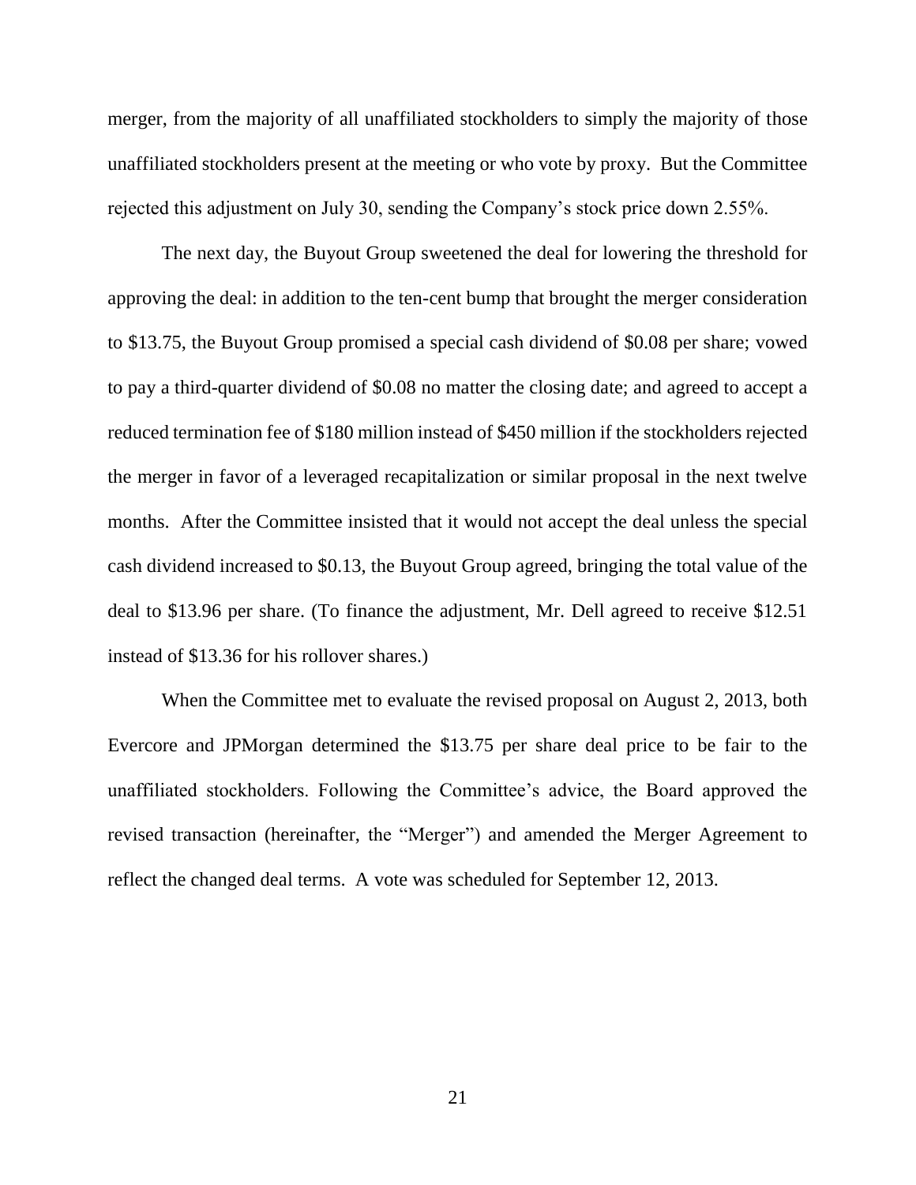merger, from the majority of all unaffiliated stockholders to simply the majority of those unaffiliated stockholders present at the meeting or who vote by proxy. But the Committee rejected this adjustment on July 30, sending the Company's stock price down 2.55%.

The next day, the Buyout Group sweetened the deal for lowering the threshold for approving the deal: in addition to the ten-cent bump that brought the merger consideration to $13.75, the Buyout Group promised a special cash dividend of $0.08 per share; vowed to pay a third-quarter dividend of $0.08 no matter the closing date; and agreed to accept a reduced termination fee of $180 million instead of $450 million if the stockholders rejected the merger in favor of a leveraged recapitalization or similar proposal in the next twelve months. After the Committee insisted that it would not accept the deal unless the special cash dividend increased to $0.13, the Buyout Group agreed, bringing the total value of the deal to $13.96 per share. (To finance the adjustment, Mr. Dell agreed to receive $12.51 instead of $13.36 for his rollover shares.)

When the Committee met to evaluate the revised proposal on August 2, 2013, both Evercore and JPMorgan determined the $13.75 per share deal price to be fair to the unaffiliated stockholders. Following the Committee's advice, the Board approved the revised transaction (hereinafter, the "Merger") and amended the Merger Agreement to reflect the changed deal terms. A vote was scheduled for September 12, 2013.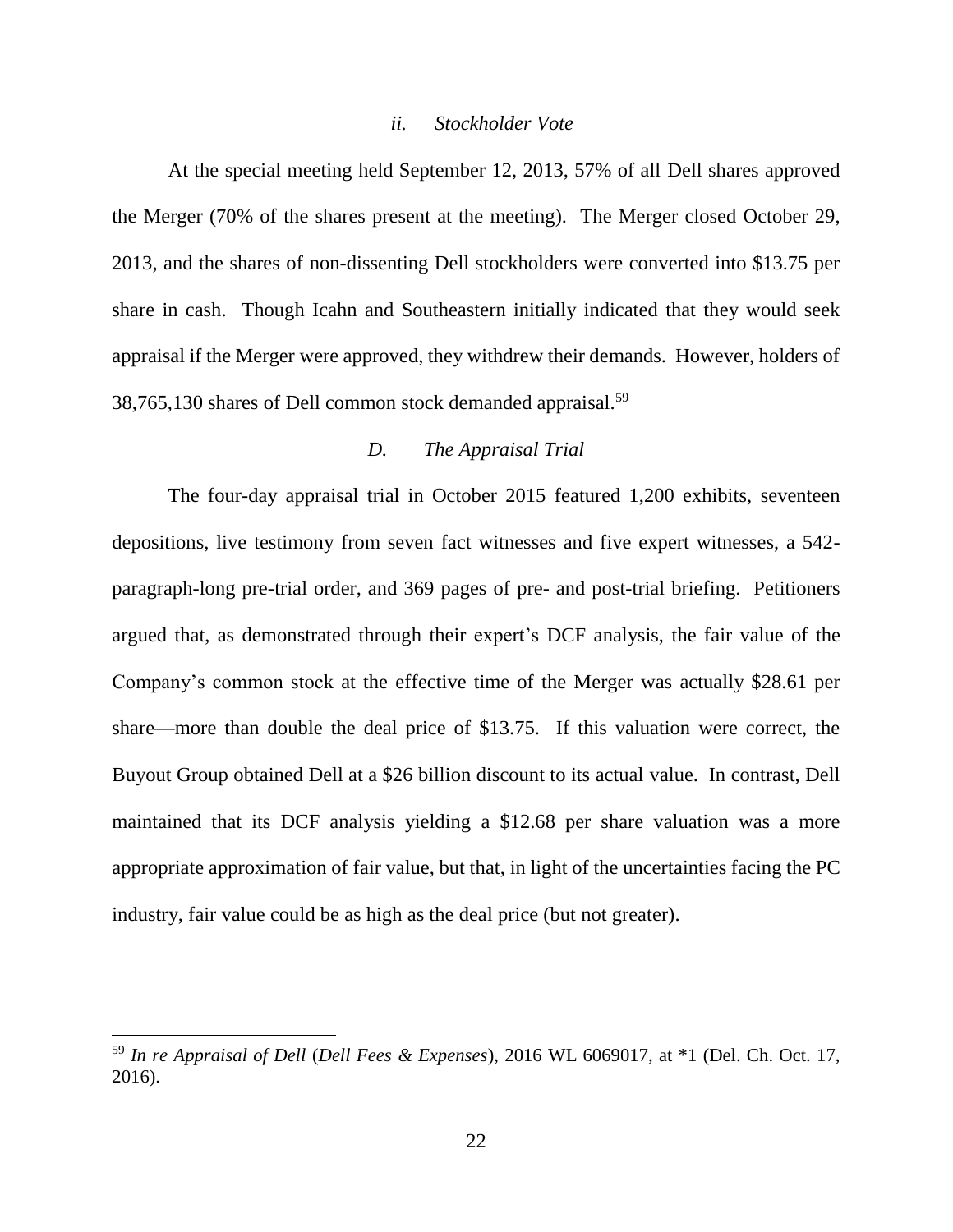### *ii. Stockholder Vote*

At the special meeting held September 12, 2013, 57% of all Dell shares approved the Merger (70% of the shares present at the meeting). The Merger closed October 29, 2013, and the shares of non-dissenting Dell stockholders were converted into $13.75 per share in cash. Though Icahn and Southeastern initially indicated that they would seek appraisal if the Merger were approved, they withdrew their demands. However, holders of 38,765,130 shares of Dell common stock demanded appraisal.[59]

### *D. The Appraisal Trial*

The four-day appraisal trial in October 2015 featured 1,200 exhibits, seventeen depositions, live testimony from seven fact witnesses and five expert witnesses, a 542-paragraph-long pre-trial order, and 369 pages of pre- and post-trial briefing. Petitioners argued that, as demonstrated through their expert's DCF analysis, the fair value of the Company's common stock at the effective time of the Merger was actually $28.61 per share—more than double the deal price of $13.75. If this valuation were correct, the Buyout Group obtained Dell at a $26 billion discount to its actual value. In contrast, Dell maintained that its DCF analysis yielding a $12.68 per share valuation was a more appropriate approximation of fair value, but that, in light of the uncertainties facing the PC industry, fair value could be as high as the deal price (but not greater).

---

[59] *In re Appraisal of Dell* (*Dell Fees & Expenses*), 2016 WL 6069017, at *1 (Del. Ch. Oct. 17, 2016).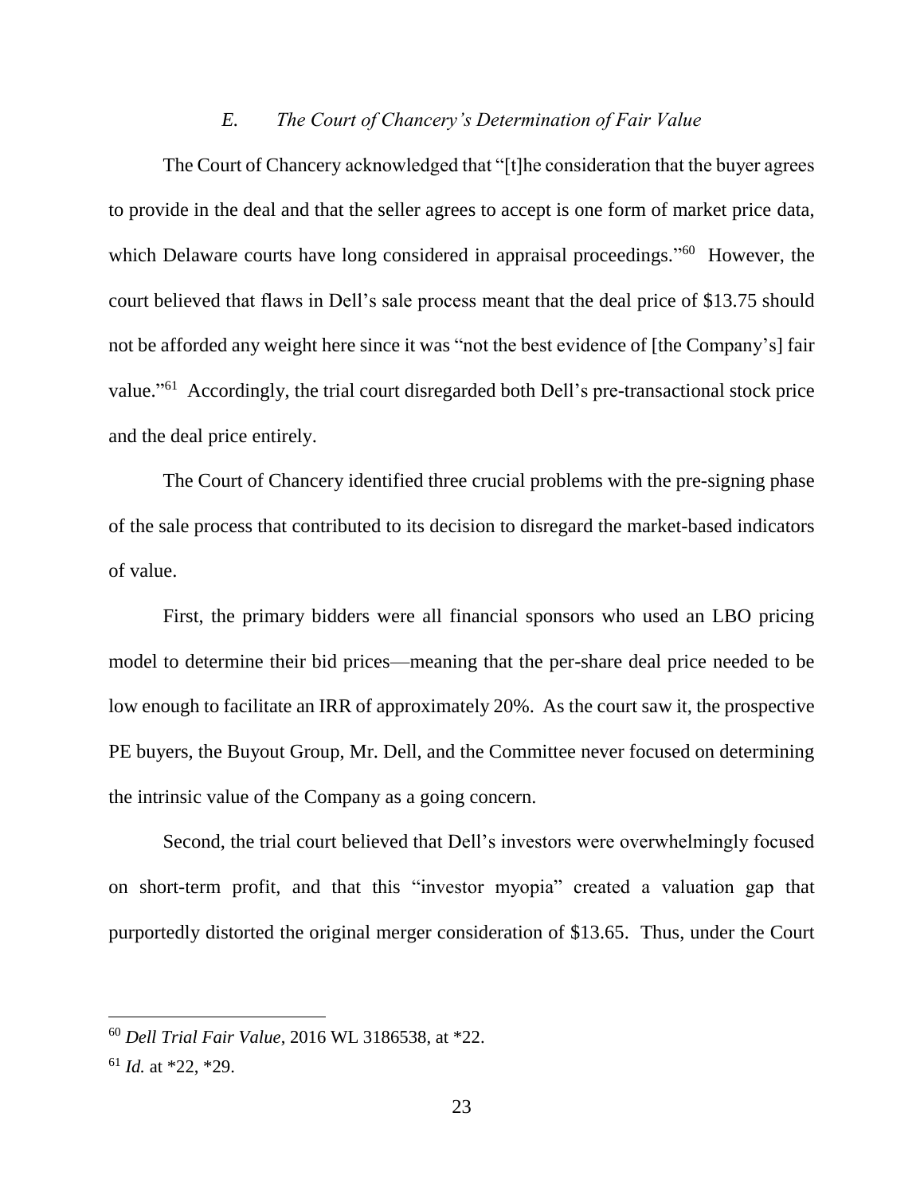### *E. The Court of Chancery's Determination of Fair Value*

The Court of Chancery acknowledged that "[t]he consideration that the buyer agrees to provide in the deal and that the seller agrees to accept is one form of market price data, which Delaware courts have long considered in appraisal proceedings."[60] However, the court believed that flaws in Dell's sale process meant that the deal price of $13.75 should not be afforded any weight here since it was "not the best evidence of [the Company's] fair value."[61] Accordingly, the trial court disregarded both Dell's pre-transactional stock price and the deal price entirely.

The Court of Chancery identified three crucial problems with the pre-signing phase of the sale process that contributed to its decision to disregard the market-based indicators of value.

First, the primary bidders were all financial sponsors who used an LBO pricing model to determine their bid prices—meaning that the per-share deal price needed to be low enough to facilitate an IRR of approximately 20%. As the court saw it, the prospective PE buyers, the Buyout Group, Mr. Dell, and the Committee never focused on determining the intrinsic value of the Company as a going concern.

Second, the trial court believed that Dell's investors were overwhelmingly focused on short-term profit, and that this "investor myopia" created a valuation gap that purportedly distorted the original merger consideration of $13.65. Thus, under the Court

---

[60] *Dell Trial Fair Value*, 2016 WL 3186538, at *22.

[61] *Id.* at *22, *29.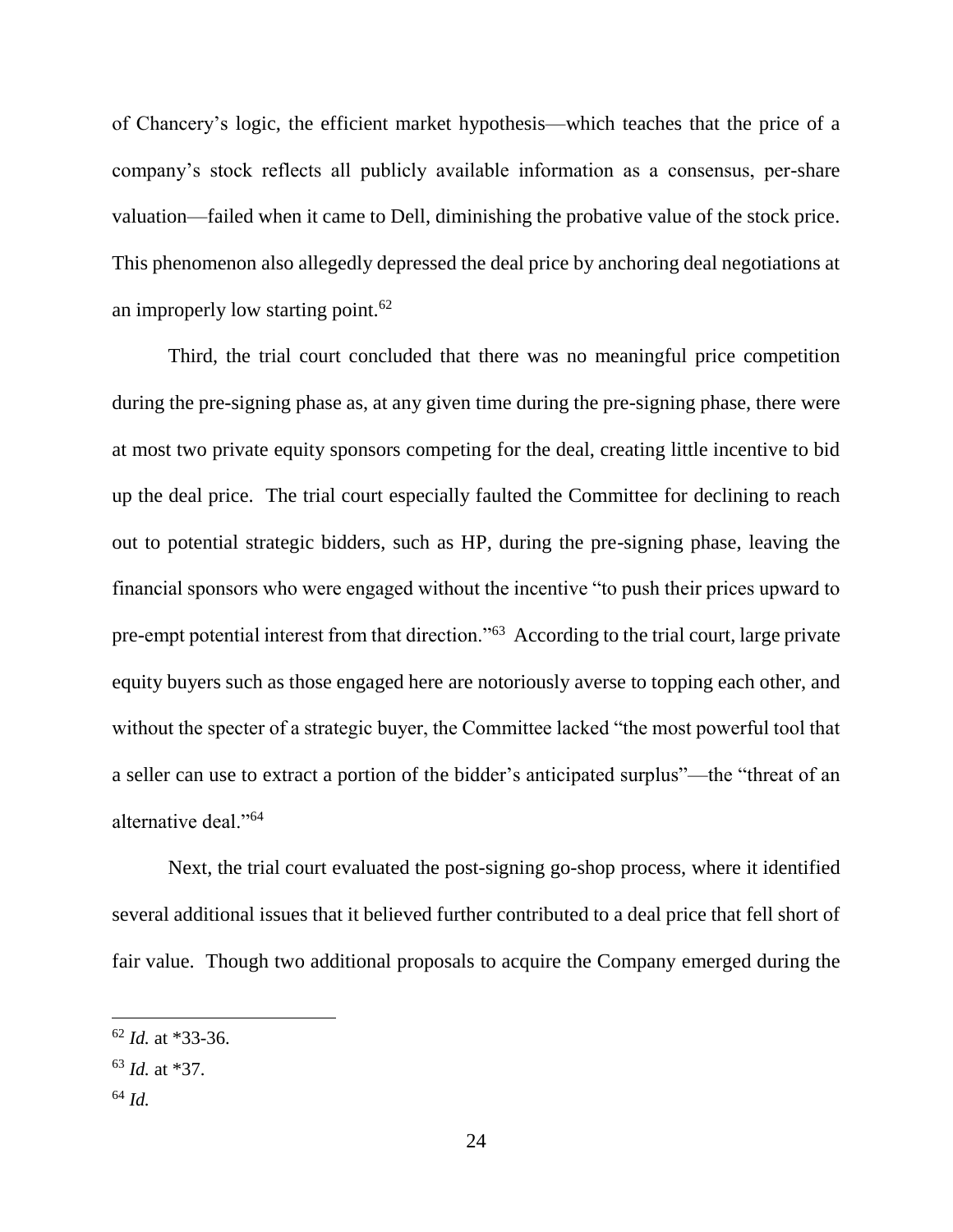of Chancery's logic, the efficient market hypothesis—which teaches that the price of a company's stock reflects all publicly available information as a consensus, per-share valuation—failed when it came to Dell, diminishing the probative value of the stock price. This phenomenon also allegedly depressed the deal price by anchoring deal negotiations at an improperly low starting point.[62]

Third, the trial court concluded that there was no meaningful price competition during the pre-signing phase as, at any given time during the pre-signing phase, there were at most two private equity sponsors competing for the deal, creating little incentive to bid up the deal price. The trial court especially faulted the Committee for declining to reach out to potential strategic bidders, such as HP, during the pre-signing phase, leaving the financial sponsors who were engaged without the incentive "to push their prices upward to pre-empt potential interest from that direction."[63] According to the trial court, large private equity buyers such as those engaged here are notoriously averse to topping each other, and without the specter of a strategic buyer, the Committee lacked "the most powerful tool that a seller can use to extract a portion of the bidder's anticipated surplus"—the "threat of an alternative deal."[64]

Next, the trial court evaluated the post-signing go-shop process, where it identified several additional issues that it believed further contributed to a deal price that fell short of fair value. Though two additional proposals to acquire the Company emerged during the

---

[62] *Id.* at *33-36.

[63] *Id.* at *37.

[64] *Id.*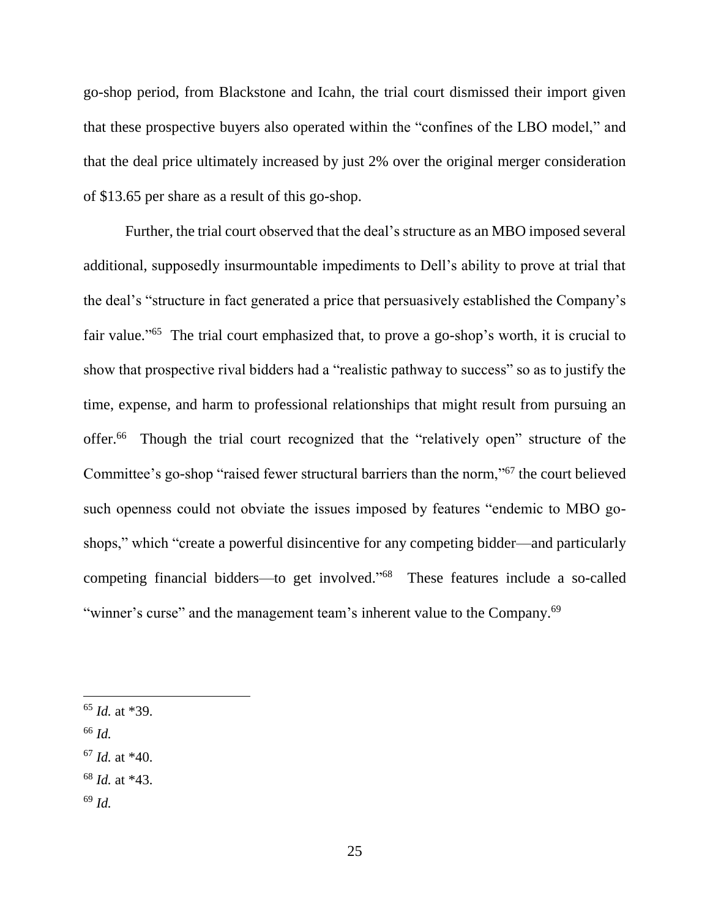go-shop period, from Blackstone and Icahn, the trial court dismissed their import given that these prospective buyers also operated within the "confines of the LBO model," and that the deal price ultimately increased by just 2% over the original merger consideration of $13.65 per share as a result of this go-shop.

Further, the trial court observed that the deal's structure as an MBO imposed several additional, supposedly insurmountable impediments to Dell's ability to prove at trial that the deal's "structure in fact generated a price that persuasively established the Company's fair value."[65] The trial court emphasized that, to prove a go-shop's worth, it is crucial to show that prospective rival bidders had a "realistic pathway to success" so as to justify the time, expense, and harm to professional relationships that might result from pursuing an offer.[66] Though the trial court recognized that the "relatively open" structure of the Committee's go-shop "raised fewer structural barriers than the norm,"[67] the court believed such openness could not obviate the issues imposed by features "endemic to MBO go-shops," which "create a powerful disincentive for any competing bidder—and particularly competing financial bidders—to get involved."[68] These features include a so-called "winner's curse" and the management team's inherent value to the Company.[69]

---

[65] *Id.* at *39.

[66] *Id.*

[67] *Id.* at *40.

[68] *Id.* at *43.

[69] *Id.*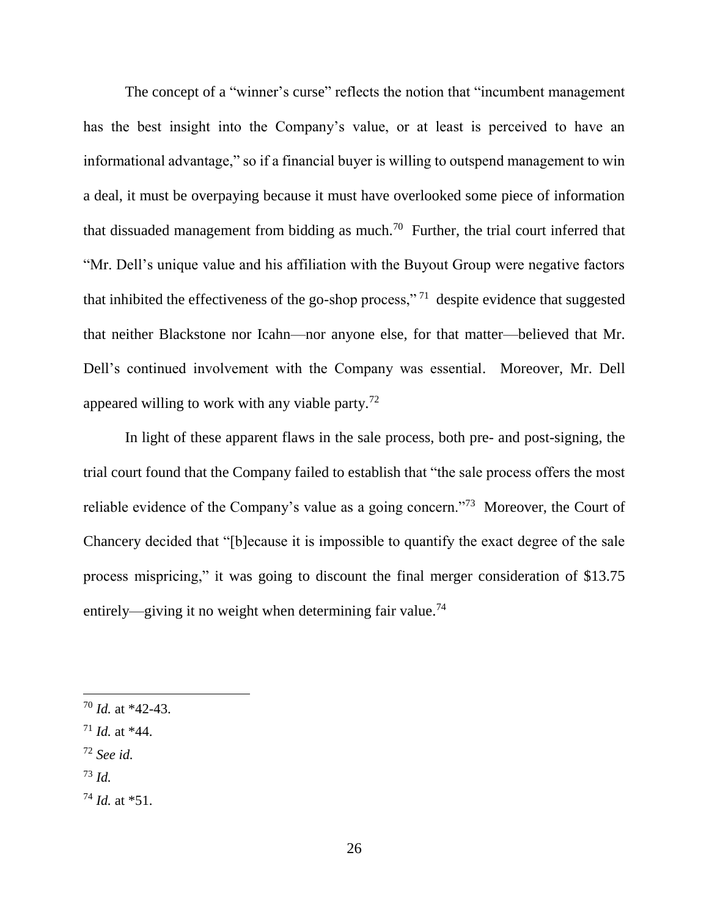The concept of a "winner's curse" reflects the notion that "incumbent management has the best insight into the Company's value, or at least is perceived to have an informational advantage," so if a financial buyer is willing to outspend management to win a deal, it must be overpaying because it must have overlooked some piece of information that dissuaded management from bidding as much.[70] Further, the trial court inferred that "Mr. Dell's unique value and his affiliation with the Buyout Group were negative factors that inhibited the effectiveness of the go-shop process,"[71] despite evidence that suggested that neither Blackstone nor Icahn—nor anyone else, for that matter—believed that Mr. Dell's continued involvement with the Company was essential. Moreover, Mr. Dell appeared willing to work with any viable party.[72]

In light of these apparent flaws in the sale process, both pre- and post-signing, the trial court found that the Company failed to establish that "the sale process offers the most reliable evidence of the Company's value as a going concern."[73] Moreover, the Court of Chancery decided that "[b]ecause it is impossible to quantify the exact degree of the sale process mispricing," it was going to discount the final merger consideration of $13.75 entirely—giving it no weight when determining fair value.[74]

---

[70] *Id.* at *42-43.

[71] *Id.* at *44.

[72] *See id.*

[73] *Id.*

[74] *Id.* at *51.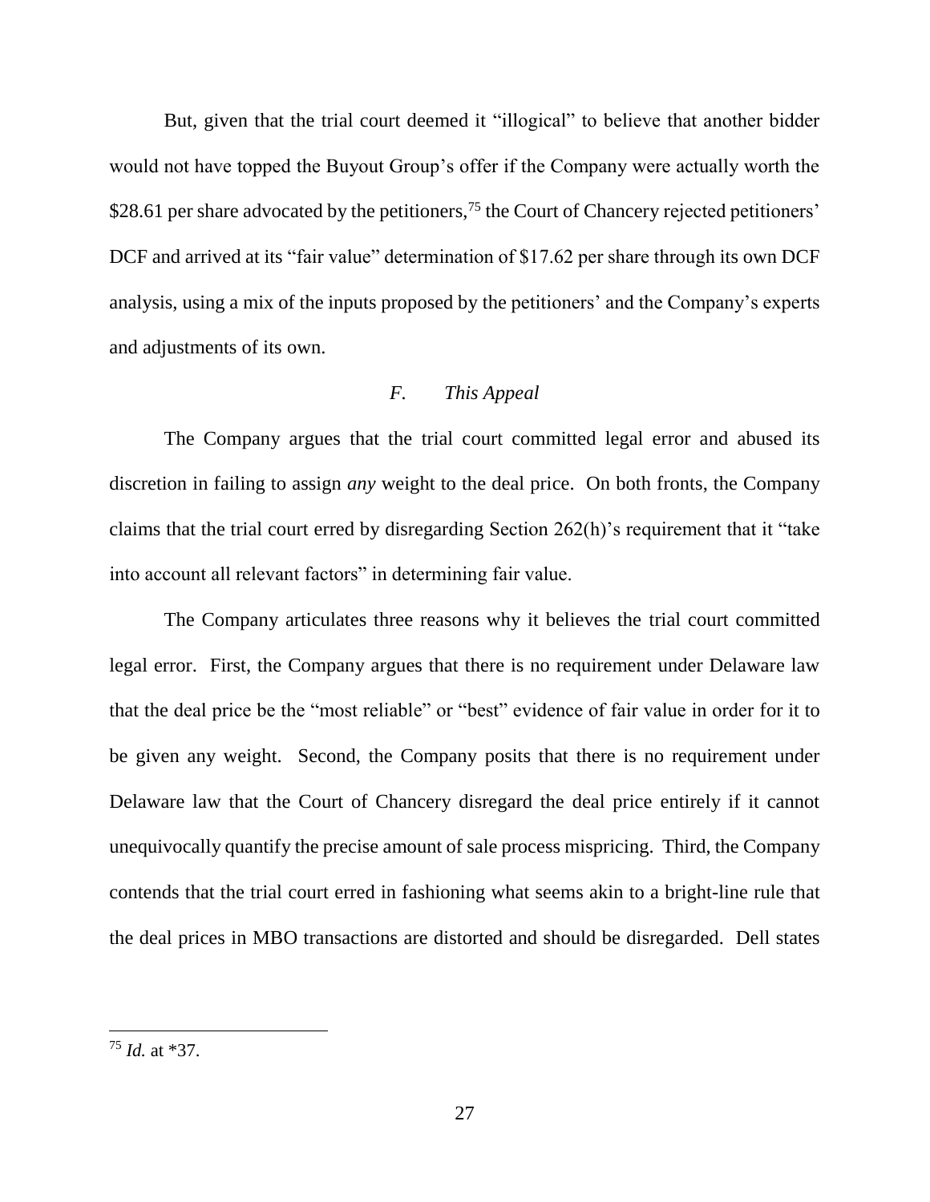But, given that the trial court deemed it "illogical" to believe that another bidder would not have topped the Buyout Group's offer if the Company were actually worth the $28.61 per share advocated by the petitioners,[75] the Court of Chancery rejected petitioners' DCF and arrived at its "fair value" determination of $17.62 per share through its own DCF analysis, using a mix of the inputs proposed by the petitioners' and the Company's experts and adjustments of its own.

### *F. This Appeal*

The Company argues that the trial court committed legal error and abused its discretion in failing to assign *any* weight to the deal price. On both fronts, the Company claims that the trial court erred by disregarding Section 262(h)'s requirement that it "take into account all relevant factors" in determining fair value.

The Company articulates three reasons why it believes the trial court committed legal error. First, the Company argues that there is no requirement under Delaware law that the deal price be the "most reliable" or "best" evidence of fair value in order for it to be given any weight. Second, the Company posits that there is no requirement under Delaware law that the Court of Chancery disregard the deal price entirely if it cannot unequivocally quantify the precise amount of sale process mispricing. Third, the Company contends that the trial court erred in fashioning what seems akin to a bright-line rule that the deal prices in MBO transactions are distorted and should be disregarded. Dell states

---

[75] *Id.* at *37.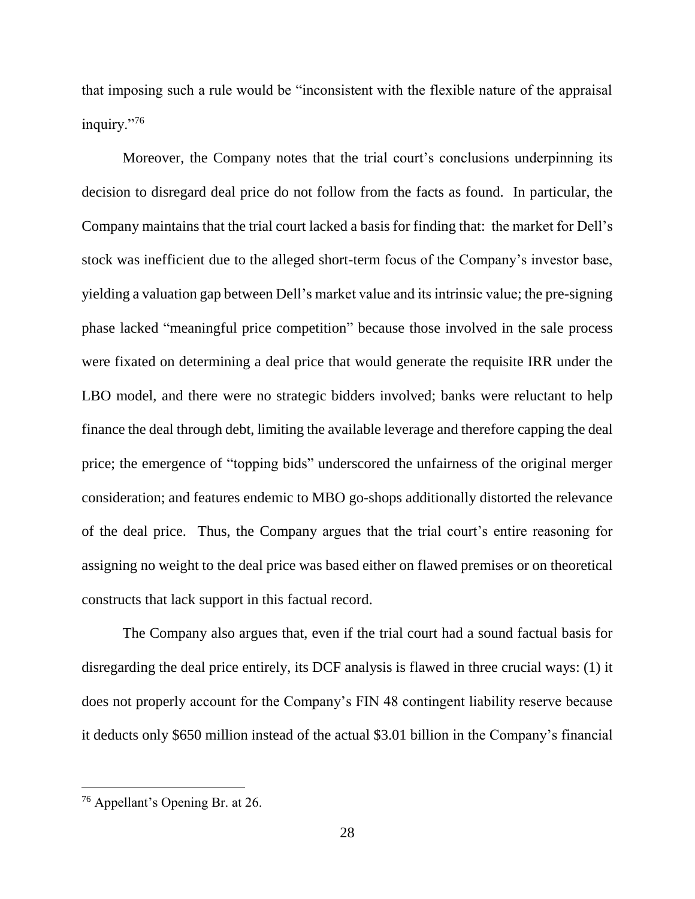that imposing such a rule would be "inconsistent with the flexible nature of the appraisal inquiry."[76]

Moreover, the Company notes that the trial court's conclusions underpinning its decision to disregard deal price do not follow from the facts as found. In particular, the Company maintains that the trial court lacked a basis for finding that: the market for Dell's stock was inefficient due to the alleged short-term focus of the Company's investor base, yielding a valuation gap between Dell's market value and its intrinsic value; the pre-signing phase lacked "meaningful price competition" because those involved in the sale process were fixated on determining a deal price that would generate the requisite IRR under the LBO model, and there were no strategic bidders involved; banks were reluctant to help finance the deal through debt, limiting the available leverage and therefore capping the deal price; the emergence of "topping bids" underscored the unfairness of the original merger consideration; and features endemic to MBO go-shops additionally distorted the relevance of the deal price. Thus, the Company argues that the trial court's entire reasoning for assigning no weight to the deal price was based either on flawed premises or on theoretical constructs that lack support in this factual record.

The Company also argues that, even if the trial court had a sound factual basis for disregarding the deal price entirely, its DCF analysis is flawed in three crucial ways: (1) it does not properly account for the Company's FIN 48 contingent liability reserve because it deducts only $650 million instead of the actual $3.01 billion in the Company's financial

---

[76] Appellant's Opening Br. at 26.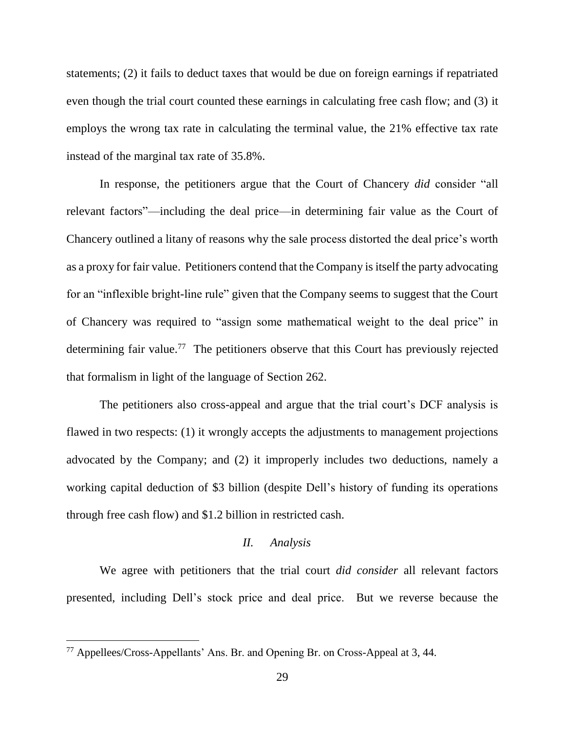statements; (2) it fails to deduct taxes that would be due on foreign earnings if repatriated even though the trial court counted these earnings in calculating free cash flow; and (3) it employs the wrong tax rate in calculating the terminal value, the 21% effective tax rate instead of the marginal tax rate of 35.8%.

In response, the petitioners argue that the Court of Chancery *did* consider "all relevant factors"—including the deal price—in determining fair value as the Court of Chancery outlined a litany of reasons why the sale process distorted the deal price's worth as a proxy for fair value. Petitioners contend that the Company is itself the party advocating for an "inflexible bright-line rule" given that the Company seems to suggest that the Court of Chancery was required to "assign some mathematical weight to the deal price" in determining fair value.[77] The petitioners observe that this Court has previously rejected that formalism in light of the language of Section 262.

The petitioners also cross-appeal and argue that the trial court's DCF analysis is flawed in two respects: (1) it wrongly accepts the adjustments to management projections advocated by the Company; and (2) it improperly includes two deductions, namely a working capital deduction of $3 billion (despite Dell's history of funding its operations through free cash flow) and $1.2 billion in restricted cash.

### *II. Analysis*

We agree with petitioners that the trial court *did consider* all relevant factors presented, including Dell's stock price and deal price. But we reverse because the

---

[77] Appellees/Cross-Appellants' Ans. Br. and Opening Br. on Cross-Appeal at 3, 44.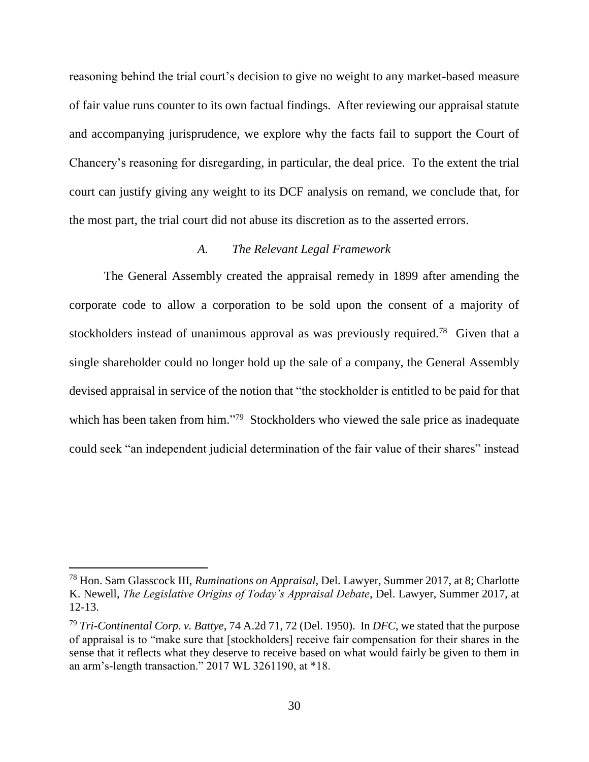reasoning behind the trial court's decision to give no weight to any market-based measure of fair value runs counter to its own factual findings. After reviewing our appraisal statute and accompanying jurisprudence, we explore why the facts fail to support the Court of Chancery's reasoning for disregarding, in particular, the deal price. To the extent the trial court can justify giving any weight to its DCF analysis on remand, we conclude that, for the most part, the trial court did not abuse its discretion as to the asserted errors.

### *A. The Relevant Legal Framework*

The General Assembly created the appraisal remedy in 1899 after amending the corporate code to allow a corporation to be sold upon the consent of a majority of stockholders instead of unanimous approval as was previously required.[78] Given that a single shareholder could no longer hold up the sale of a company, the General Assembly devised appraisal in service of the notion that "the stockholder is entitled to be paid for that which has been taken from him."[79] Stockholders who viewed the sale price as inadequate could seek "an independent judicial determination of the fair value of their shares" instead

---

[78] Hon. Sam Glasscock III, *Ruminations on Appraisal*, Del. Lawyer, Summer 2017, at 8; Charlotte K. Newell, *The Legislative Origins of Today's Appraisal Debate*, Del. Lawyer, Summer 2017, at 12-13.

[79] *Tri-Continental Corp. v. Battye*, 74 A.2d 71, 72 (Del. 1950). In *DFC*, we stated that the purpose of appraisal is to "make sure that [stockholders] receive fair compensation for their shares in the sense that it reflects what they deserve to receive based on what would fairly be given to them in an arm's-length transaction." 2017 WL 3261190, at *18.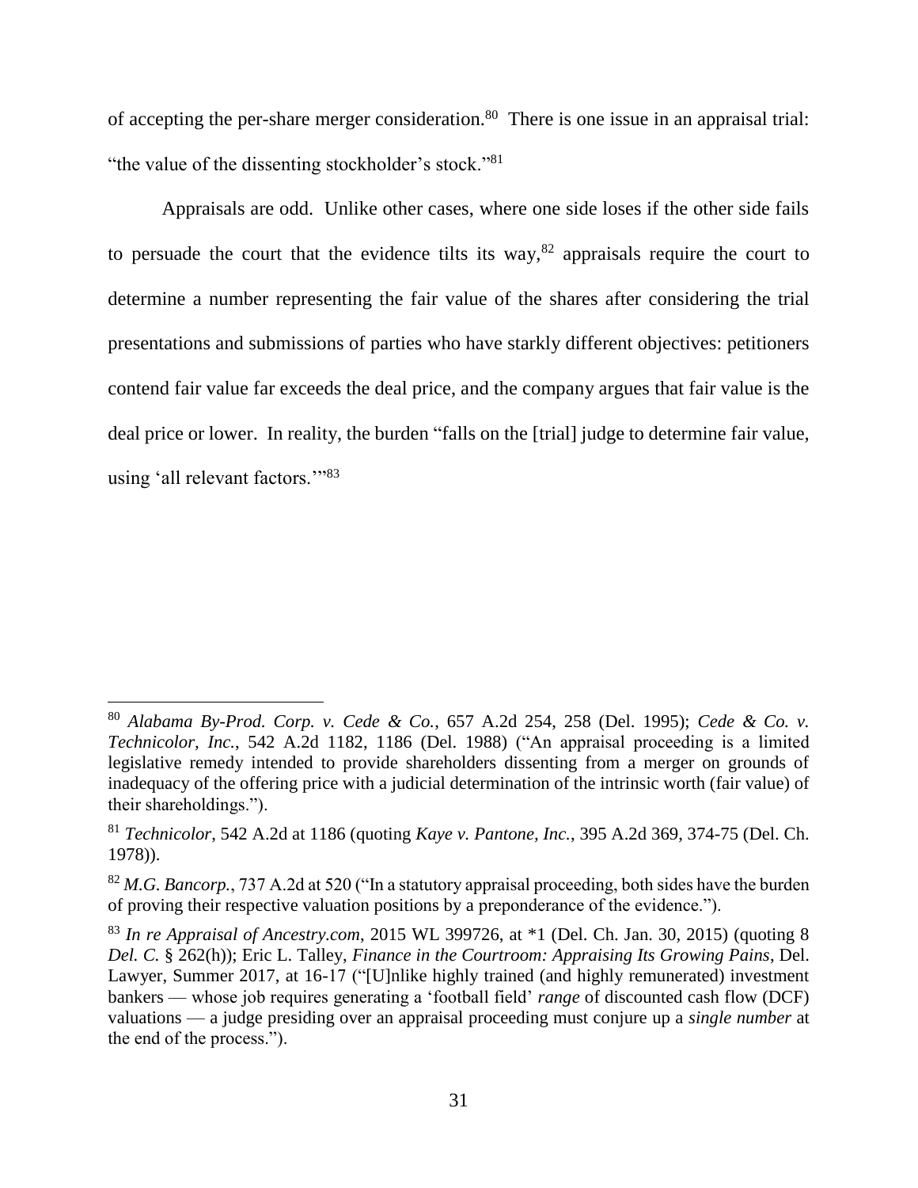of accepting the per-share merger consideration.[80] There is one issue in an appraisal trial: "the value of the dissenting stockholder's stock."[81]

Appraisals are odd. Unlike other cases, where one side loses if the other side fails to persuade the court that the evidence tilts its way,[82] appraisals require the court to determine a number representing the fair value of the shares after considering the trial presentations and submissions of parties who have starkly different objectives: petitioners contend fair value far exceeds the deal price, and the company argues that fair value is the deal price or lower. In reality, the burden "falls on the [trial] judge to determine fair value, using 'all relevant factors.'"[83]

---

[80] *Alabama By-Prod. Corp. v. Cede & Co.*, 657 A.2d 254, 258 (Del. 1995); *Cede & Co. v. Technicolor, Inc.*, 542 A.2d 1182, 1186 (Del. 1988) ("An appraisal proceeding is a limited legislative remedy intended to provide shareholders dissenting from a merger on grounds of inadequacy of the offering price with a judicial determination of the intrinsic worth (fair value) of their shareholdings.").

[81] *Technicolor*, 542 A.2d at 1186 (quoting *Kaye v. Pantone, Inc.*, 395 A.2d 369, 374-75 (Del. Ch. 1978)).

[82] *M.G. Bancorp.*, 737 A.2d at 520 ("In a statutory appraisal proceeding, both sides have the burden of proving their respective valuation positions by a preponderance of the evidence.").

[83] *In re Appraisal of Ancestry.com*, 2015 WL 399726, at *1 (Del. Ch. Jan. 30, 2015) (quoting 8 *Del. C.* § 262(h)); Eric L. Talley, *Finance in the Courtroom: Appraising Its Growing Pains*, Del. Lawyer, Summer 2017, at 16-17 ("[U]nlike highly trained (and highly remunerated) investment bankers — whose job requires generating a 'football field' *range* of discounted cash flow (DCF) valuations — a judge presiding over an appraisal proceeding must conjure up a *single number* at the end of the process.").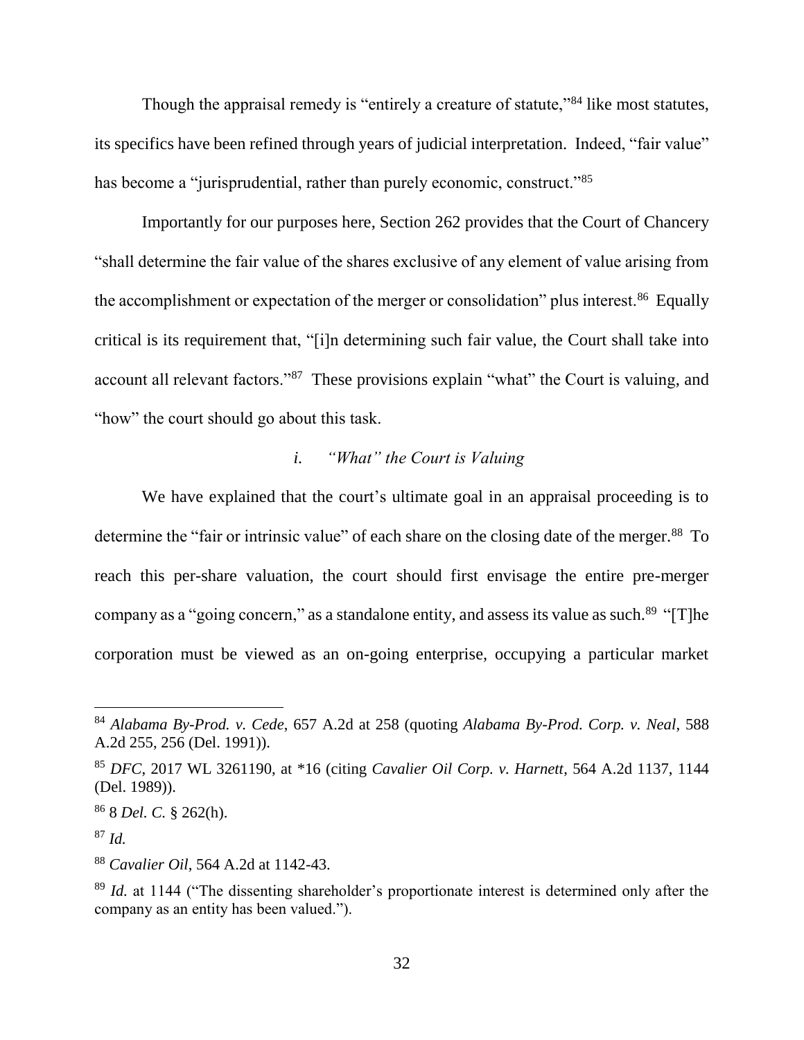Though the appraisal remedy is "entirely a creature of statute,"[84] like most statutes, its specifics have been refined through years of judicial interpretation. Indeed, "fair value" has become a "jurisprudential, rather than purely economic, construct."[85]

Importantly for our purposes here, Section 262 provides that the Court of Chancery "shall determine the fair value of the shares exclusive of any element of value arising from the accomplishment or expectation of the merger or consolidation" plus interest.[86] Equally critical is its requirement that, "[i]n determining such fair value, the Court shall take into account all relevant factors."[87] These provisions explain "what" the Court is valuing, and "how" the court should go about this task.

### *i. "What" the Court is Valuing*

We have explained that the court's ultimate goal in an appraisal proceeding is to determine the "fair or intrinsic value" of each share on the closing date of the merger.[88] To reach this per-share valuation, the court should first envisage the entire pre-merger company as a "going concern," as a standalone entity, and assess its value as such.[89] "[T]he corporation must be viewed as an on-going enterprise, occupying a particular market

---

[84] *Alabama By-Prod. v. Cede*, 657 A.2d at 258 (quoting *Alabama By-Prod. Corp. v. Neal*, 588 A.2d 255, 256 (Del. 1991)).

[85] *DFC*, 2017 WL 3261190, at *16 (citing *Cavalier Oil Corp. v. Harnett*, 564 A.2d 1137, 1144 (Del. 1989)).

[86] 8 *Del. C.* § 262(h).

[87] *Id.*

[88] *Cavalier Oil*, 564 A.2d at 1142-43.

[89] *Id.* at 1144 ("The dissenting shareholder's proportionate interest is determined only after the company as an entity has been valued.").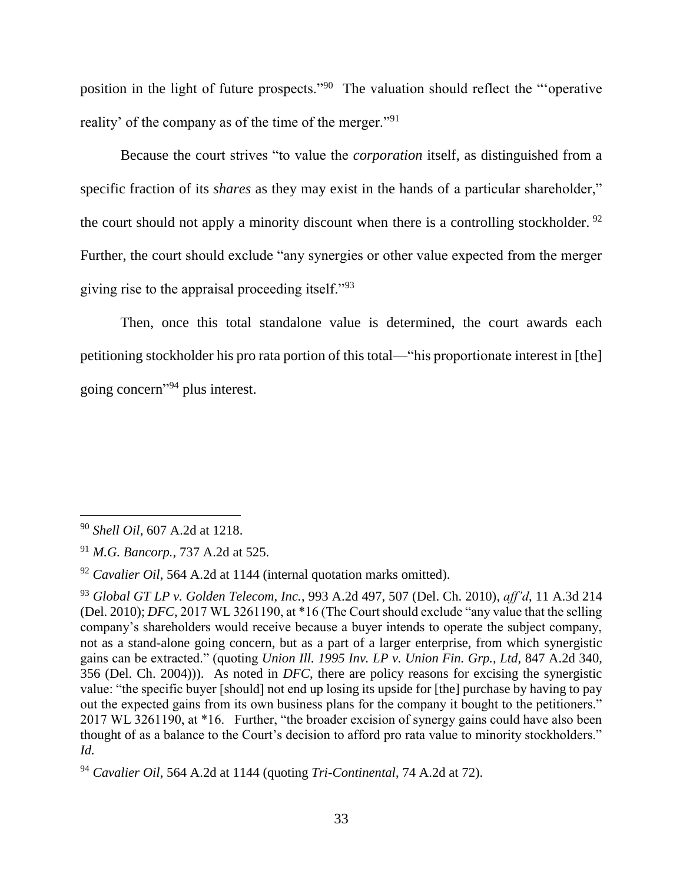position in the light of future prospects."[90] The valuation should reflect the "'operative reality' of the company as of the time of the merger."[91]

Because the court strives "to value the *corporation* itself, as distinguished from a specific fraction of its *shares* as they may exist in the hands of a particular shareholder," the court should not apply a minority discount when there is a controlling stockholder.[92] Further, the court should exclude "any synergies or other value expected from the merger giving rise to the appraisal proceeding itself."[93]

Then, once this total standalone value is determined, the court awards each petitioning stockholder his pro rata portion of this total—"his proportionate interest in [the] going concern"[94] plus interest.

---

[90] *Shell Oil*, 607 A.2d at 1218.

[91] *M.G. Bancorp.*, 737 A.2d at 525.

[92] *Cavalier Oil*, 564 A.2d at 1144 (internal quotation marks omitted).

[93] *Global GT LP v. Golden Telecom, Inc.*, 993 A.2d 497, 507 (Del. Ch. 2010), *aff'd*, 11 A.3d 214 (Del. 2010); *DFC*, 2017 WL 3261190, at *16 (The Court should exclude "any value that the selling company's shareholders would receive because a buyer intends to operate the subject company, not as a stand-alone going concern, but as a part of a larger enterprise, from which synergistic gains can be extracted." (quoting *Union Ill. 1995 Inv. LP v. Union Fin. Grp., Ltd*, 847 A.2d 340, 356 (Del. Ch. 2004))). As noted in *DFC*, there are policy reasons for excising the synergistic value: "the specific buyer [should] not end up losing its upside for [the] purchase by having to pay out the expected gains from its own business plans for the company it bought to the petitioners." 2017 WL 3261190, at *16. Further, "the broader excision of synergy gains could have also been thought of as a balance to the Court's decision to afford pro rata value to minority stockholders." *Id.*

[94] *Cavalier Oil*, 564 A.2d at 1144 (quoting *Tri-Continental*, 74 A.2d at 72).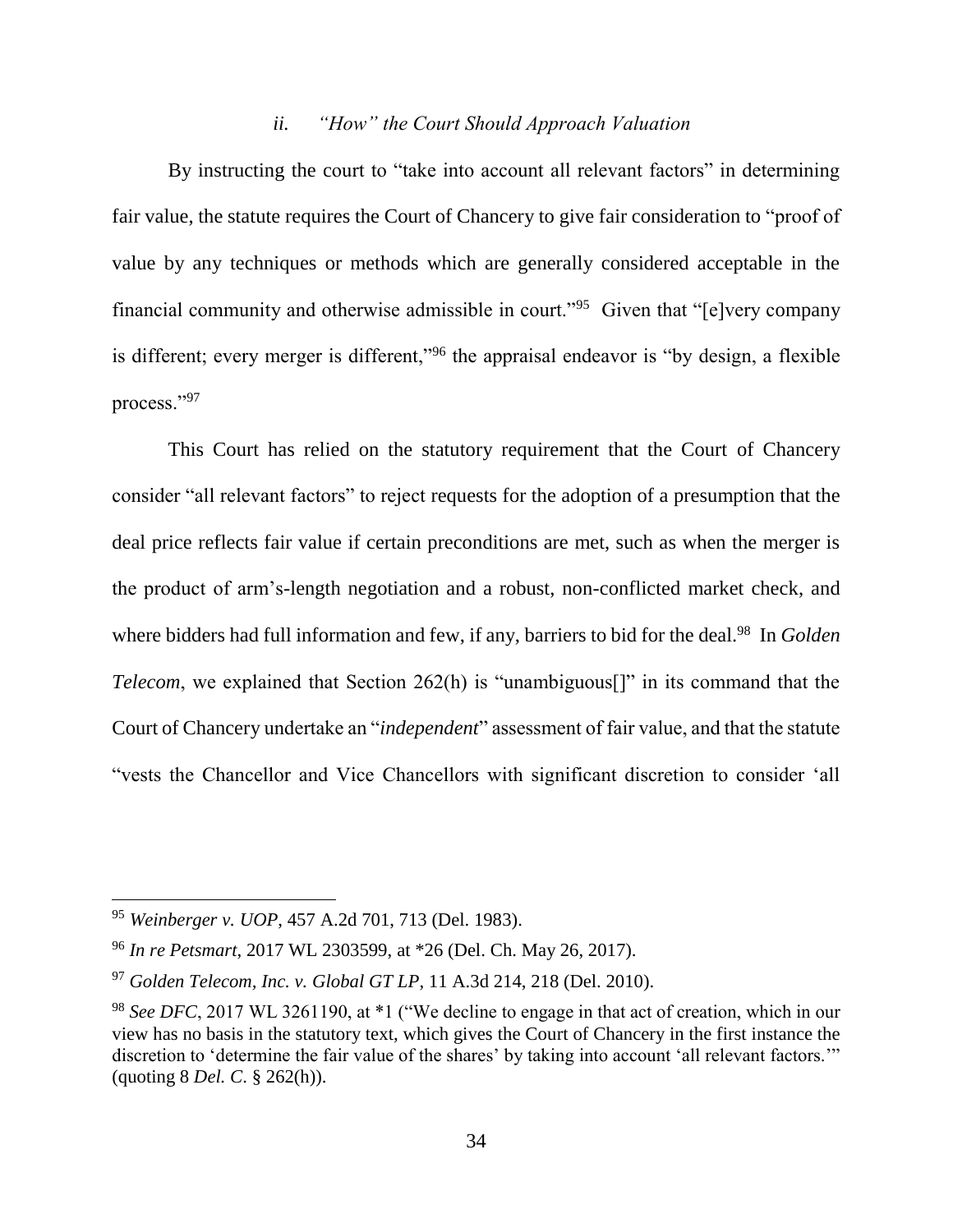### *ii. "How" the Court Should Approach Valuation*

By instructing the court to "take into account all relevant factors" in determining fair value, the statute requires the Court of Chancery to give fair consideration to "proof of value by any techniques or methods which are generally considered acceptable in the financial community and otherwise admissible in court."[95] Given that "[e]very company is different; every merger is different,"[96] the appraisal endeavor is "by design, a flexible process."[97]

This Court has relied on the statutory requirement that the Court of Chancery consider "all relevant factors" to reject requests for the adoption of a presumption that the deal price reflects fair value if certain preconditions are met, such as when the merger is the product of arm's-length negotiation and a robust, non-conflicted market check, and where bidders had full information and few, if any, barriers to bid for the deal.[98] In *Golden Telecom*, we explained that Section 262(h) is "unambiguous[]" in its command that the Court of Chancery undertake an "*independent*" assessment of fair value, and that the statute "vests the Chancellor and Vice Chancellors with significant discretion to consider 'all

---

[95] *Weinberger v. UOP*, 457 A.2d 701, 713 (Del. 1983).

[96] *In re Petsmart*, 2017 WL 2303599, at *26 (Del. Ch. May 26, 2017).

[97] *Golden Telecom, Inc. v. Global GT LP*, 11 A.3d 214, 218 (Del. 2010).

[98] *See DFC*, 2017 WL 3261190, at *1 ("We decline to engage in that act of creation, which in our view has no basis in the statutory text, which gives the Court of Chancery in the first instance the discretion to 'determine the fair value of the shares' by taking into account 'all relevant factors.'" (quoting 8 *Del. C.* § 262(h)).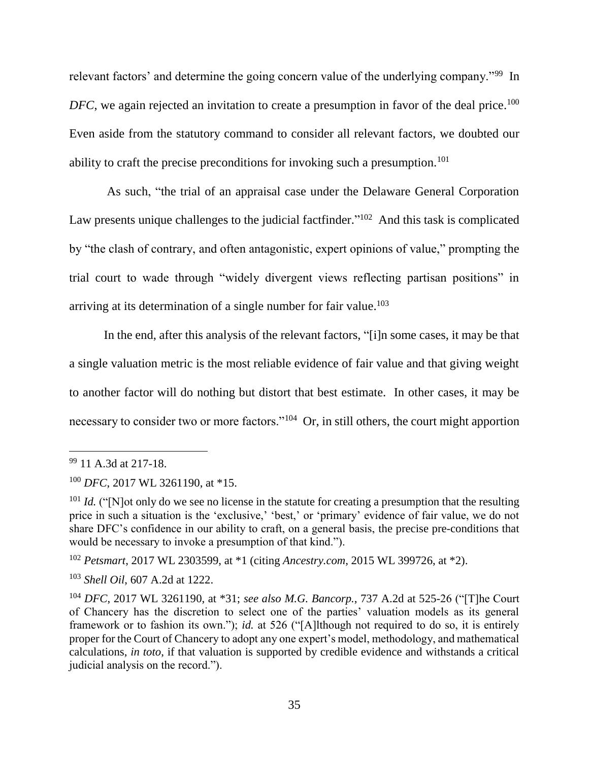relevant factors' and determine the going concern value of the underlying company."[99] In *DFC*, we again rejected an invitation to create a presumption in favor of the deal price.[100] Even aside from the statutory command to consider all relevant factors, we doubted our ability to craft the precise preconditions for invoking such a presumption.[101]

As such, "the trial of an appraisal case under the Delaware General Corporation Law presents unique challenges to the judicial factfinder."[102] And this task is complicated by "the clash of contrary, and often antagonistic, expert opinions of value," prompting the trial court to wade through "widely divergent views reflecting partisan positions" in arriving at its determination of a single number for fair value.[103]

In the end, after this analysis of the relevant factors, "[i]n some cases, it may be that a single valuation metric is the most reliable evidence of fair value and that giving weight to another factor will do nothing but distort that best estimate. In other cases, it may be necessary to consider two or more factors."[104] Or, in still others, the court might apportion

---

[99] 11 A.3d at 217-18.

[100] *DFC*, 2017 WL 3261190, at *15.

[101] *Id.* ("[N]ot only do we see no license in the statute for creating a presumption that the resulting price in such a situation is the 'exclusive,' 'best,' or 'primary' evidence of fair value, we do not share DFC's confidence in our ability to craft, on a general basis, the precise pre-conditions that would be necessary to invoke a presumption of that kind.").

[102] *Petsmart*, 2017 WL 2303599, at *1 (citing *Ancestry.com*, 2015 WL 399726, at *2).

[103] *Shell Oil*, 607 A.2d at 1222.

[104] *DFC*, 2017 WL 3261190, at *31; *see also M.G. Bancorp.*, 737 A.2d at 525-26 ("[T]he Court of Chancery has the discretion to select one of the parties' valuation models as its general framework or to fashion its own."); *id.* at 526 ("[A]lthough not required to do so, it is entirely proper for the Court of Chancery to adopt any one expert's model, methodology, and mathematical calculations, *in toto*, if that valuation is supported by credible evidence and withstands a critical judicial analysis on the record.").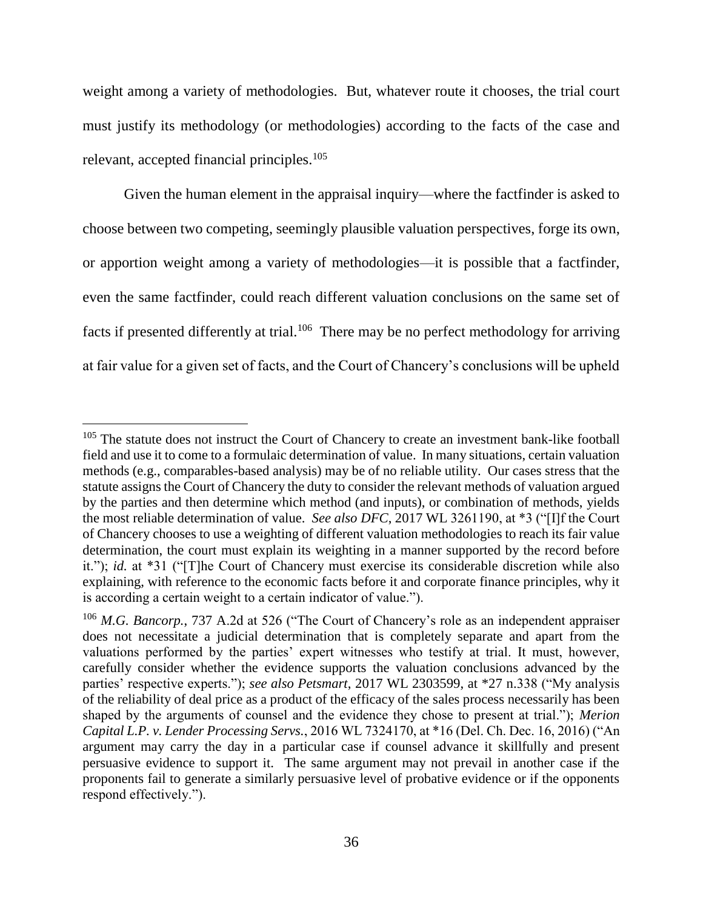weight among a variety of methodologies. But, whatever route it chooses, the trial court must justify its methodology (or methodologies) according to the facts of the case and relevant, accepted financial principles.[105]

Given the human element in the appraisal inquiry—where the factfinder is asked to choose between two competing, seemingly plausible valuation perspectives, forge its own, or apportion weight among a variety of methodologies—it is possible that a factfinder, even the same factfinder, could reach different valuation conclusions on the same set of facts if presented differently at trial.[106] There may be no perfect methodology for arriving at fair value for a given set of facts, and the Court of Chancery's conclusions will be upheld

---

[105] The statute does not instruct the Court of Chancery to create an investment bank-like football field and use it to come to a formulaic determination of value. In many situations, certain valuation methods (e.g., comparables-based analysis) may be of no reliable utility. Our cases stress that the statute assigns the Court of Chancery the duty to consider the relevant methods of valuation argued by the parties and then determine which method (and inputs), or combination of methods, yields the most reliable determination of value. *See also DFC*, 2017 WL 3261190, at *3 ("[I]f the Court of Chancery chooses to use a weighting of different valuation methodologies to reach its fair value determination, the court must explain its weighting in a manner supported by the record before it."); *id.* at *31 ("[T]he Court of Chancery must exercise its considerable discretion while also explaining, with reference to the economic facts before it and corporate finance principles, why it is according a certain weight to a certain indicator of value.").

[106] *M.G. Bancorp.*, 737 A.2d at 526 ("The Court of Chancery's role as an independent appraiser does not necessitate a judicial determination that is completely separate and apart from the valuations performed by the parties' expert witnesses who testify at trial. It must, however, carefully consider whether the evidence supports the valuation conclusions advanced by the parties' respective experts."); *see also Petsmart*, 2017 WL 2303599, at *27 n.338 ("My analysis of the reliability of deal price as a product of the efficacy of the sales process necessarily has been shaped by the arguments of counsel and the evidence they chose to present at trial."); *Merion Capital L.P. v. Lender Processing Servs.*, 2016 WL 7324170, at *16 (Del. Ch. Dec. 16, 2016) ("An argument may carry the day in a particular case if counsel advance it skillfully and present persuasive evidence to support it. The same argument may not prevail in another case if the proponents fail to generate a similarly persuasive level of probative evidence or if the opponents respond effectively.").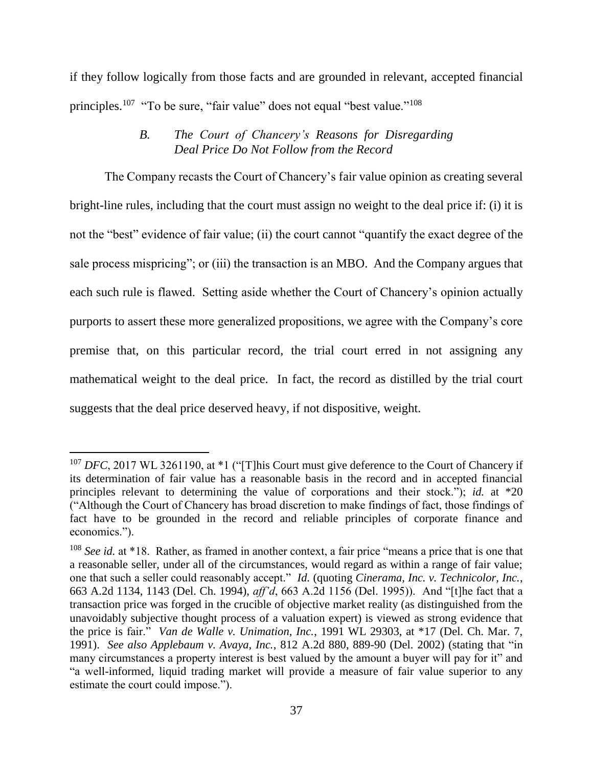if they follow logically from those facts and are grounded in relevant, accepted financial principles.[107] "To be sure, "fair value" does not equal "best value."[108]

### *B. The Court of Chancery's Reasons for Disregarding Deal Price Do Not Follow from the Record*

The Company recasts the Court of Chancery's fair value opinion as creating several bright-line rules, including that the court must assign no weight to the deal price if: (i) it is not the "best" evidence of fair value; (ii) the court cannot "quantify the exact degree of the sale process mispricing"; or (iii) the transaction is an MBO. And the Company argues that each such rule is flawed. Setting aside whether the Court of Chancery's opinion actually purports to assert these more generalized propositions, we agree with the Company's core premise that, on this particular record, the trial court erred in not assigning any mathematical weight to the deal price. In fact, the record as distilled by the trial court suggests that the deal price deserved heavy, if not dispositive, weight.

---

[107] *DFC*, 2017 WL 3261190, at \*1 ("[T]his Court must give deference to the Court of Chancery if its determination of fair value has a reasonable basis in the record and in accepted financial principles relevant to determining the value of corporations and their stock."); *id.* at \*20 ("Although the Court of Chancery has broad discretion to make findings of fact, those findings of fact have to be grounded in the record and reliable principles of corporate finance and economics.").

[108] *See id.* at \*18. Rather, as framed in another context, a fair price "means a price that is one that a reasonable seller, under all of the circumstances, would regard as within a range of fair value; one that such a seller could reasonably accept." *Id.* (quoting *Cinerama, Inc. v. Technicolor, Inc.*, 663 A.2d 1134, 1143 (Del. Ch. 1994), *aff'd*, 663 A.2d 1156 (Del. 1995)). And "[t]he fact that a transaction price was forged in the crucible of objective market reality (as distinguished from the unavoidably subjective thought process of a valuation expert) is viewed as strong evidence that the price is fair." *Van de Walle v. Unimation, Inc.*, 1991 WL 29303, at \*17 (Del. Ch. Mar. 7, 1991). *See also Applebaum v. Avaya, Inc.*, 812 A.2d 880, 889-90 (Del. 2002) (stating that "in many circumstances a property interest is best valued by the amount a buyer will pay for it" and "a well-informed, liquid trading market will provide a measure of fair value superior to any estimate the court could impose.").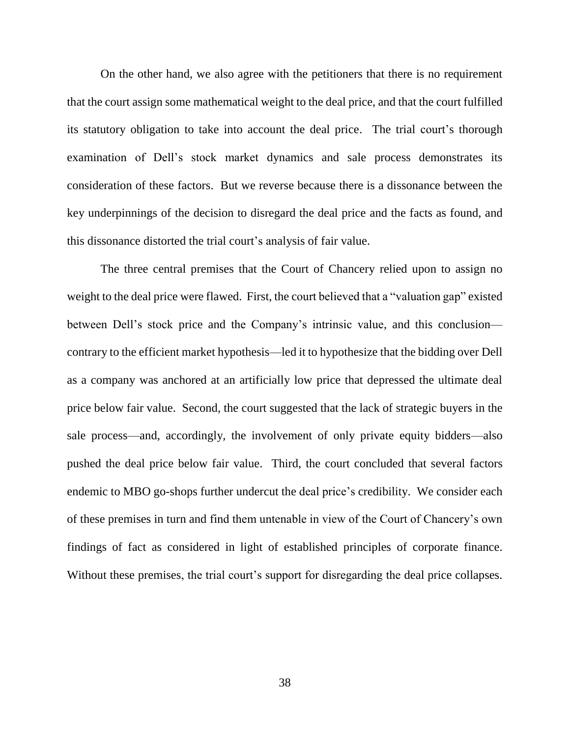On the other hand, we also agree with the petitioners that there is no requirement that the court assign some mathematical weight to the deal price, and that the court fulfilled its statutory obligation to take into account the deal price. The trial court's thorough examination of Dell's stock market dynamics and sale process demonstrates its consideration of these factors. But we reverse because there is a dissonance between the key underpinnings of the decision to disregard the deal price and the facts as found, and this dissonance distorted the trial court's analysis of fair value.

The three central premises that the Court of Chancery relied upon to assign no weight to the deal price were flawed. First, the court believed that a "valuation gap" existed between Dell's stock price and the Company's intrinsic value, and this conclusion—contrary to the efficient market hypothesis—led it to hypothesize that the bidding over Dell as a company was anchored at an artificially low price that depressed the ultimate deal price below fair value. Second, the court suggested that the lack of strategic buyers in the sale process—and, accordingly, the involvement of only private equity bidders—also pushed the deal price below fair value. Third, the court concluded that several factors endemic to MBO go-shops further undercut the deal price's credibility. We consider each of these premises in turn and find them untenable in view of the Court of Chancery's own findings of fact as considered in light of established principles of corporate finance. Without these premises, the trial court's support for disregarding the deal price collapses.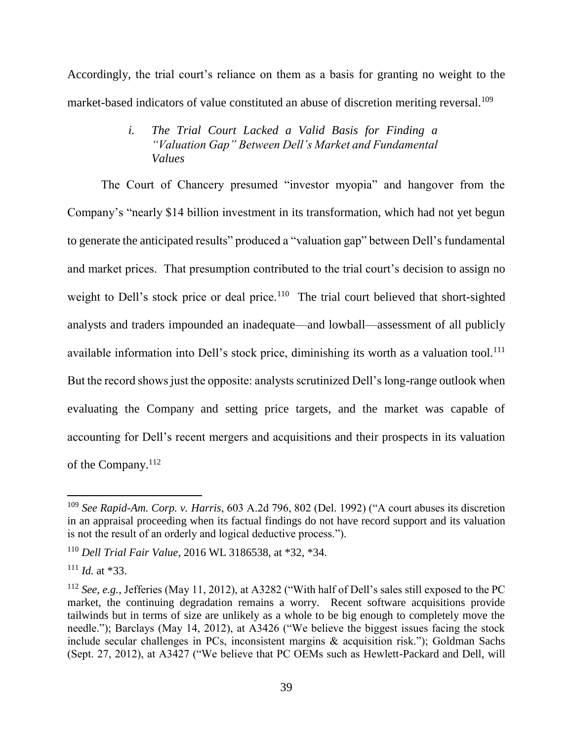Accordingly, the trial court's reliance on them as a basis for granting no weight to the market-based indicators of value constituted an abuse of discretion meriting reversal.[109]

#### *i. The Trial Court Lacked a Valid Basis for Finding a "Valuation Gap" Between Dell's Market and Fundamental Values*

The Court of Chancery presumed "investor myopia" and hangover from the Company's "nearly $14 billion investment in its transformation, which had not yet begun to generate the anticipated results" produced a "valuation gap" between Dell's fundamental and market prices. That presumption contributed to the trial court's decision to assign no weight to Dell's stock price or deal price.[110] The trial court believed that short-sighted analysts and traders impounded an inadequate—and lowball—assessment of all publicly available information into Dell's stock price, diminishing its worth as a valuation tool.[111] But the record shows just the opposite: analysts scrutinized Dell's long-range outlook when evaluating the Company and setting price targets, and the market was capable of accounting for Dell's recent mergers and acquisitions and their prospects in its valuation of the Company.[112]

---

[109] *See Rapid-Am. Corp. v. Harris*, 603 A.2d 796, 802 (Del. 1992) ("A court abuses its discretion in an appraisal proceeding when its factual findings do not have record support and its valuation is not the result of an orderly and logical deductive process.").

[110] *Dell Trial Fair Value*, 2016 WL 3186538, at *32, *34.

[111] *Id.* at *33.

[112] *See, e.g.*, Jefferies (May 11, 2012), at A3282 ("With half of Dell's sales still exposed to the PC market, the continuing degradation remains a worry. Recent software acquisitions provide tailwinds but in terms of size are unlikely as a whole to be big enough to completely move the needle."); Barclays (May 14, 2012), at A3426 ("We believe the biggest issues facing the stock include secular challenges in PCs, inconsistent margins & acquisition risk."); Goldman Sachs (Sept. 27, 2012), at A3427 ("We believe that PC OEMs such as Hewlett-Packard and Dell, will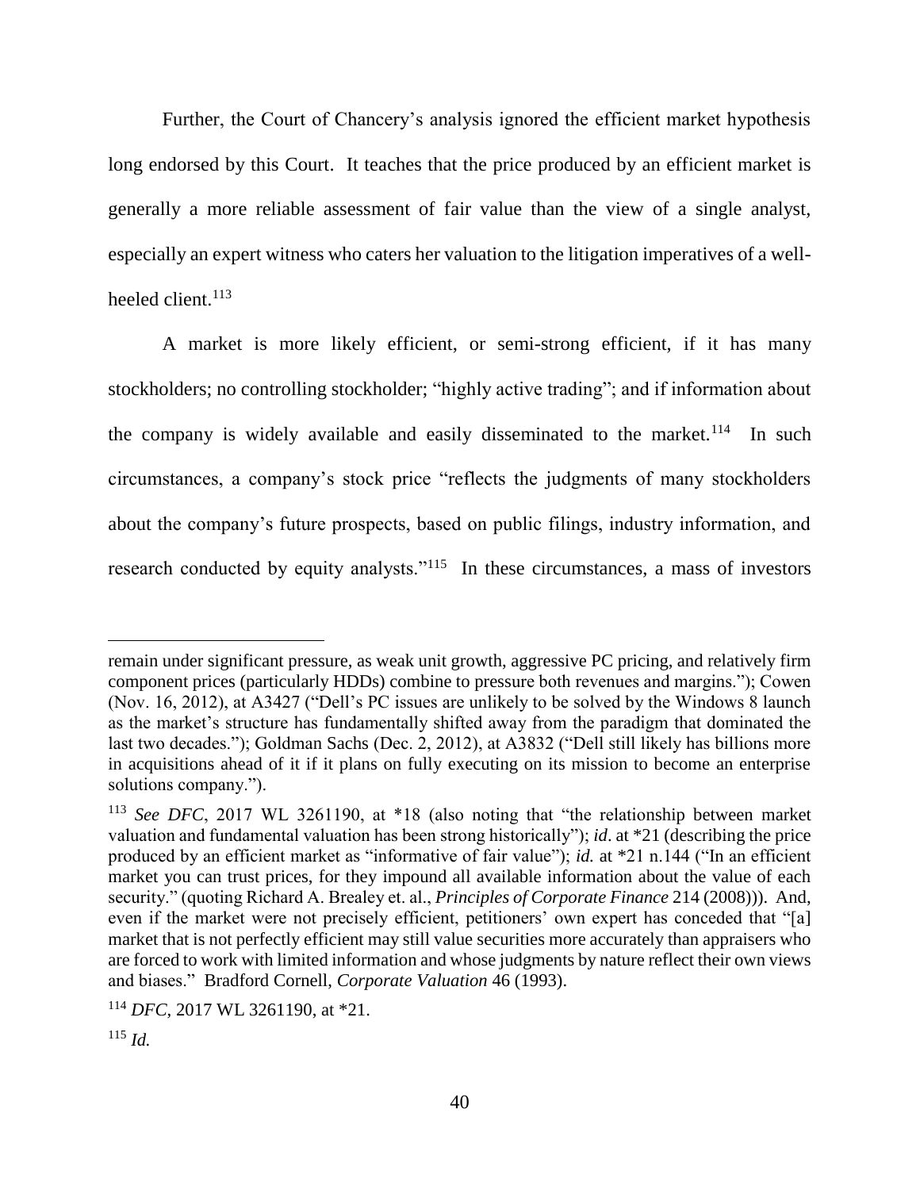Further, the Court of Chancery's analysis ignored the efficient market hypothesis long endorsed by this Court. It teaches that the price produced by an efficient market is generally a more reliable assessment of fair value than the view of a single analyst, especially an expert witness who caters her valuation to the litigation imperatives of a well-heeled client.[113]

A market is more likely efficient, or semi-strong efficient, if it has many stockholders; no controlling stockholder; "highly active trading"; and if information about the company is widely available and easily disseminated to the market.[114] In such circumstances, a company's stock price "reflects the judgments of many stockholders about the company's future prospects, based on public filings, industry information, and research conducted by equity analysts."[115] In these circumstances, a mass of investors

---

remain under significant pressure, as weak unit growth, aggressive PC pricing, and relatively firm component prices (particularly HDDs) combine to pressure both revenues and margins."); Cowen (Nov. 16, 2012), at A3427 ("Dell's PC issues are unlikely to be solved by the Windows 8 launch as the market's structure has fundamentally shifted away from the paradigm that dominated the last two decades."); Goldman Sachs (Dec. 2, 2012), at A3832 ("Dell still likely has billions more in acquisitions ahead of it if it plans on fully executing on its mission to become an enterprise solutions company.").

[113] *See DFC*, 2017 WL 3261190, at *18 (also noting that "the relationship between market valuation and fundamental valuation has been strong historically"); *id*. at *21 (describing the price produced by an efficient market as "informative of fair value"); *id.* at *21 n.144 ("In an efficient market you can trust prices, for they impound all available information about the value of each security." (quoting Richard A. Brealey et. al., *Principles of Corporate Finance* 214 (2008))). And, even if the market were not precisely efficient, petitioners' own expert has conceded that "[a] market that is not perfectly efficient may still value securities more accurately than appraisers who are forced to work with limited information and whose judgments by nature reflect their own views and biases." Bradford Cornell, *Corporate Valuation* 46 (1993).

[114] *DFC*, 2017 WL 3261190, at *21.

[115] *Id.*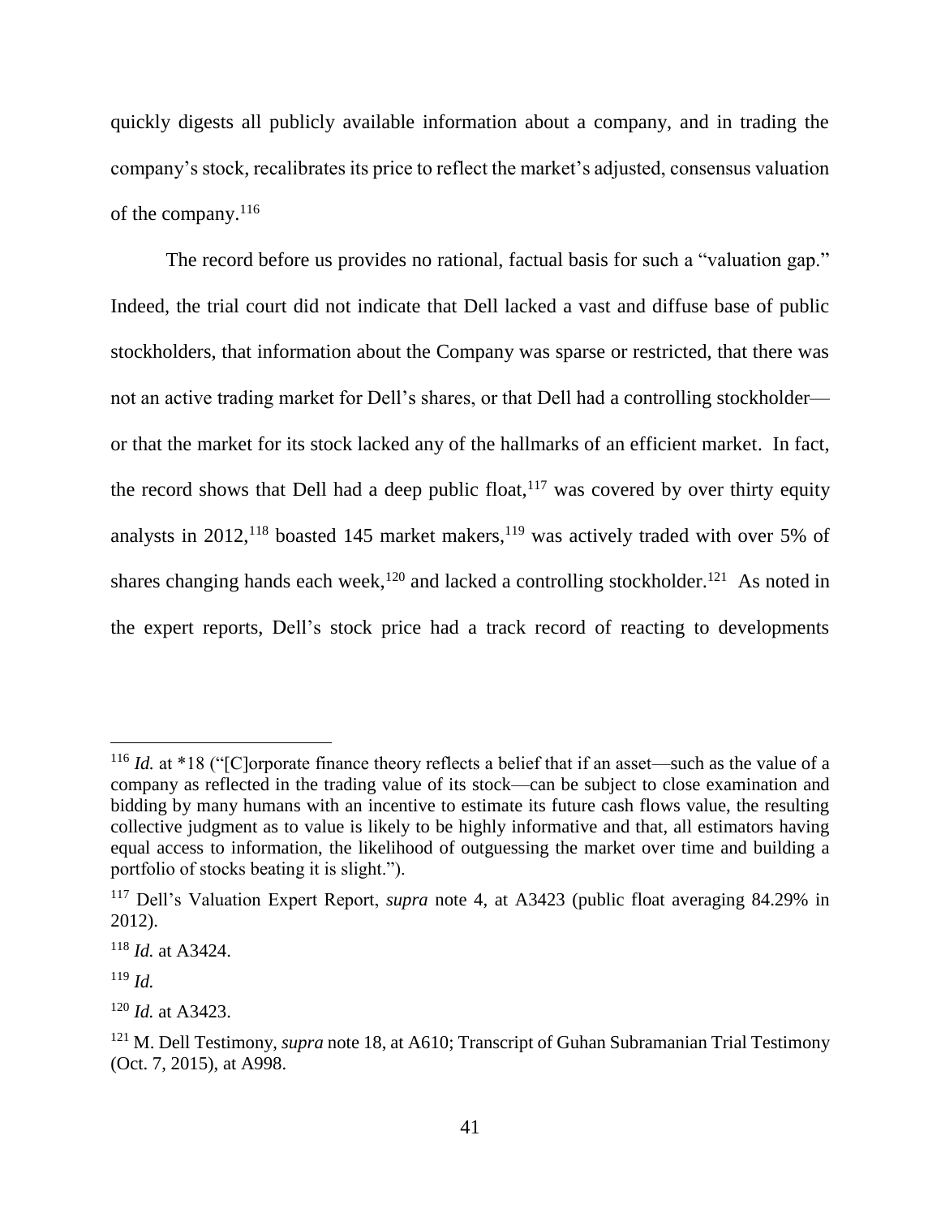quickly digests all publicly available information about a company, and in trading the company's stock, recalibrates its price to reflect the market's adjusted, consensus valuation of the company.[116]

The record before us provides no rational, factual basis for such a "valuation gap." Indeed, the trial court did not indicate that Dell lacked a vast and diffuse base of public stockholders, that information about the Company was sparse or restricted, that there was not an active trading market for Dell's shares, or that Dell had a controlling stockholder—or that the market for its stock lacked any of the hallmarks of an efficient market. In fact, the record shows that Dell had a deep public float,[117] was covered by over thirty equity analysts in 2012,[118] boasted 145 market makers,[119] was actively traded with over 5% of shares changing hands each week,[120] and lacked a controlling stockholder.[121] As noted in the expert reports, Dell's stock price had a track record of reacting to developments

---

[116] *Id.* at *18 ("[C]orporate finance theory reflects a belief that if an asset—such as the value of a company as reflected in the trading value of its stock—can be subject to close examination and bidding by many humans with an incentive to estimate its future cash flows value, the resulting collective judgment as to value is likely to be highly informative and that, all estimators having equal access to information, the likelihood of outguessing the market over time and building a portfolio of stocks beating it is slight.").

[117] Dell's Valuation Expert Report, *supra* note 4, at A3423 (public float averaging 84.29% in 2012).

[118] *Id.* at A3424.

[119] *Id.*

[120] *Id.* at A3423.

[121] M. Dell Testimony, *supra* note 18, at A610; Transcript of Guhan Subramanian Trial Testimony (Oct. 7, 2015), at A998.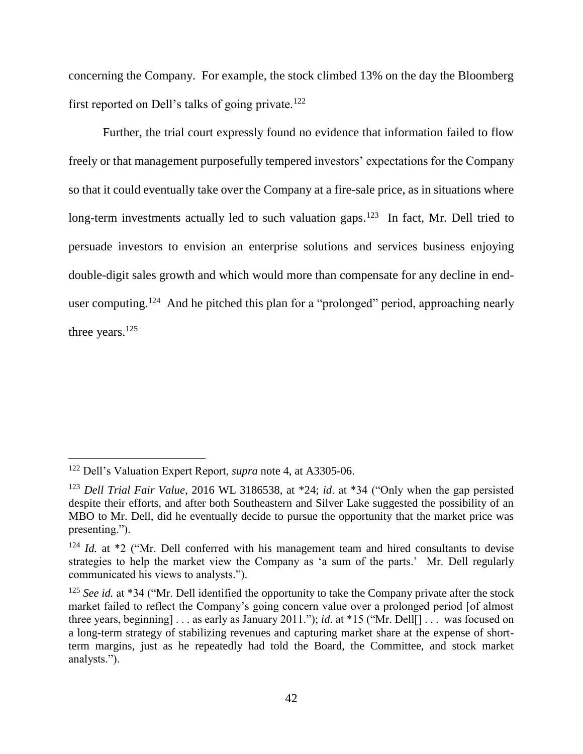concerning the Company. For example, the stock climbed 13% on the day the Bloomberg first reported on Dell's talks of going private.[122]

Further, the trial court expressly found no evidence that information failed to flow freely or that management purposefully tempered investors' expectations for the Company so that it could eventually take over the Company at a fire-sale price, as in situations where long-term investments actually led to such valuation gaps.[123] In fact, Mr. Dell tried to persuade investors to envision an enterprise solutions and services business enjoying double-digit sales growth and which would more than compensate for any decline in end-user computing.[124] And he pitched this plan for a "prolonged" period, approaching nearly three years.[125]

---

[122] Dell's Valuation Expert Report, *supra* note 4, at A3305-06.

[123] *Dell Trial Fair Value*, 2016 WL 3186538, at *24; *id*. at *34 ("Only when the gap persisted despite their efforts, and after both Southeastern and Silver Lake suggested the possibility of an MBO to Mr. Dell, did he eventually decide to pursue the opportunity that the market price was presenting.").

[124] *Id.* at *2 ("Mr. Dell conferred with his management team and hired consultants to devise strategies to help the market view the Company as 'a sum of the parts.' Mr. Dell regularly communicated his views to analysts.").

[125] *See id.* at *34 ("Mr. Dell identified the opportunity to take the Company private after the stock market failed to reflect the Company's going concern value over a prolonged period [of almost three years, beginning] . . . as early as January 2011."); *id*. at *15 ("Mr. Dell[] . . . was focused on a long-term strategy of stabilizing revenues and capturing market share at the expense of short-term margins, just as he repeatedly had told the Board, the Committee, and stock market analysts.").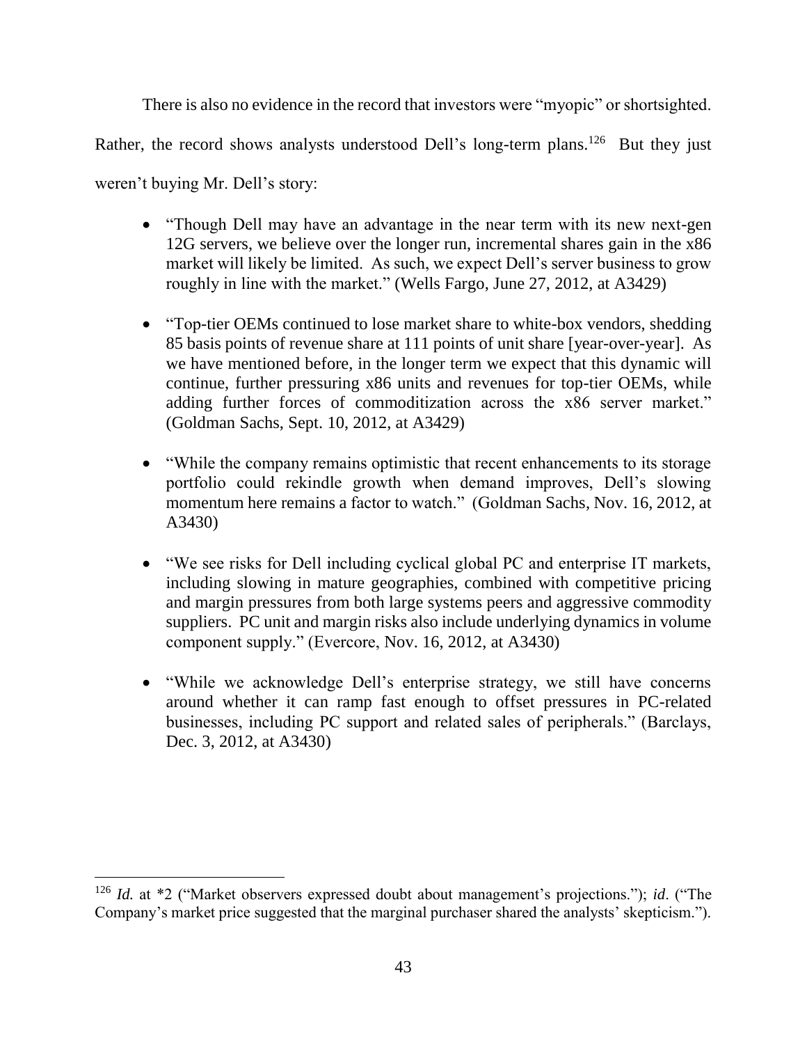There is also no evidence in the record that investors were "myopic" or shortsighted. Rather, the record shows analysts understood Dell's long-term plans.[126] But they just weren't buying Mr. Dell's story:

- "Though Dell may have an advantage in the near term with its new next-gen 12G servers, we believe over the longer run, incremental shares gain in the x86 market will likely be limited. As such, we expect Dell's server business to grow roughly in line with the market." (Wells Fargo, June 27, 2012, at A3429)

- "Top-tier OEMs continued to lose market share to white-box vendors, shedding 85 basis points of revenue share at 111 points of unit share [year-over-year]. As we have mentioned before, in the longer term we expect that this dynamic will continue, further pressuring x86 units and revenues for top-tier OEMs, while adding further forces of commoditization across the x86 server market." (Goldman Sachs, Sept. 10, 2012, at A3429)

- "While the company remains optimistic that recent enhancements to its storage portfolio could rekindle growth when demand improves, Dell's slowing momentum here remains a factor to watch." (Goldman Sachs, Nov. 16, 2012, at A3430)

- "We see risks for Dell including cyclical global PC and enterprise IT markets, including slowing in mature geographies, combined with competitive pricing and margin pressures from both large systems peers and aggressive commodity suppliers. PC unit and margin risks also include underlying dynamics in volume component supply." (Evercore, Nov. 16, 2012, at A3430)

- "While we acknowledge Dell's enterprise strategy, we still have concerns around whether it can ramp fast enough to offset pressures in PC-related businesses, including PC support and related sales of peripherals." (Barclays, Dec. 3, 2012, at A3430)

---

[126] *Id.* at *2 ("Market observers expressed doubt about management's projections."); *id*. ("The Company's market price suggested that the marginal purchaser shared the analysts' skepticism.").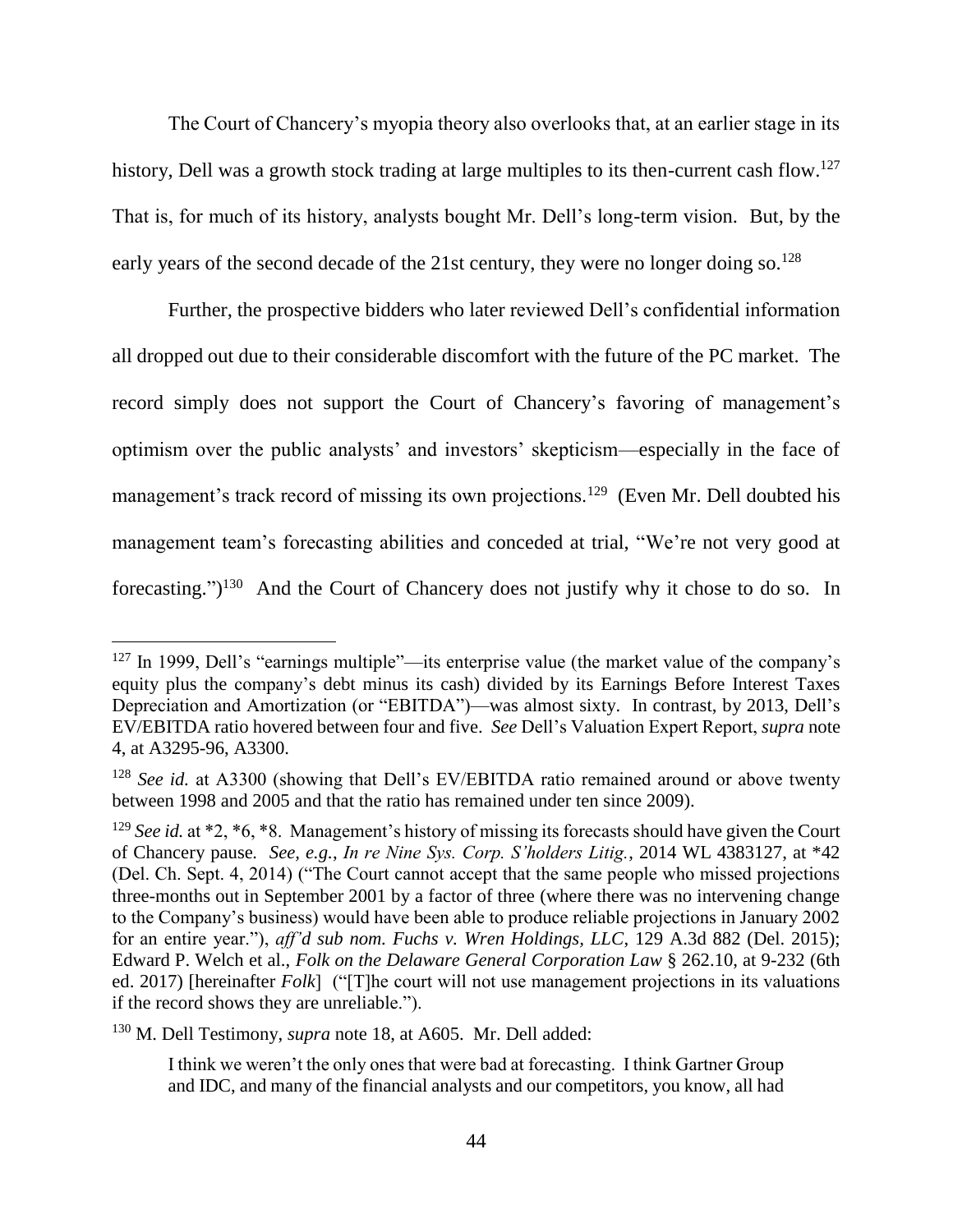The Court of Chancery's myopia theory also overlooks that, at an earlier stage in its history, Dell was a growth stock trading at large multiples to its then-current cash flow.[127] That is, for much of its history, analysts bought Mr. Dell's long-term vision. But, by the early years of the second decade of the 21st century, they were no longer doing so.[128]

Further, the prospective bidders who later reviewed Dell's confidential information all dropped out due to their considerable discomfort with the future of the PC market. The record simply does not support the Court of Chancery's favoring of management's optimism over the public analysts' and investors' skepticism—especially in the face of management's track record of missing its own projections.[129] (Even Mr. Dell doubted his management team's forecasting abilities and conceded at trial, "We're not very good at forecasting.")[130] And the Court of Chancery does not justify why it chose to do so. In

---

[127] In 1999, Dell's "earnings multiple"—its enterprise value (the market value of the company's equity plus the company's debt minus its cash) divided by its Earnings Before Interest Taxes Depreciation and Amortization (or "EBITDA")—was almost sixty. In contrast, by 2013, Dell's EV/EBITDA ratio hovered between four and five. *See* Dell's Valuation Expert Report, *supra* note 4, at A3295-96, A3300.

[128] *See id.* at A3300 (showing that Dell's EV/EBITDA ratio remained around or above twenty between 1998 and 2005 and that the ratio has remained under ten since 2009).

[129] *See id.* at *2, *6, *8. Management's history of missing its forecasts should have given the Court of Chancery pause. *See, e.g.*, *In re Nine Sys. Corp. S'holders Litig.*, 2014 WL 4383127, at *42 (Del. Ch. Sept. 4, 2014) ("The Court cannot accept that the same people who missed projections three-months out in September 2001 by a factor of three (where there was no intervening change to the Company's business) would have been able to produce reliable projections in January 2002 for an entire year."), *aff'd sub nom. Fuchs v. Wren Holdings, LLC*, 129 A.3d 882 (Del. 2015); Edward P. Welch et al., *Folk on the Delaware General Corporation Law* § 262.10, at 9-232 (6th ed. 2017) [hereinafter *Folk*] ("[T]he court will not use management projections in its valuations if the record shows they are unreliable.").

[130] M. Dell Testimony, *supra* note 18, at A605. Mr. Dell added:

> I think we weren't the only ones that were bad at forecasting. I think Gartner Group and IDC, and many of the financial analysts and our competitors, you know, all had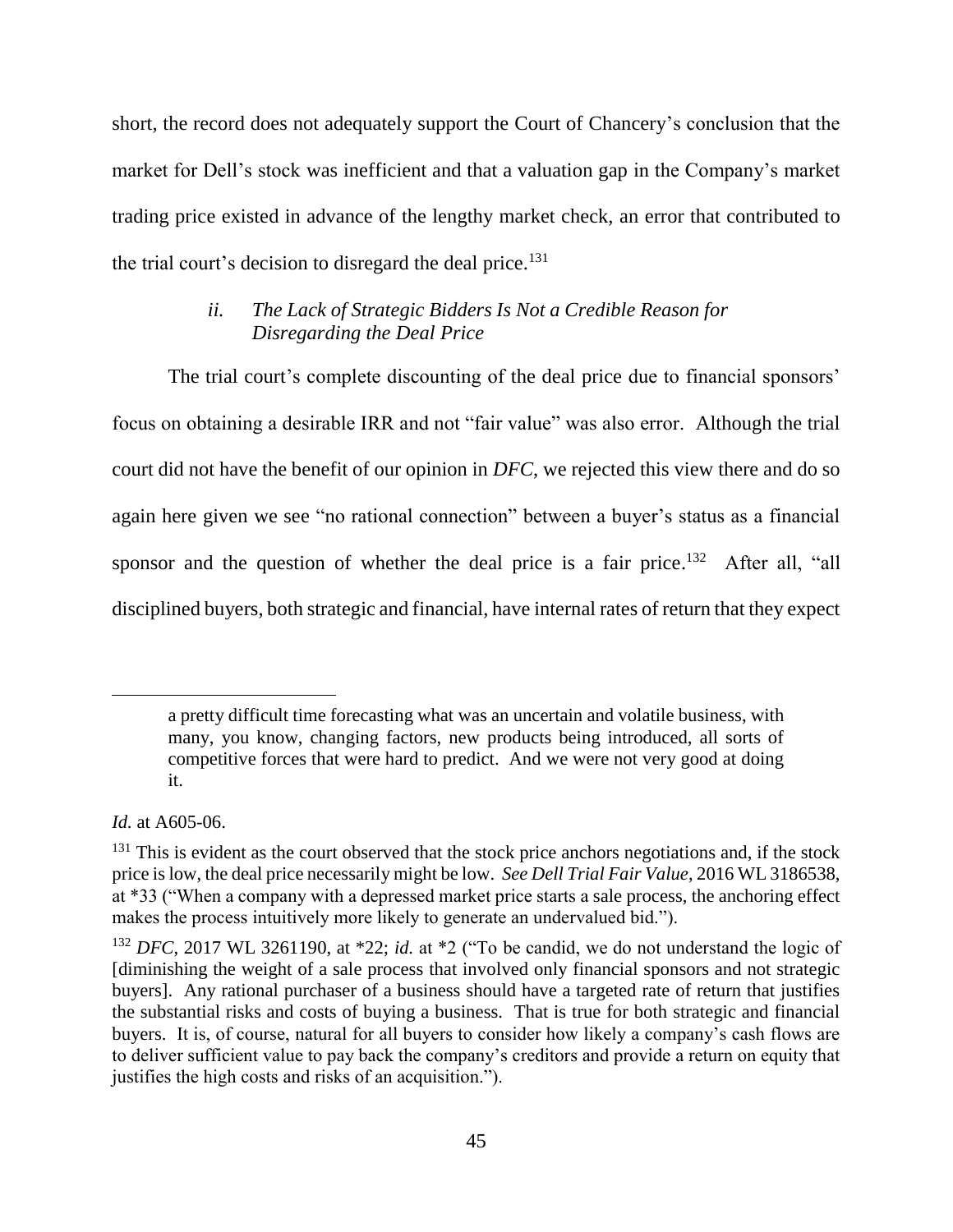short, the record does not adequately support the Court of Chancery's conclusion that the market for Dell's stock was inefficient and that a valuation gap in the Company's market trading price existed in advance of the lengthy market check, an error that contributed to the trial court's decision to disregard the deal price.[131]

### *ii. The Lack of Strategic Bidders Is Not a Credible Reason for Disregarding the Deal Price*

The trial court's complete discounting of the deal price due to financial sponsors' focus on obtaining a desirable IRR and not "fair value" was also error. Although the trial court did not have the benefit of our opinion in *DFC*, we rejected this view there and do so again here given we see "no rational connection" between a buyer's status as a financial sponsor and the question of whether the deal price is a fair price.[132] After all, "all disciplined buyers, both strategic and financial, have internal rates of return that they expect

---

> a pretty difficult time forecasting what was an uncertain and volatile business, with many, you know, changing factors, new products being introduced, all sorts of competitive forces that were hard to predict. And we were not very good at doing it.

*Id.* at A605-06.

[131] This is evident as the court observed that the stock price anchors negotiations and, if the stock price is low, the deal price necessarily might be low. *See Dell Trial Fair Value*, 2016 WL 3186538, at *33 ("When a company with a depressed market price starts a sale process, the anchoring effect makes the process intuitively more likely to generate an undervalued bid.").

[132] *DFC*, 2017 WL 3261190, at *22; *id.* at *2 ("To be candid, we do not understand the logic of [diminishing the weight of a sale process that involved only financial sponsors and not strategic buyers]. Any rational purchaser of a business should have a targeted rate of return that justifies the substantial risks and costs of buying a business. That is true for both strategic and financial buyers. It is, of course, natural for all buyers to consider how likely a company's cash flows are to deliver sufficient value to pay back the company's creditors and provide a return on equity that justifies the high costs and risks of an acquisition.").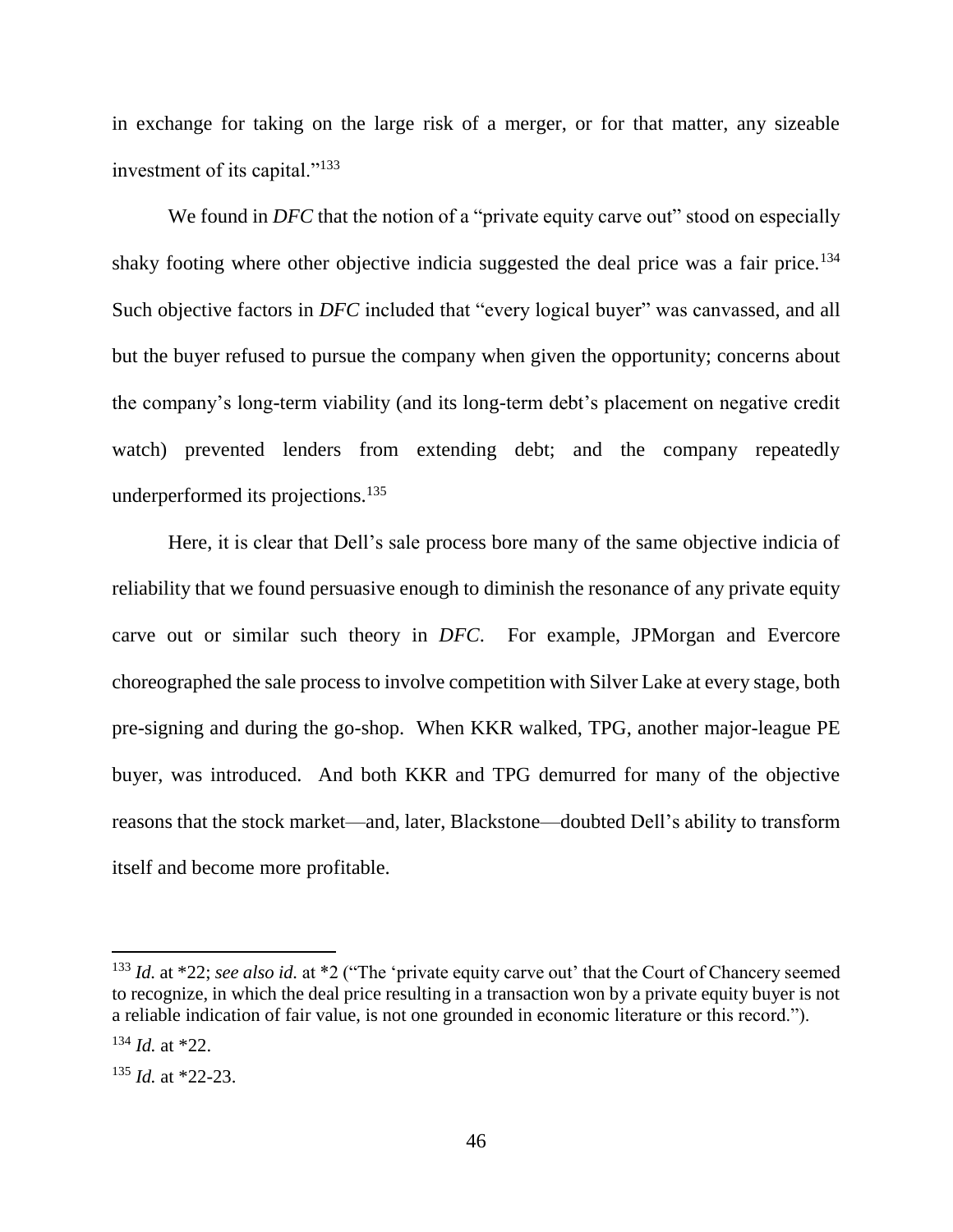in exchange for taking on the large risk of a merger, or for that matter, any sizeable investment of its capital."[133]

We found in *DFC* that the notion of a "private equity carve out" stood on especially shaky footing where other objective indicia suggested the deal price was a fair price.[134] Such objective factors in *DFC* included that "every logical buyer" was canvassed, and all but the buyer refused to pursue the company when given the opportunity; concerns about the company's long-term viability (and its long-term debt's placement on negative credit watch) prevented lenders from extending debt; and the company repeatedly underperformed its projections.[135]

Here, it is clear that Dell's sale process bore many of the same objective indicia of reliability that we found persuasive enough to diminish the resonance of any private equity carve out or similar such theory in *DFC*. For example, JPMorgan and Evercore choreographed the sale process to involve competition with Silver Lake at every stage, both pre-signing and during the go-shop. When KKR walked, TPG, another major-league PE buyer, was introduced. And both KKR and TPG demurred for many of the objective reasons that the stock market—and, later, Blackstone—doubted Dell's ability to transform itself and become more profitable.

---

[133] *Id.* at *22; *see also id.* at *2 ("The 'private equity carve out' that the Court of Chancery seemed to recognize, in which the deal price resulting in a transaction won by a private equity buyer is not a reliable indication of fair value, is not one grounded in economic literature or this record.").

[134] *Id.* at *22.

[135] *Id.* at *22-23.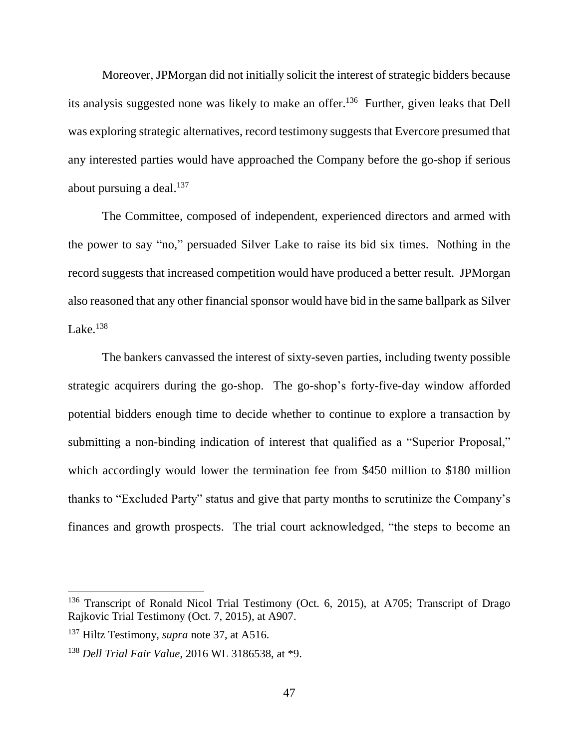Moreover, JPMorgan did not initially solicit the interest of strategic bidders because its analysis suggested none was likely to make an offer.[136] Further, given leaks that Dell was exploring strategic alternatives, record testimony suggests that Evercore presumed that any interested parties would have approached the Company before the go-shop if serious about pursuing a deal.[137]

The Committee, composed of independent, experienced directors and armed with the power to say "no," persuaded Silver Lake to raise its bid six times. Nothing in the record suggests that increased competition would have produced a better result. JPMorgan also reasoned that any other financial sponsor would have bid in the same ballpark as Silver Lake.[138]

The bankers canvassed the interest of sixty-seven parties, including twenty possible strategic acquirers during the go-shop. The go-shop's forty-five-day window afforded potential bidders enough time to decide whether to continue to explore a transaction by submitting a non-binding indication of interest that qualified as a "Superior Proposal," which accordingly would lower the termination fee from $450 million to $180 million thanks to "Excluded Party" status and give that party months to scrutinize the Company's finances and growth prospects. The trial court acknowledged, "the steps to become an

---

[136] Transcript of Ronald Nicol Trial Testimony (Oct. 6, 2015), at A705; Transcript of Drago Rajkovic Trial Testimony (Oct. 7, 2015), at A907.

[137] Hiltz Testimony, *supra* note 37, at A516.

[138] *Dell Trial Fair Value*, 2016 WL 3186538, at *9.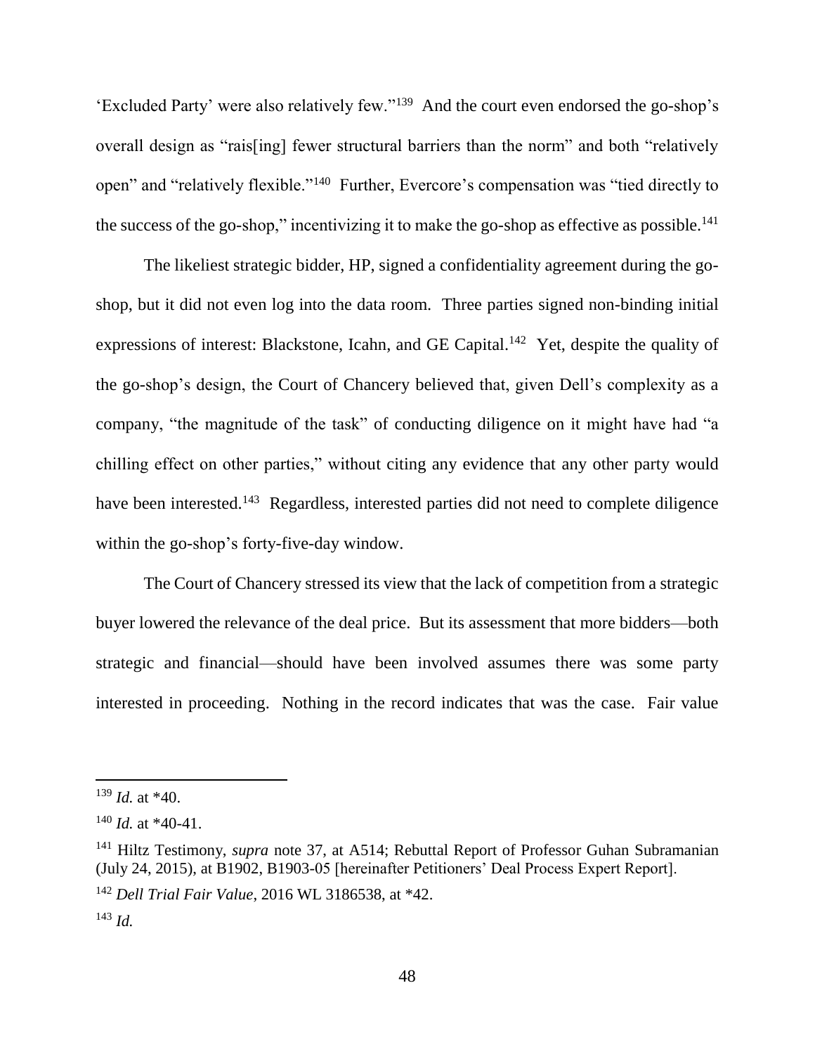'Excluded Party' were also relatively few."[139] And the court even endorsed the go-shop's overall design as "rais[ing] fewer structural barriers than the norm" and both "relatively open" and "relatively flexible."[140] Further, Evercore's compensation was "tied directly to the success of the go-shop," incentivizing it to make the go-shop as effective as possible.[141]

The likeliest strategic bidder, HP, signed a confidentiality agreement during the go-shop, but it did not even log into the data room. Three parties signed non-binding initial expressions of interest: Blackstone, Icahn, and GE Capital.[142] Yet, despite the quality of the go-shop's design, the Court of Chancery believed that, given Dell's complexity as a company, "the magnitude of the task" of conducting diligence on it might have had "a chilling effect on other parties," without citing any evidence that any other party would have been interested.[143] Regardless, interested parties did not need to complete diligence within the go-shop's forty-five-day window.

The Court of Chancery stressed its view that the lack of competition from a strategic buyer lowered the relevance of the deal price. But its assessment that more bidders—both strategic and financial—should have been involved assumes there was some party interested in proceeding. Nothing in the record indicates that was the case. Fair value

---

[139] *Id.* at *40.

[140] *Id.* at *40-41.

[141] Hiltz Testimony, *supra* note 37, at A514; Rebuttal Report of Professor Guhan Subramanian (July 24, 2015), at B1902, B1903-05 [hereinafter Petitioners' Deal Process Expert Report].

[142] *Dell Trial Fair Value*, 2016 WL 3186538, at *42.

[143] *Id.*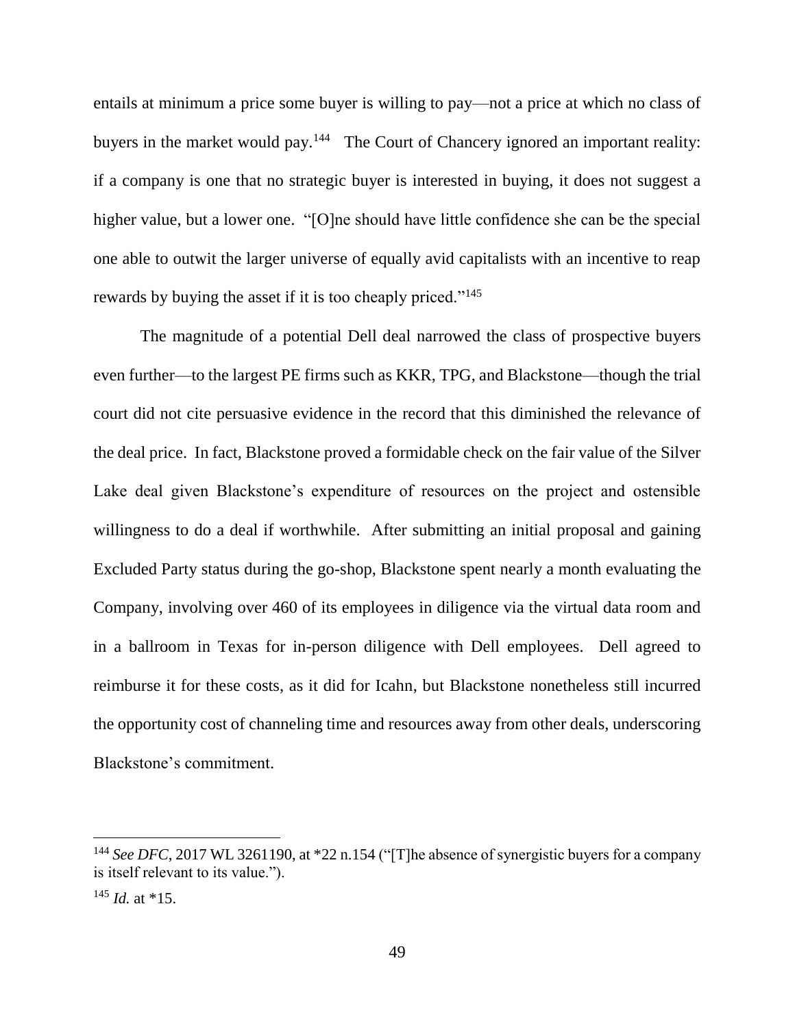entails at minimum a price some buyer is willing to pay—not a price at which no class of buyers in the market would pay.[144] The Court of Chancery ignored an important reality: if a company is one that no strategic buyer is interested in buying, it does not suggest a higher value, but a lower one. "[O]ne should have little confidence she can be the special one able to outwit the larger universe of equally avid capitalists with an incentive to reap rewards by buying the asset if it is too cheaply priced."[145]

The magnitude of a potential Dell deal narrowed the class of prospective buyers even further—to the largest PE firms such as KKR, TPG, and Blackstone—though the trial court did not cite persuasive evidence in the record that this diminished the relevance of the deal price. In fact, Blackstone proved a formidable check on the fair value of the Silver Lake deal given Blackstone's expenditure of resources on the project and ostensible willingness to do a deal if worthwhile. After submitting an initial proposal and gaining Excluded Party status during the go-shop, Blackstone spent nearly a month evaluating the Company, involving over 460 of its employees in diligence via the virtual data room and in a ballroom in Texas for in-person diligence with Dell employees. Dell agreed to reimburse it for these costs, as it did for Icahn, but Blackstone nonetheless still incurred the opportunity cost of channeling time and resources away from other deals, underscoring Blackstone's commitment.

---

[144] *See DFC*, 2017 WL 3261190, at *22 n.154 ("[T]he absence of synergistic buyers for a company is itself relevant to its value.").

[145] *Id.* at *15.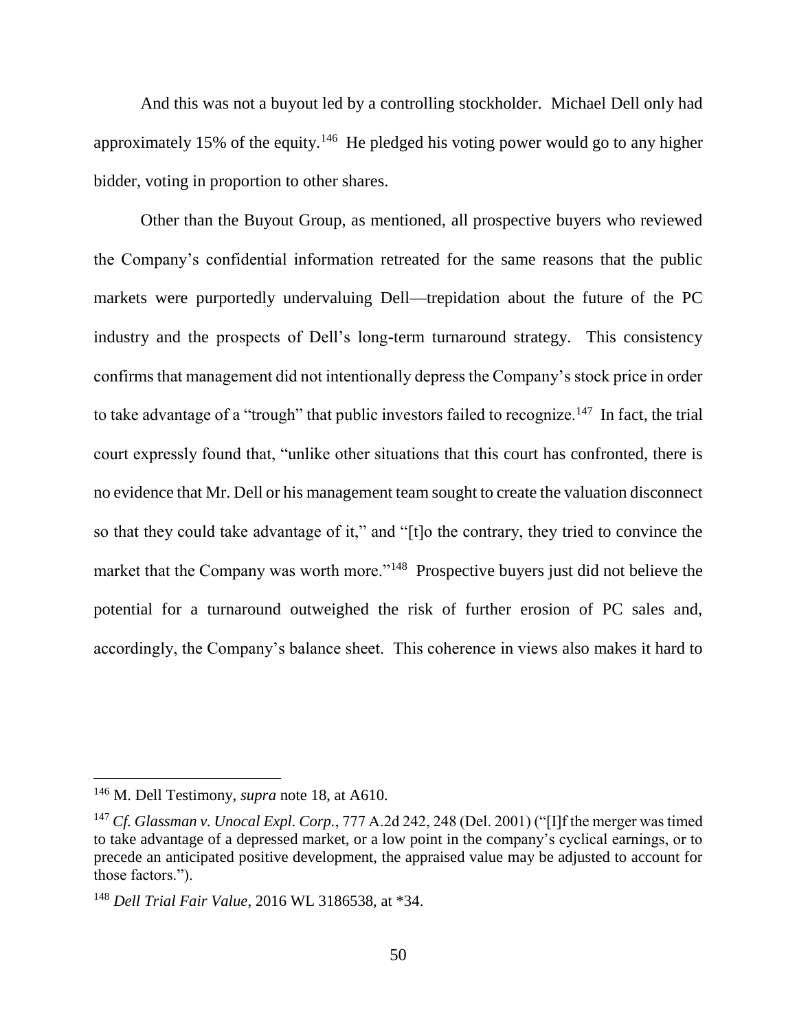And this was not a buyout led by a controlling stockholder. Michael Dell only had approximately 15% of the equity.[146] He pledged his voting power would go to any higher bidder, voting in proportion to other shares.

Other than the Buyout Group, as mentioned, all prospective buyers who reviewed the Company's confidential information retreated for the same reasons that the public markets were purportedly undervaluing Dell—trepidation about the future of the PC industry and the prospects of Dell's long-term turnaround strategy. This consistency confirms that management did not intentionally depress the Company's stock price in order to take advantage of a "trough" that public investors failed to recognize.[147] In fact, the trial court expressly found that, "unlike other situations that this court has confronted, there is no evidence that Mr. Dell or his management team sought to create the valuation disconnect so that they could take advantage of it," and "[t]o the contrary, they tried to convince the market that the Company was worth more."[148] Prospective buyers just did not believe the potential for a turnaround outweighed the risk of further erosion of PC sales and, accordingly, the Company's balance sheet. This coherence in views also makes it hard to

---

[146] M. Dell Testimony, *supra* note 18, at A610.

[147] *Cf. Glassman v. Unocal Expl. Corp.*, 777 A.2d 242, 248 (Del. 2001) ("[I]f the merger was timed to take advantage of a depressed market, or a low point in the company's cyclical earnings, or to precede an anticipated positive development, the appraised value may be adjusted to account for those factors.").

[148] *Dell Trial Fair Value*, 2016 WL 3186538, at *34.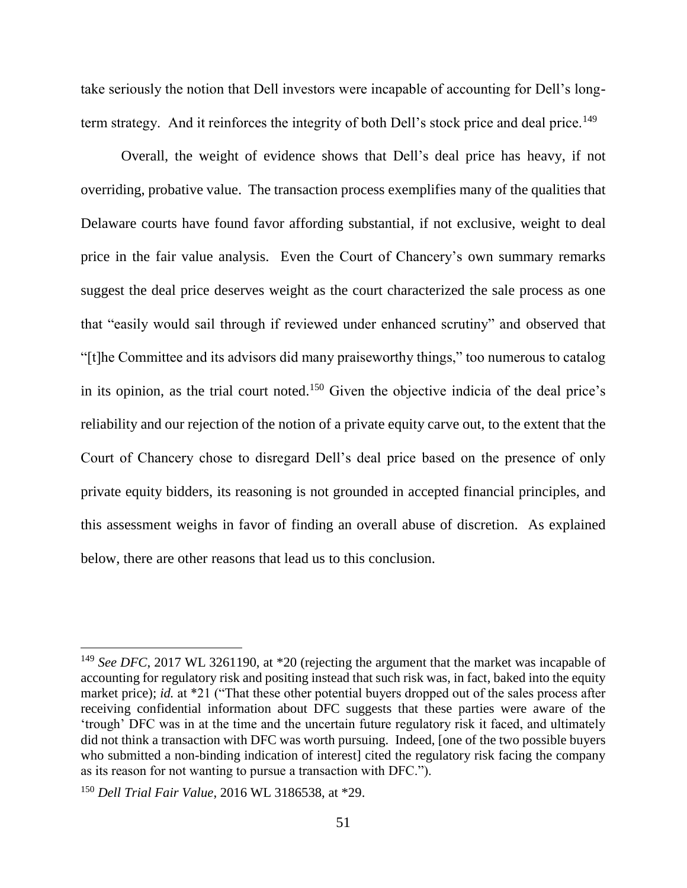take seriously the notion that Dell investors were incapable of accounting for Dell's long-term strategy. And it reinforces the integrity of both Dell's stock price and deal price.[149]

Overall, the weight of evidence shows that Dell's deal price has heavy, if not overriding, probative value. The transaction process exemplifies many of the qualities that Delaware courts have found favor affording substantial, if not exclusive, weight to deal price in the fair value analysis. Even the Court of Chancery's own summary remarks suggest the deal price deserves weight as the court characterized the sale process as one that "easily would sail through if reviewed under enhanced scrutiny" and observed that "[t]he Committee and its advisors did many praiseworthy things," too numerous to catalog in its opinion, as the trial court noted.[150] Given the objective indicia of the deal price's reliability and our rejection of the notion of a private equity carve out, to the extent that the Court of Chancery chose to disregard Dell's deal price based on the presence of only private equity bidders, its reasoning is not grounded in accepted financial principles, and this assessment weighs in favor of finding an overall abuse of discretion. As explained below, there are other reasons that lead us to this conclusion.

---

[149] *See DFC*, 2017 WL 3261190, at *20 (rejecting the argument that the market was incapable of accounting for regulatory risk and positing instead that such risk was, in fact, baked into the equity market price); *id.* at *21 ("That these other potential buyers dropped out of the sales process after receiving confidential information about DFC suggests that these parties were aware of the 'trough' DFC was in at the time and the uncertain future regulatory risk it faced, and ultimately did not think a transaction with DFC was worth pursuing. Indeed, [one of the two possible buyers who submitted a non-binding indication of interest] cited the regulatory risk facing the company as its reason for not wanting to pursue a transaction with DFC.").

[150] *Dell Trial Fair Value*, 2016 WL 3186538, at *29.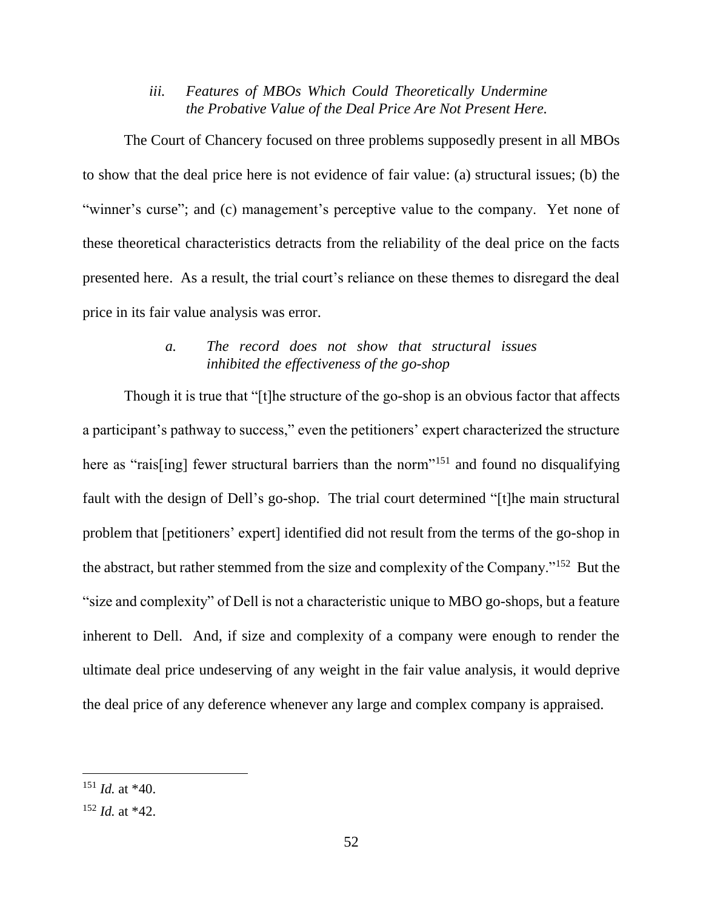### *iii. Features of MBOs Which Could Theoretically Undermine the Probative Value of the Deal Price Are Not Present Here.*

The Court of Chancery focused on three problems supposedly present in all MBOs to show that the deal price here is not evidence of fair value: (a) structural issues; (b) the "winner's curse"; and (c) management's perceptive value to the company. Yet none of these theoretical characteristics detracts from the reliability of the deal price on the facts presented here. As a result, the trial court's reliance on these themes to disregard the deal price in its fair value analysis was error.

#### *a. The record does not show that structural issues inhibited the effectiveness of the go-shop*

Though it is true that "[t]he structure of the go-shop is an obvious factor that affects a participant's pathway to success," even the petitioners' expert characterized the structure here as "rais[ing] fewer structural barriers than the norm"[151] and found no disqualifying fault with the design of Dell's go-shop. The trial court determined "[t]he main structural problem that [petitioners' expert] identified did not result from the terms of the go-shop in the abstract, but rather stemmed from the size and complexity of the Company."[152] But the "size and complexity" of Dell is not a characteristic unique to MBO go-shops, but a feature inherent to Dell. And, if size and complexity of a company were enough to render the ultimate deal price undeserving of any weight in the fair value analysis, it would deprive the deal price of any deference whenever any large and complex company is appraised.

---

[151] *Id.* at *40.

[152] *Id.* at *42.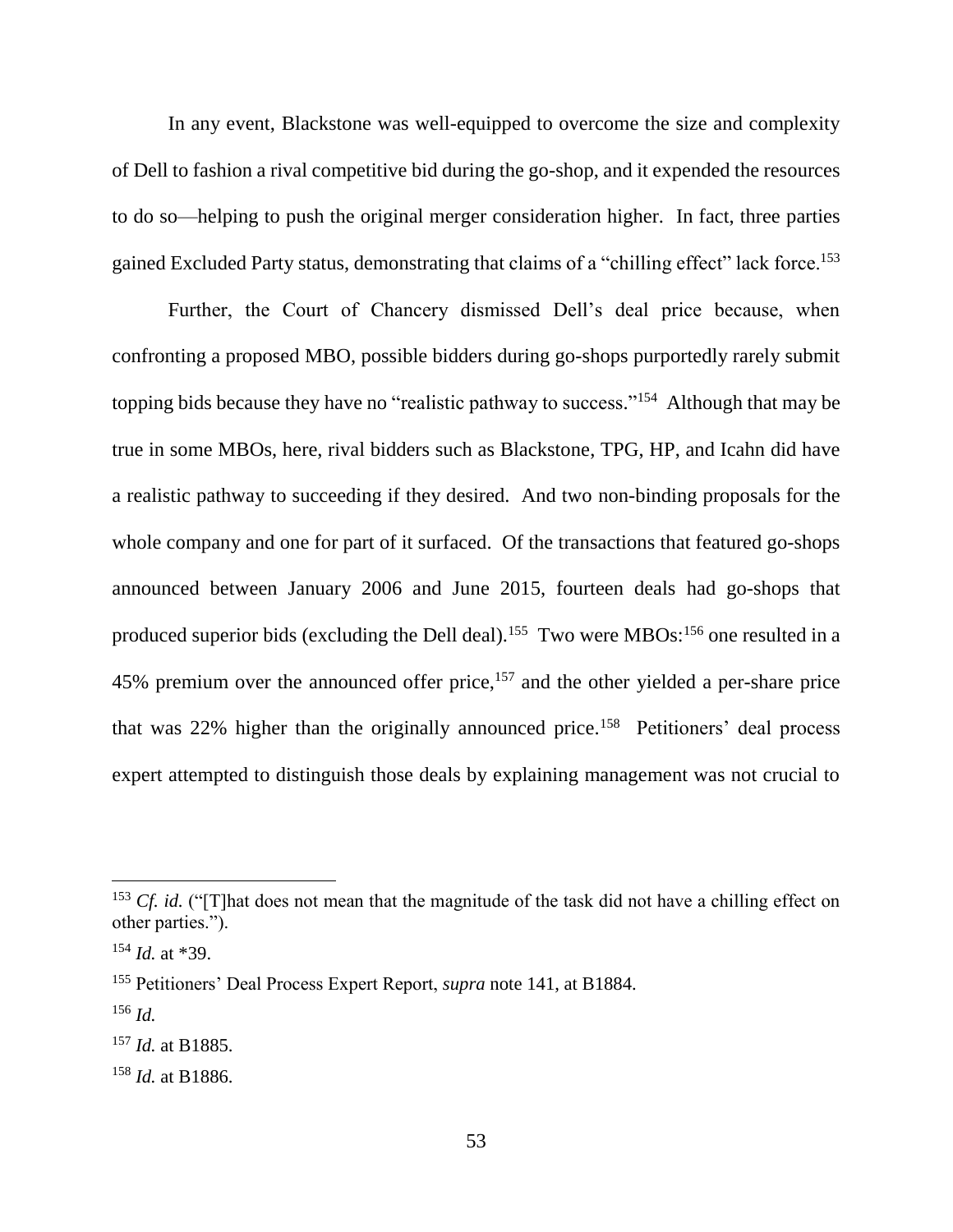In any event, Blackstone was well-equipped to overcome the size and complexity of Dell to fashion a rival competitive bid during the go-shop, and it expended the resources to do so—helping to push the original merger consideration higher. In fact, three parties gained Excluded Party status, demonstrating that claims of a "chilling effect" lack force.[153]

Further, the Court of Chancery dismissed Dell's deal price because, when confronting a proposed MBO, possible bidders during go-shops purportedly rarely submit topping bids because they have no "realistic pathway to success."[154] Although that may be true in some MBOs, here, rival bidders such as Blackstone, TPG, HP, and Icahn did have a realistic pathway to succeeding if they desired. And two non-binding proposals for the whole company and one for part of it surfaced. Of the transactions that featured go-shops announced between January 2006 and June 2015, fourteen deals had go-shops that produced superior bids (excluding the Dell deal).[155] Two were MBOs:[156] one resulted in a 45% premium over the announced offer price,[157] and the other yielded a per-share price that was 22% higher than the originally announced price.[158] Petitioners' deal process expert attempted to distinguish those deals by explaining management was not crucial to

---

[153] *Cf. id.* ("[T]hat does not mean that the magnitude of the task did not have a chilling effect on other parties.").

[154] *Id.* at *39.

[155] Petitioners' Deal Process Expert Report, *supra* note 141, at B1884.

[156] *Id.*

[157] *Id.* at B1885.

[158] *Id.* at B1886.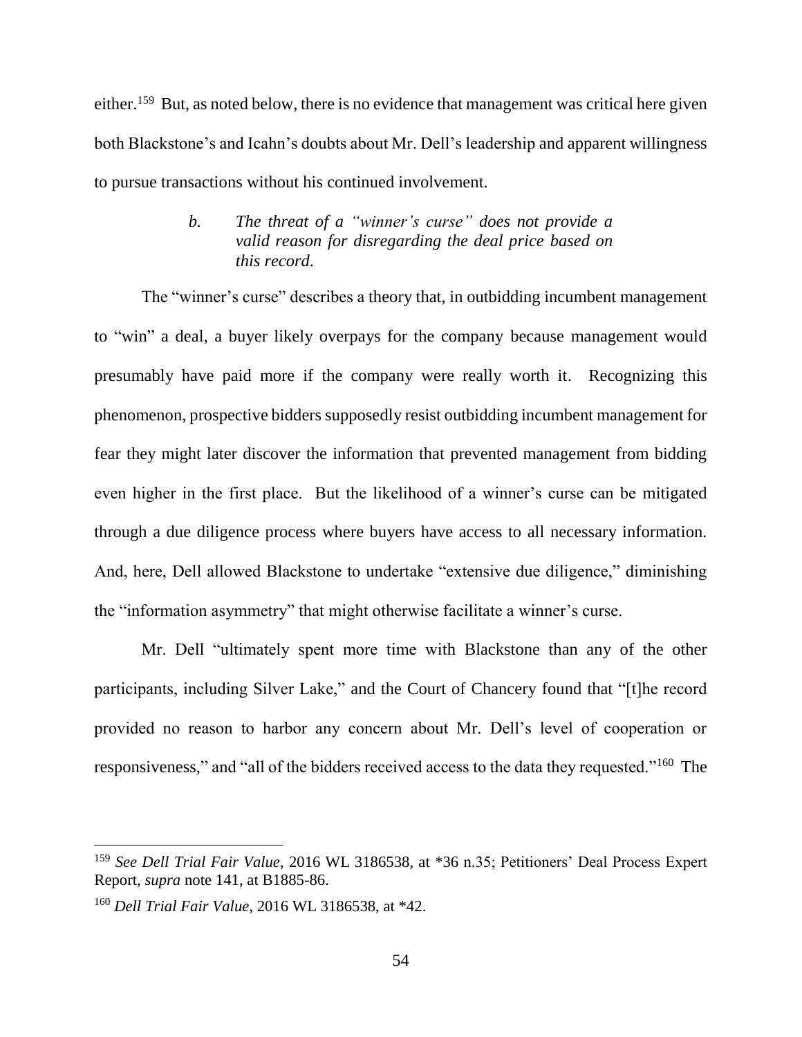either.[159] But, as noted below, there is no evidence that management was critical here given both Blackstone's and Icahn's doubts about Mr. Dell's leadership and apparent willingness to pursue transactions without his continued involvement.

> *b. The threat of a "winner's curse" does not provide a valid reason for disregarding the deal price based on this record.*

The "winner's curse" describes a theory that, in outbidding incumbent management to "win" a deal, a buyer likely overpays for the company because management would presumably have paid more if the company were really worth it. Recognizing this phenomenon, prospective bidders supposedly resist outbidding incumbent management for fear they might later discover the information that prevented management from bidding even higher in the first place. But the likelihood of a winner's curse can be mitigated through a due diligence process where buyers have access to all necessary information. And, here, Dell allowed Blackstone to undertake "extensive due diligence," diminishing the "information asymmetry" that might otherwise facilitate a winner's curse.

Mr. Dell "ultimately spent more time with Blackstone than any of the other participants, including Silver Lake," and the Court of Chancery found that "[t]he record provided no reason to harbor any concern about Mr. Dell's level of cooperation or responsiveness," and "all of the bidders received access to the data they requested."[160] The

---

[159] *See Dell Trial Fair Value*, 2016 WL 3186538, at *36 n.35; Petitioners' Deal Process Expert Report, *supra* note 141, at B1885-86.

[160] *Dell Trial Fair Value*, 2016 WL 3186538, at *42.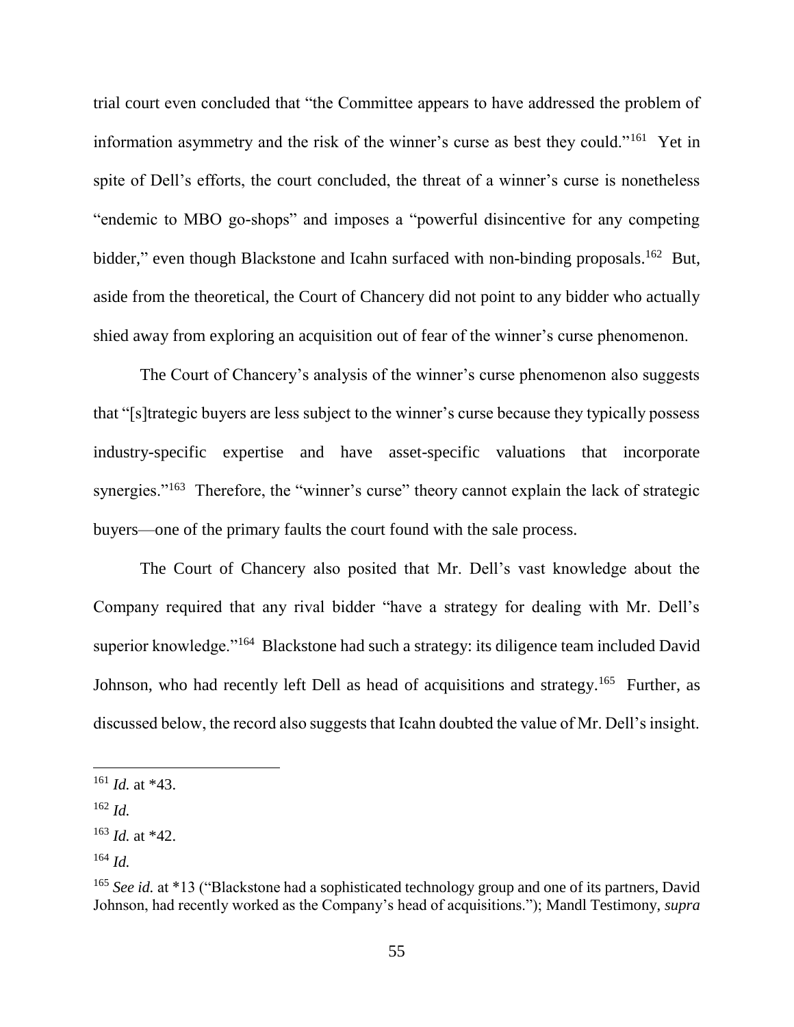trial court even concluded that "the Committee appears to have addressed the problem of information asymmetry and the risk of the winner's curse as best they could."[161] Yet in spite of Dell's efforts, the court concluded, the threat of a winner's curse is nonetheless "endemic to MBO go-shops" and imposes a "powerful disincentive for any competing bidder," even though Blackstone and Icahn surfaced with non-binding proposals.[162] But, aside from the theoretical, the Court of Chancery did not point to any bidder who actually shied away from exploring an acquisition out of fear of the winner's curse phenomenon.

The Court of Chancery's analysis of the winner's curse phenomenon also suggests that "[s]trategic buyers are less subject to the winner's curse because they typically possess industry-specific expertise and have asset-specific valuations that incorporate synergies."[163] Therefore, the "winner's curse" theory cannot explain the lack of strategic buyers—one of the primary faults the court found with the sale process.

The Court of Chancery also posited that Mr. Dell's vast knowledge about the Company required that any rival bidder "have a strategy for dealing with Mr. Dell's superior knowledge."[164] Blackstone had such a strategy: its diligence team included David Johnson, who had recently left Dell as head of acquisitions and strategy.[165] Further, as discussed below, the record also suggests that Icahn doubted the value of Mr. Dell's insight.

---

[161] *Id.* at *43.

[162] *Id.*

[163] *Id.* at *42.

[164] *Id.*

[165] *See id.* at *13 ("Blackstone had a sophisticated technology group and one of its partners, David Johnson, had recently worked as the Company's head of acquisitions."); Mandl Testimony, *supra*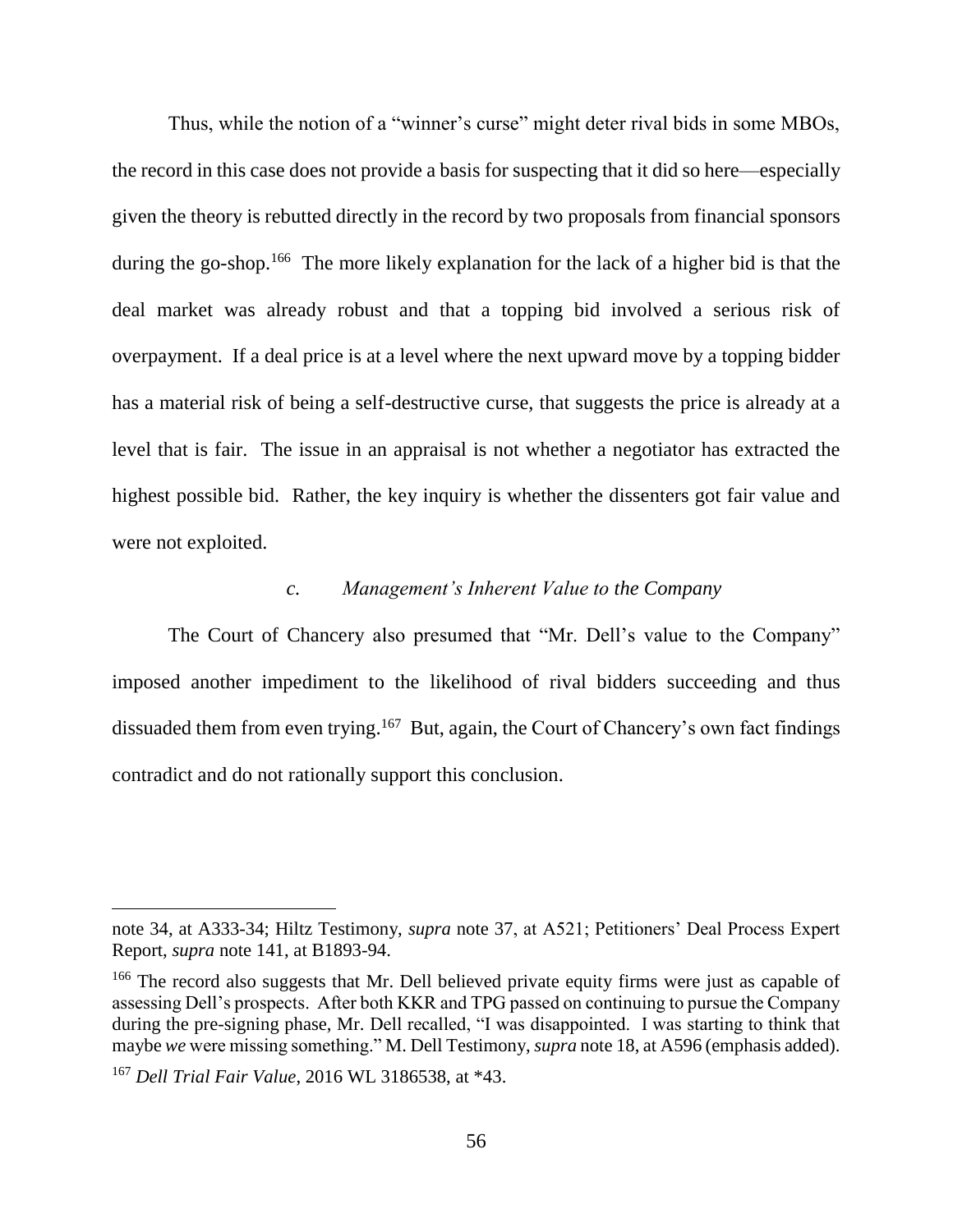Thus, while the notion of a "winner's curse" might deter rival bids in some MBOs, the record in this case does not provide a basis for suspecting that it did so here—especially given the theory is rebutted directly in the record by two proposals from financial sponsors during the go-shop.[166] The more likely explanation for the lack of a higher bid is that the deal market was already robust and that a topping bid involved a serious risk of overpayment. If a deal price is at a level where the next upward move by a topping bidder has a material risk of being a self-destructive curse, that suggests the price is already at a level that is fair. The issue in an appraisal is not whether a negotiator has extracted the highest possible bid. Rather, the key inquiry is whether the dissenters got fair value and were not exploited.

### *c. Management's Inherent Value to the Company*

The Court of Chancery also presumed that "Mr. Dell's value to the Company" imposed another impediment to the likelihood of rival bidders succeeding and thus dissuaded them from even trying.[167] But, again, the Court of Chancery's own fact findings contradict and do not rationally support this conclusion.

---

note 34, at A333-34; Hiltz Testimony, *supra* note 37, at A521; Petitioners' Deal Process Expert Report, *supra* note 141, at B1893-94.

[166] The record also suggests that Mr. Dell believed private equity firms were just as capable of assessing Dell's prospects. After both KKR and TPG passed on continuing to pursue the Company during the pre-signing phase, Mr. Dell recalled, "I was disappointed. I was starting to think that maybe *we* were missing something." M. Dell Testimony, *supra* note 18, at A596 (emphasis added).

[167] *Dell Trial Fair Value*, 2016 WL 3186538, at *43.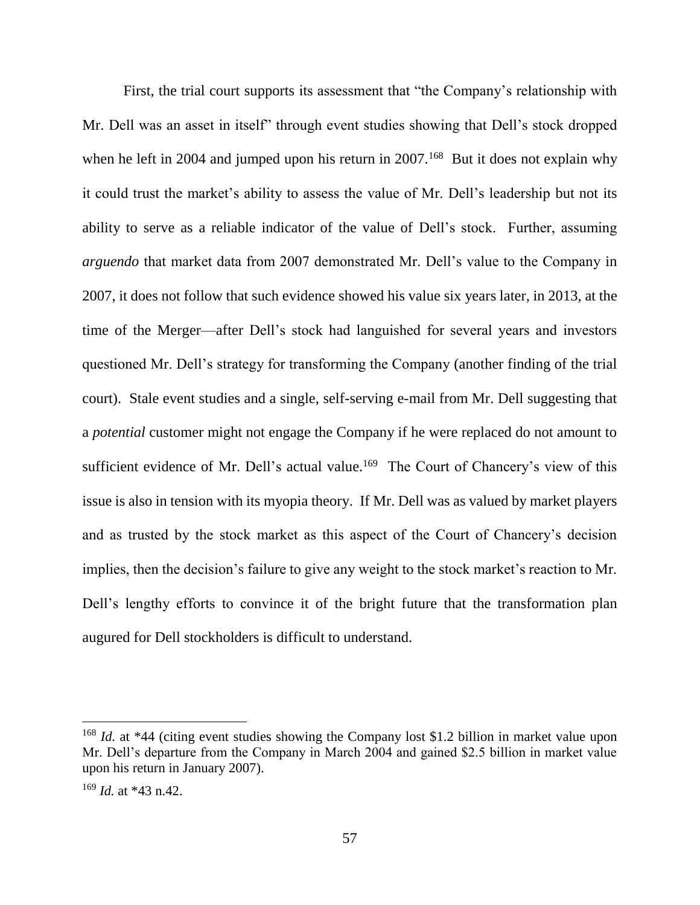First, the trial court supports its assessment that "the Company's relationship with Mr. Dell was an asset in itself" through event studies showing that Dell's stock dropped when he left in 2004 and jumped upon his return in 2007.[168] But it does not explain why it could trust the market's ability to assess the value of Mr. Dell's leadership but not its ability to serve as a reliable indicator of the value of Dell's stock. Further, assuming *arguendo* that market data from 2007 demonstrated Mr. Dell's value to the Company in 2007, it does not follow that such evidence showed his value six years later, in 2013, at the time of the Merger—after Dell's stock had languished for several years and investors questioned Mr. Dell's strategy for transforming the Company (another finding of the trial court). Stale event studies and a single, self-serving e-mail from Mr. Dell suggesting that a *potential* customer might not engage the Company if he were replaced do not amount to sufficient evidence of Mr. Dell's actual value.[169] The Court of Chancery's view of this issue is also in tension with its myopia theory. If Mr. Dell was as valued by market players and as trusted by the stock market as this aspect of the Court of Chancery's decision implies, then the decision's failure to give any weight to the stock market's reaction to Mr. Dell's lengthy efforts to convince it of the bright future that the transformation plan augured for Dell stockholders is difficult to understand.

---

[168] *Id.* at *44 (citing event studies showing the Company lost $1.2 billion in market value upon Mr. Dell's departure from the Company in March 2004 and gained $2.5 billion in market value upon his return in January 2007).

[169] *Id.* at *43 n.42.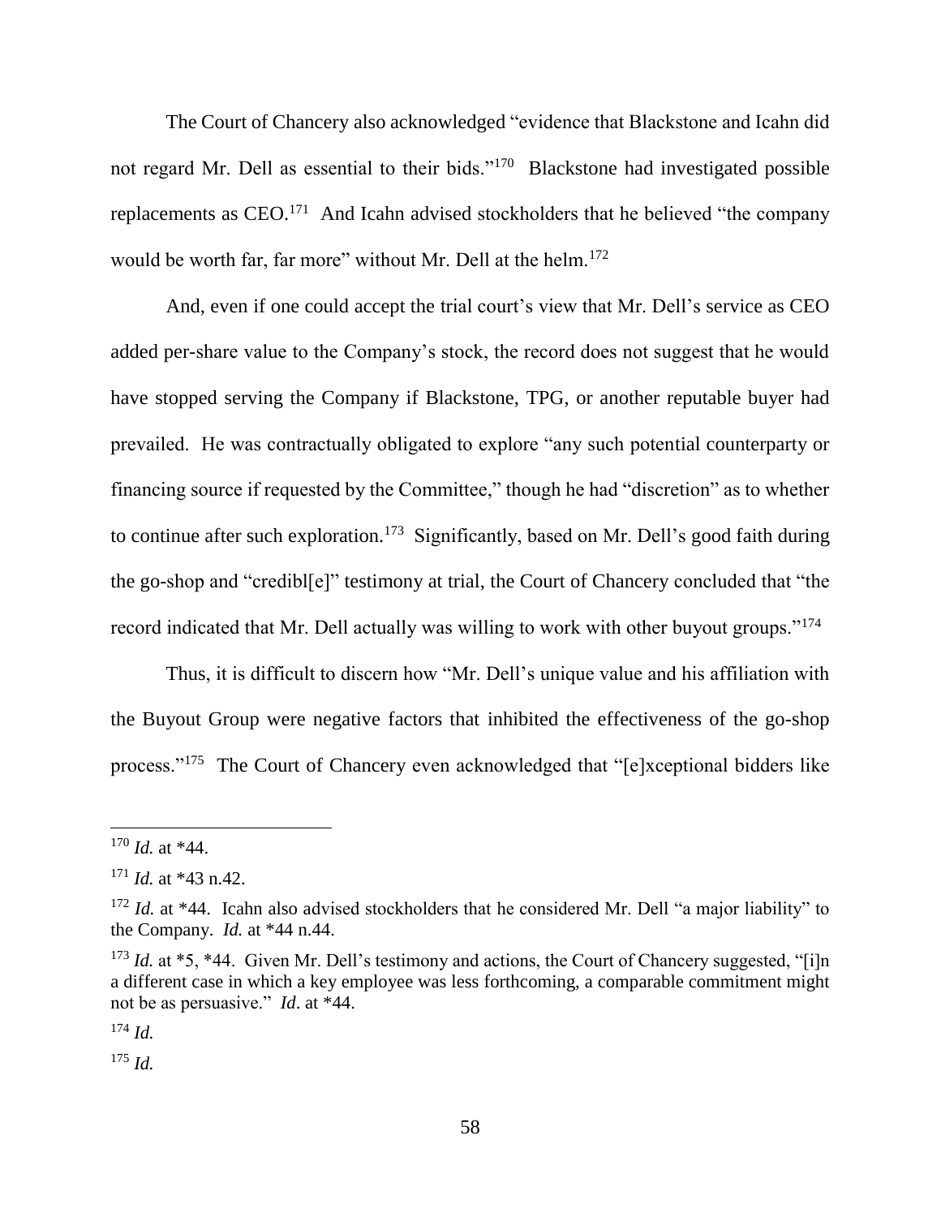The Court of Chancery also acknowledged "evidence that Blackstone and Icahn did not regard Mr. Dell as essential to their bids."[170] Blackstone had investigated possible replacements as CEO.[171] And Icahn advised stockholders that he believed "the company would be worth far, far more" without Mr. Dell at the helm.[172]

And, even if one could accept the trial court's view that Mr. Dell's service as CEO added per-share value to the Company's stock, the record does not suggest that he would have stopped serving the Company if Blackstone, TPG, or another reputable buyer had prevailed. He was contractually obligated to explore "any such potential counterparty or financing source if requested by the Committee," though he had "discretion" as to whether to continue after such exploration.[173] Significantly, based on Mr. Dell's good faith during the go-shop and "credibl[e]" testimony at trial, the Court of Chancery concluded that "the record indicated that Mr. Dell actually was willing to work with other buyout groups."[174]

Thus, it is difficult to discern how "Mr. Dell's unique value and his affiliation with the Buyout Group were negative factors that inhibited the effectiveness of the go-shop process."[175] The Court of Chancery even acknowledged that "[e]xceptional bidders like

---

[170] *Id.* at *44.

[171] *Id.* at *43 n.42.

[172] *Id.* at *44. Icahn also advised stockholders that he considered Mr. Dell "a major liability" to the Company. *Id.* at *44 n.44.

[173] *Id.* at *5, *44. Given Mr. Dell's testimony and actions, the Court of Chancery suggested, "[i]n a different case in which a key employee was less forthcoming, a comparable commitment might not be as persuasive." *Id*. at *44.

[174] *Id.*

[175] *Id.*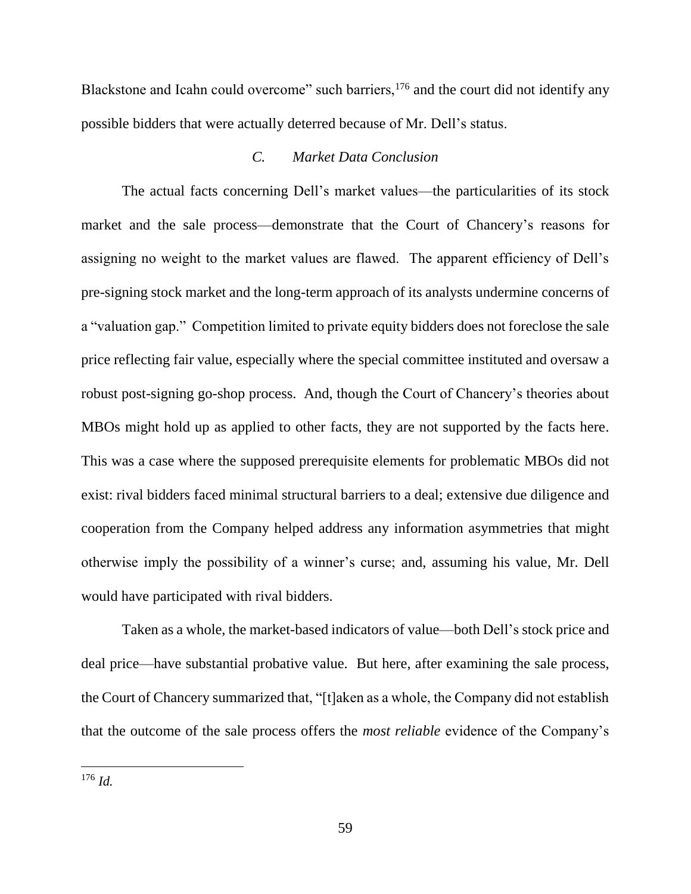Blackstone and Icahn could overcome" such barriers,[176] and the court did not identify any possible bidders that were actually deterred because of Mr. Dell's status.

### *C. Market Data Conclusion*

The actual facts concerning Dell's market values—the particularities of its stock market and the sale process—demonstrate that the Court of Chancery's reasons for assigning no weight to the market values are flawed. The apparent efficiency of Dell's pre-signing stock market and the long-term approach of its analysts undermine concerns of a "valuation gap." Competition limited to private equity bidders does not foreclose the sale price reflecting fair value, especially where the special committee instituted and oversaw a robust post-signing go-shop process. And, though the Court of Chancery's theories about MBOs might hold up as applied to other facts, they are not supported by the facts here. This was a case where the supposed prerequisite elements for problematic MBOs did not exist: rival bidders faced minimal structural barriers to a deal; extensive due diligence and cooperation from the Company helped address any information asymmetries that might otherwise imply the possibility of a winner's curse; and, assuming his value, Mr. Dell would have participated with rival bidders.

Taken as a whole, the market-based indicators of value—both Dell's stock price and deal price—have substantial probative value. But here, after examining the sale process, the Court of Chancery summarized that, "[t]aken as a whole, the Company did not establish that the outcome of the sale process offers the *most reliable* evidence of the Company's

---

[176] *Id.*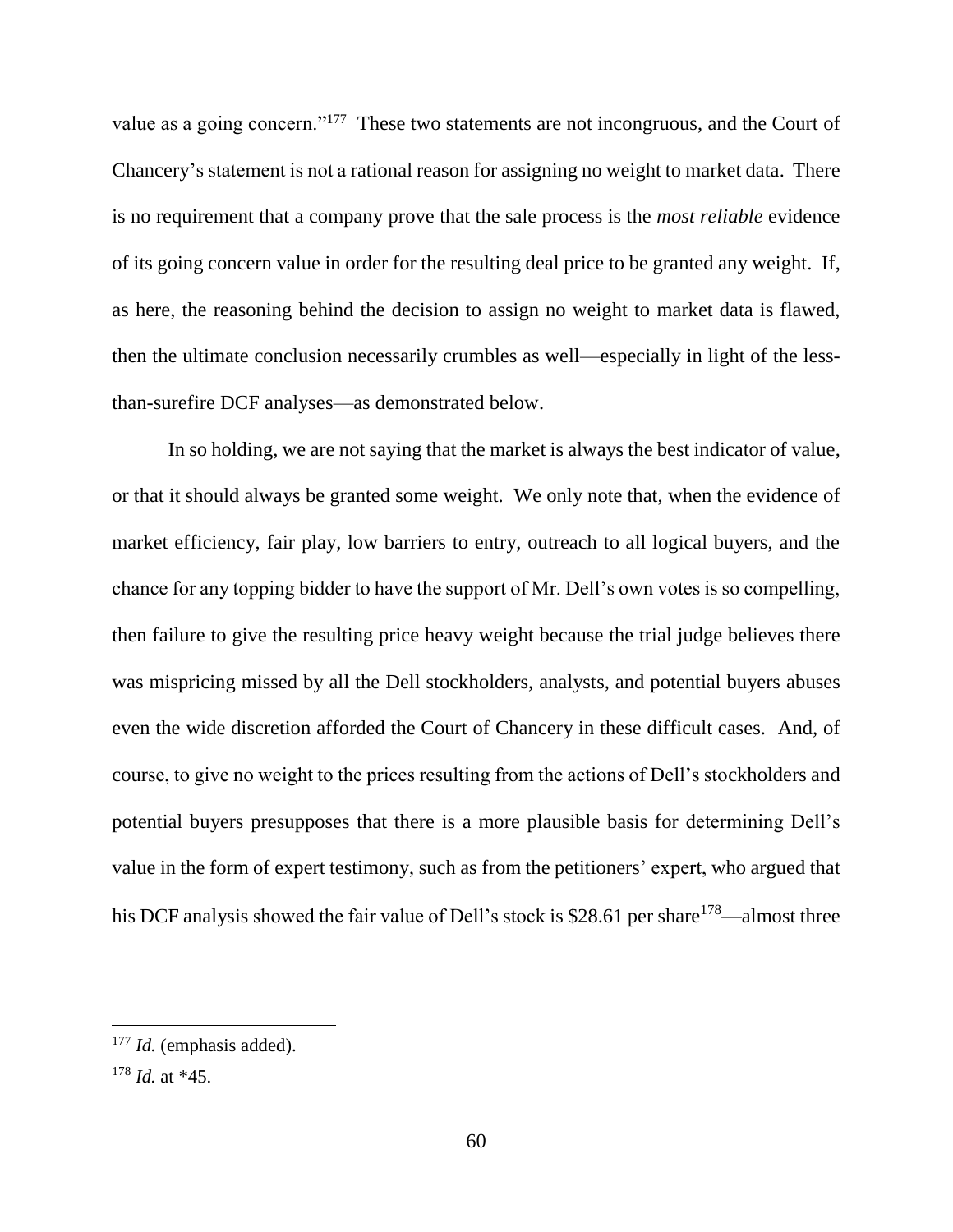value as a going concern."[177] These two statements are not incongruous, and the Court of Chancery's statement is not a rational reason for assigning no weight to market data. There is no requirement that a company prove that the sale process is the *most reliable* evidence of its going concern value in order for the resulting deal price to be granted any weight. If, as here, the reasoning behind the decision to assign no weight to market data is flawed, then the ultimate conclusion necessarily crumbles as well—especially in light of the less-than-surefire DCF analyses—as demonstrated below.

In so holding, we are not saying that the market is always the best indicator of value, or that it should always be granted some weight. We only note that, when the evidence of market efficiency, fair play, low barriers to entry, outreach to all logical buyers, and the chance for any topping bidder to have the support of Mr. Dell's own votes is so compelling, then failure to give the resulting price heavy weight because the trial judge believes there was mispricing missed by all the Dell stockholders, analysts, and potential buyers abuses even the wide discretion afforded the Court of Chancery in these difficult cases. And, of course, to give no weight to the prices resulting from the actions of Dell's stockholders and potential buyers presupposes that there is a more plausible basis for determining Dell's value in the form of expert testimony, such as from the petitioners' expert, who argued that his DCF analysis showed the fair value of Dell's stock is \$28.61 per share[178]—almost three

---

[177] *Id.* (emphasis added).

[178] *Id.* at *45.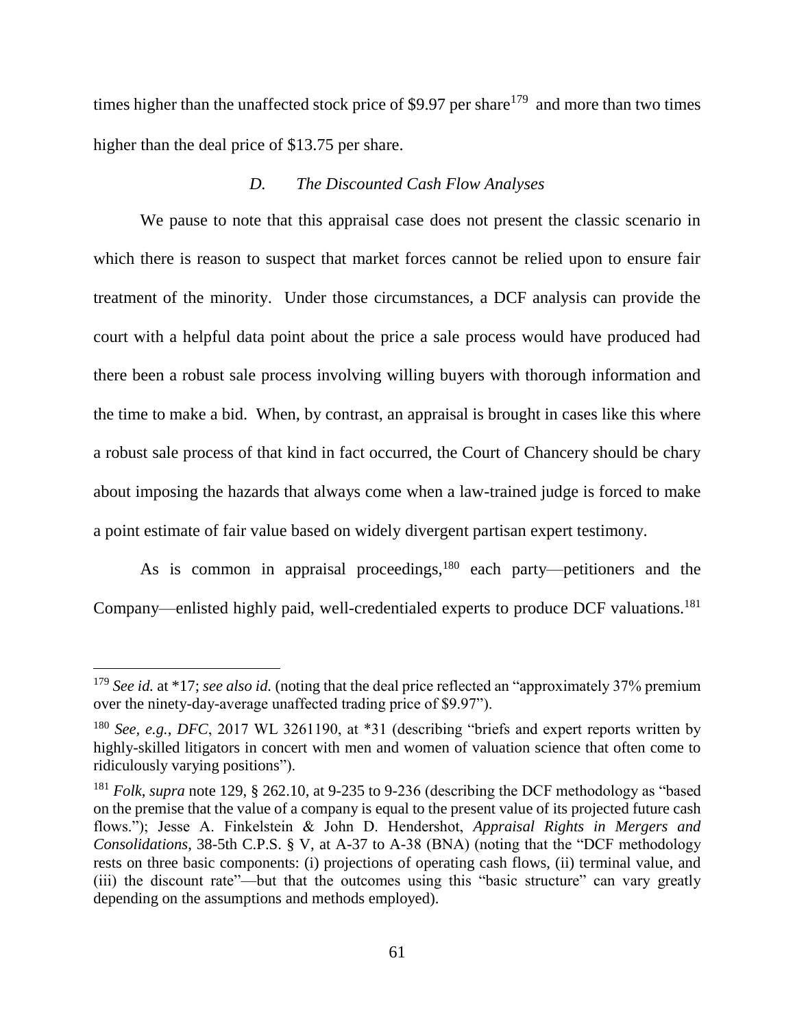times higher than the unaffected stock price of $9.97 per share[179] and more than two times higher than the deal price of $13.75 per share.

### *D. The Discounted Cash Flow Analyses*

We pause to note that this appraisal case does not present the classic scenario in which there is reason to suspect that market forces cannot be relied upon to ensure fair treatment of the minority. Under those circumstances, a DCF analysis can provide the court with a helpful data point about the price a sale process would have produced had there been a robust sale process involving willing buyers with thorough information and the time to make a bid. When, by contrast, an appraisal is brought in cases like this where a robust sale process of that kind in fact occurred, the Court of Chancery should be chary about imposing the hazards that always come when a law-trained judge is forced to make a point estimate of fair value based on widely divergent partisan expert testimony.

As is common in appraisal proceedings,[180] each party—petitioners and the Company—enlisted highly paid, well-credentialed experts to produce DCF valuations.[181]

---

[179] *See id.* at *17; *see also id.* (noting that the deal price reflected an "approximately 37% premium over the ninety-day-average unaffected trading price of $9.97").

[180] *See, e.g.*, *DFC*, 2017 WL 3261190, at *31 (describing "briefs and expert reports written by highly-skilled litigators in concert with men and women of valuation science that often come to ridiculously varying positions").

[181] *Folk*, *supra* note 129, § 262.10, at 9-235 to 9-236 (describing the DCF methodology as "based on the premise that the value of a company is equal to the present value of its projected future cash flows."); Jesse A. Finkelstein & John D. Hendershot, *Appraisal Rights in Mergers and Consolidations*, 38-5th C.P.S. § V, at A-37 to A-38 (BNA) (noting that the "DCF methodology rests on three basic components: (i) projections of operating cash flows, (ii) terminal value, and (iii) the discount rate"—but that the outcomes using this "basic structure" can vary greatly depending on the assumptions and methods employed).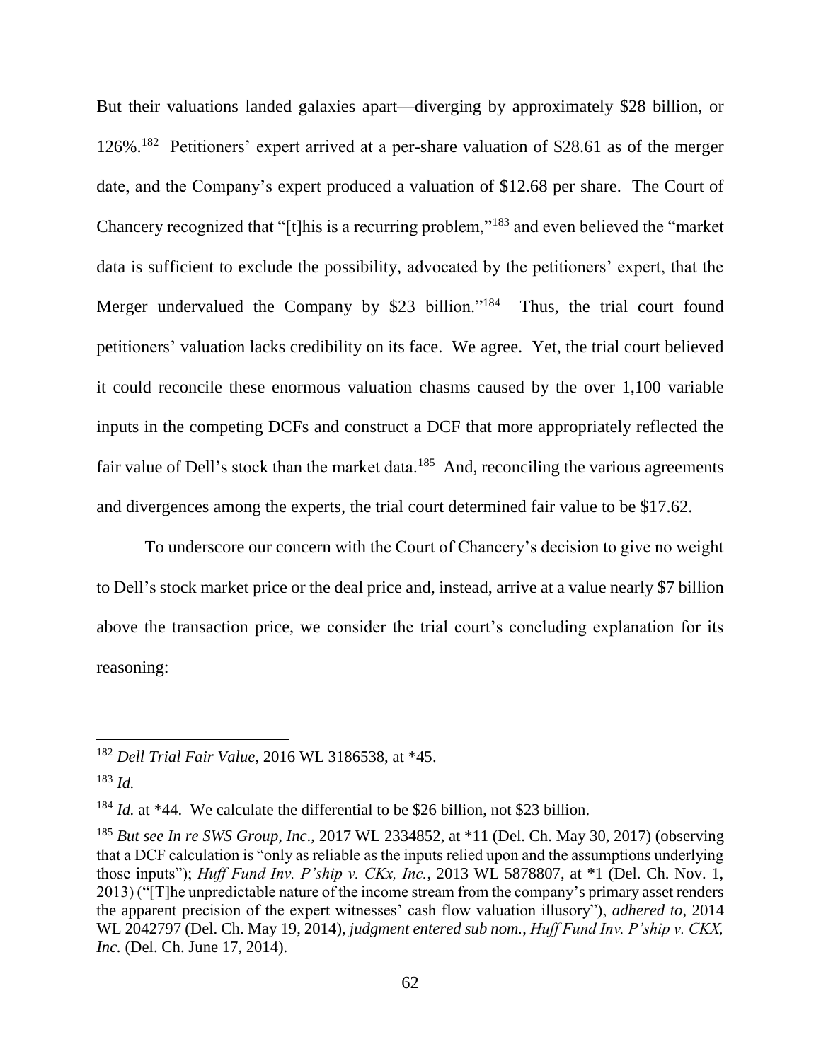But their valuations landed galaxies apart—diverging by approximately $28 billion, or 126%.[182] Petitioners' expert arrived at a per-share valuation of $28.61 as of the merger date, and the Company's expert produced a valuation of $12.68 per share. The Court of Chancery recognized that "[t]his is a recurring problem,"[183] and even believed the "market data is sufficient to exclude the possibility, advocated by the petitioners' expert, that the Merger undervalued the Company by $23 billion."[184] Thus, the trial court found petitioners' valuation lacks credibility on its face. We agree. Yet, the trial court believed it could reconcile these enormous valuation chasms caused by the over 1,100 variable inputs in the competing DCFs and construct a DCF that more appropriately reflected the fair value of Dell's stock than the market data.[185] And, reconciling the various agreements and divergences among the experts, the trial court determined fair value to be $17.62.

To underscore our concern with the Court of Chancery's decision to give no weight to Dell's stock market price or the deal price and, instead, arrive at a value nearly $7 billion above the transaction price, we consider the trial court's concluding explanation for its reasoning:

---

[182] *Dell Trial Fair Value*, 2016 WL 3186538, at *45.

[183] *Id.*

[184] *Id.* at *44. We calculate the differential to be $26 billion, not $23 billion.

[185] *But see In re SWS Group, Inc*., 2017 WL 2334852, at *11 (Del. Ch. May 30, 2017) (observing that a DCF calculation is "only as reliable as the inputs relied upon and the assumptions underlying those inputs"); *Huff Fund Inv. P'ship v. CKx, Inc.*, 2013 WL 5878807, at *1 (Del. Ch. Nov. 1, 2013) ("[T]he unpredictable nature of the income stream from the company's primary asset renders the apparent precision of the expert witnesses' cash flow valuation illusory"), *adhered to*, 2014 WL 2042797 (Del. Ch. May 19, 2014), *judgment entered sub nom.*, *Huff Fund Inv. P'ship v. CKX, Inc.* (Del. Ch. June 17, 2014).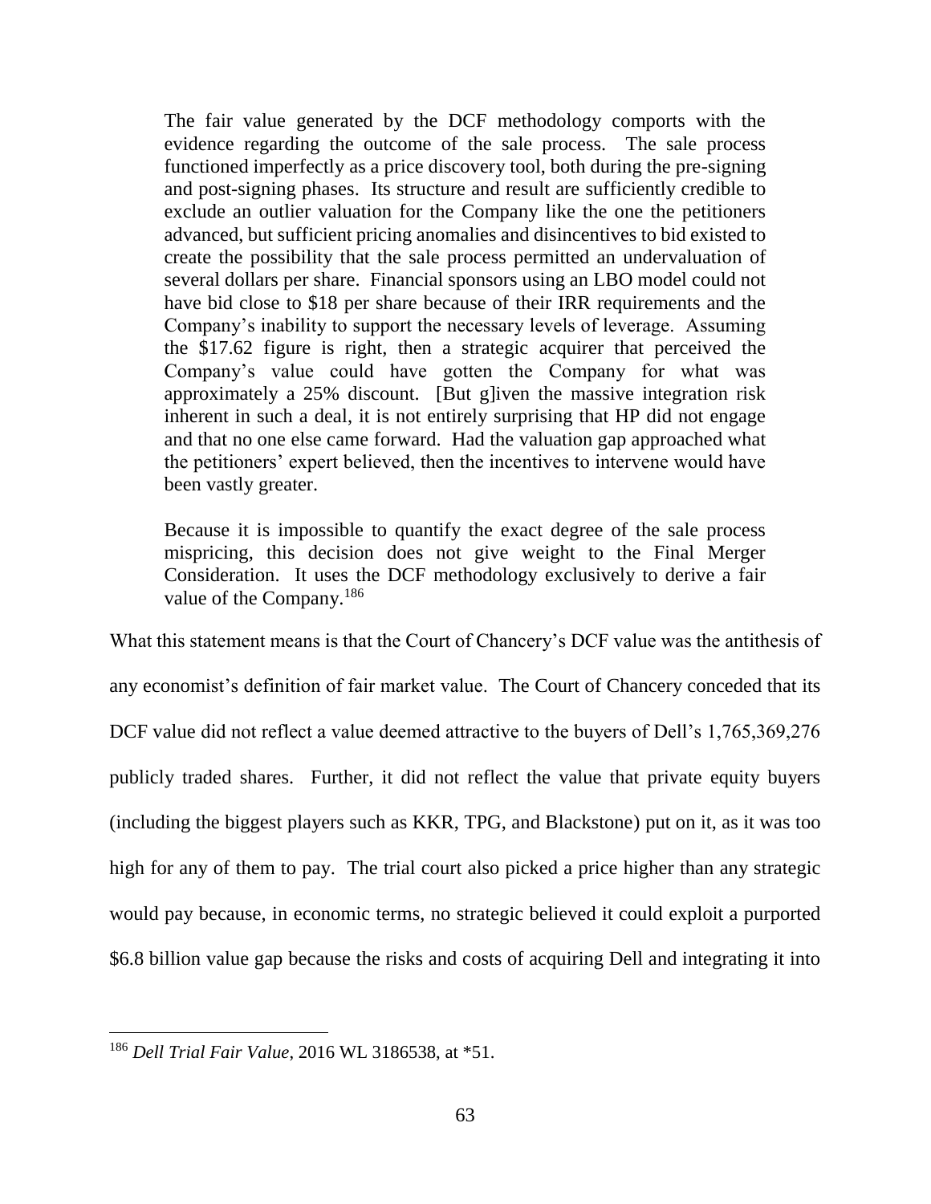> The fair value generated by the DCF methodology comports with the evidence regarding the outcome of the sale process. The sale process functioned imperfectly as a price discovery tool, both during the pre-signing and post-signing phases. Its structure and result are sufficiently credible to exclude an outlier valuation for the Company like the one the petitioners advanced, but sufficient pricing anomalies and disincentives to bid existed to create the possibility that the sale process permitted an undervaluation of several dollars per share. Financial sponsors using an LBO model could not have bid close to $18 per share because of their IRR requirements and the Company's inability to support the necessary levels of leverage. Assuming the $17.62 figure is right, then a strategic acquirer that perceived the Company's value could have gotten the Company for what was approximately a 25% discount. [But g]iven the massive integration risk inherent in such a deal, it is not entirely surprising that HP did not engage and that no one else came forward. Had the valuation gap approached what the petitioners' expert believed, then the incentives to intervene would have been vastly greater.
>
> Because it is impossible to quantify the exact degree of the sale process mispricing, this decision does not give weight to the Final Merger Consideration. It uses the DCF methodology exclusively to derive a fair value of the Company.[186]

What this statement means is that the Court of Chancery's DCF value was the antithesis of any economist's definition of fair market value. The Court of Chancery conceded that its DCF value did not reflect a value deemed attractive to the buyers of Dell's 1,765,369,276 publicly traded shares. Further, it did not reflect the value that private equity buyers (including the biggest players such as KKR, TPG, and Blackstone) put on it, as it was too high for any of them to pay. The trial court also picked a price higher than any strategic would pay because, in economic terms, no strategic believed it could exploit a purported $6.8 billion value gap because the risks and costs of acquiring Dell and integrating it into

[186] *Dell Trial Fair Value*, 2016 WL 3186538, at *51.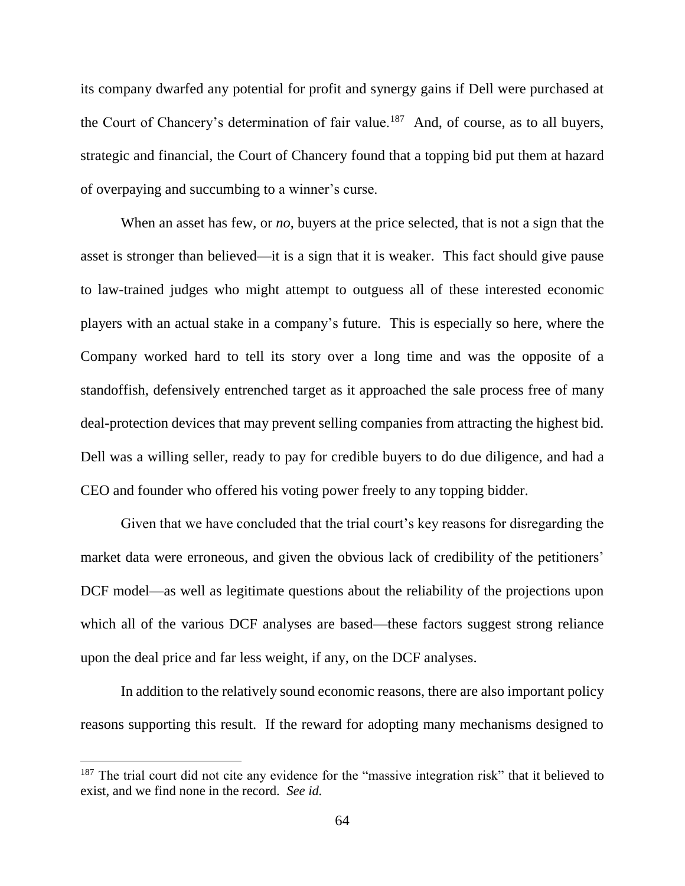its company dwarfed any potential for profit and synergy gains if Dell were purchased at the Court of Chancery's determination of fair value.[187] And, of course, as to all buyers, strategic and financial, the Court of Chancery found that a topping bid put them at hazard of overpaying and succumbing to a winner's curse.

When an asset has few, or *no*, buyers at the price selected, that is not a sign that the asset is stronger than believed—it is a sign that it is weaker. This fact should give pause to law-trained judges who might attempt to outguess all of these interested economic players with an actual stake in a company's future. This is especially so here, where the Company worked hard to tell its story over a long time and was the opposite of a standoffish, defensively entrenched target as it approached the sale process free of many deal-protection devices that may prevent selling companies from attracting the highest bid. Dell was a willing seller, ready to pay for credible buyers to do due diligence, and had a CEO and founder who offered his voting power freely to any topping bidder.

Given that we have concluded that the trial court's key reasons for disregarding the market data were erroneous, and given the obvious lack of credibility of the petitioners' DCF model—as well as legitimate questions about the reliability of the projections upon which all of the various DCF analyses are based—these factors suggest strong reliance upon the deal price and far less weight, if any, on the DCF analyses.

In addition to the relatively sound economic reasons, there are also important policy reasons supporting this result. If the reward for adopting many mechanisms designed to

---

[187] The trial court did not cite any evidence for the "massive integration risk" that it believed to exist, and we find none in the record. *See id.*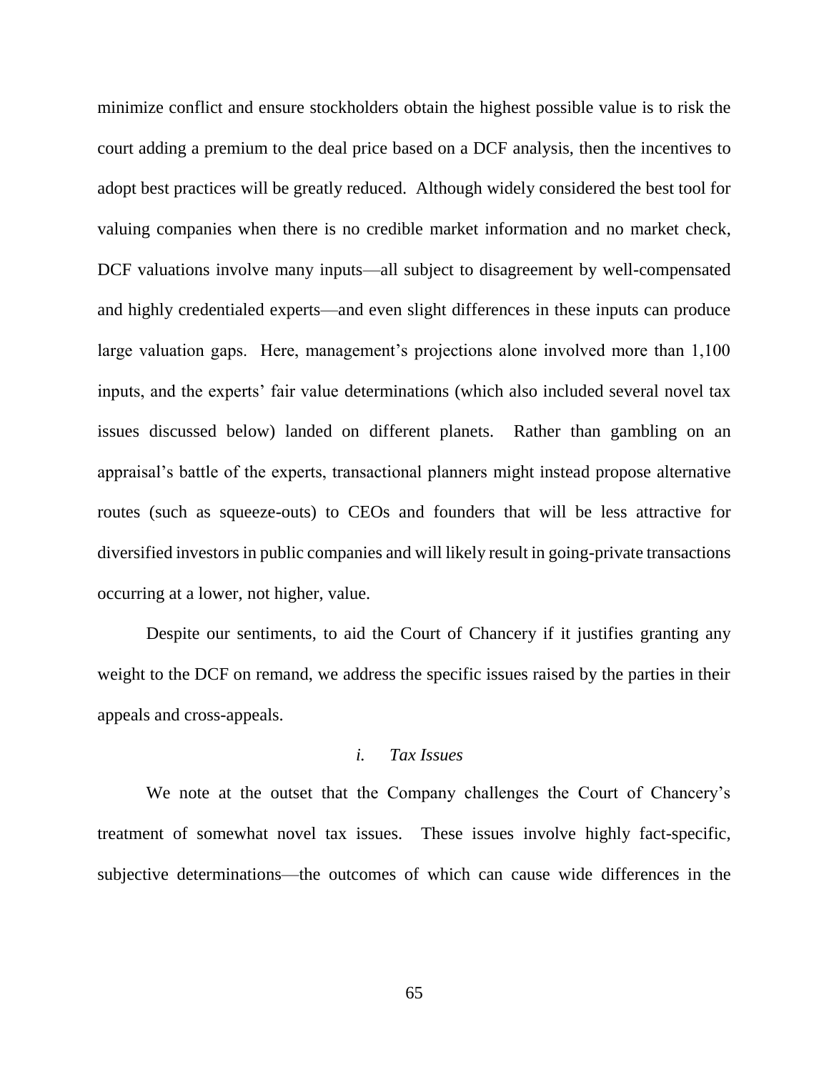minimize conflict and ensure stockholders obtain the highest possible value is to risk the court adding a premium to the deal price based on a DCF analysis, then the incentives to adopt best practices will be greatly reduced. Although widely considered the best tool for valuing companies when there is no credible market information and no market check, DCF valuations involve many inputs—all subject to disagreement by well-compensated and highly credentialed experts—and even slight differences in these inputs can produce large valuation gaps. Here, management's projections alone involved more than 1,100 inputs, and the experts' fair value determinations (which also included several novel tax issues discussed below) landed on different planets. Rather than gambling on an appraisal's battle of the experts, transactional planners might instead propose alternative routes (such as squeeze-outs) to CEOs and founders that will be less attractive for diversified investors in public companies and will likely result in going-private transactions occurring at a lower, not higher, value.

Despite our sentiments, to aid the Court of Chancery if it justifies granting any weight to the DCF on remand, we address the specific issues raised by the parties in their appeals and cross-appeals.

*i. Tax Issues*

We note at the outset that the Company challenges the Court of Chancery's treatment of somewhat novel tax issues. These issues involve highly fact-specific, subjective determinations—the outcomes of which can cause wide differences in the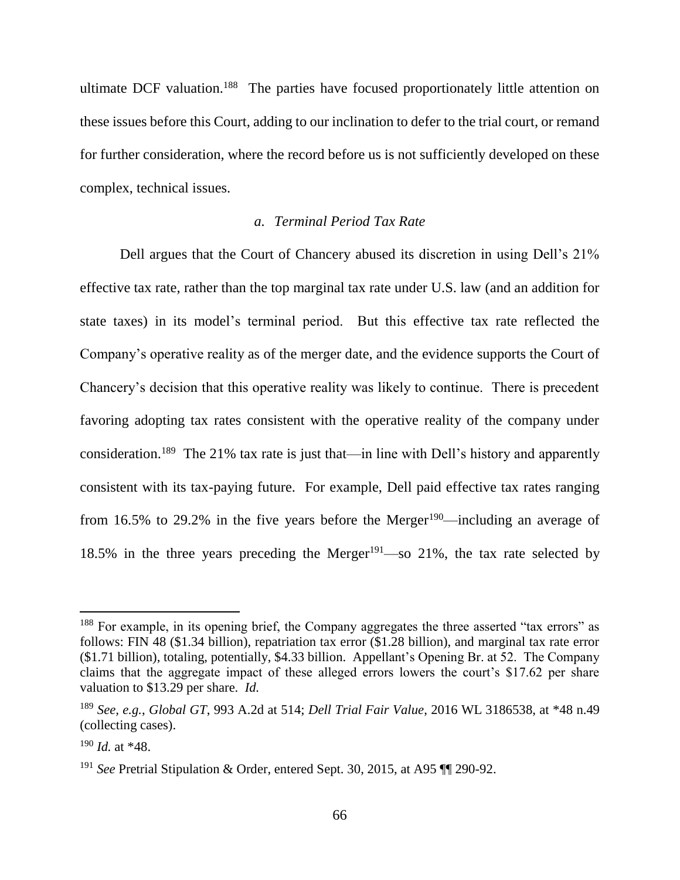ultimate DCF valuation.[188] The parties have focused proportionately little attention on these issues before this Court, adding to our inclination to defer to the trial court, or remand for further consideration, where the record before us is not sufficiently developed on these complex, technical issues.

*a. Terminal Period Tax Rate*

Dell argues that the Court of Chancery abused its discretion in using Dell's 21% effective tax rate, rather than the top marginal tax rate under U.S. law (and an addition for state taxes) in its model's terminal period. But this effective tax rate reflected the Company's operative reality as of the merger date, and the evidence supports the Court of Chancery's decision that this operative reality was likely to continue. There is precedent favoring adopting tax rates consistent with the operative reality of the company under consideration.[189] The 21% tax rate is just that—in line with Dell's history and apparently consistent with its tax-paying future. For example, Dell paid effective tax rates ranging from 16.5% to 29.2% in the five years before the Merger[190]—including an average of 18.5% in the three years preceding the Merger[191]—so 21%, the tax rate selected by

---

[188] For example, in its opening brief, the Company aggregates the three asserted "tax errors" as follows: FIN 48 ($1.34 billion), repatriation tax error ($1.28 billion), and marginal tax rate error ($1.71 billion), totaling, potentially, $4.33 billion. Appellant's Opening Br. at 52. The Company claims that the aggregate impact of these alleged errors lowers the court's $17.62 per share valuation to $13.29 per share. *Id.*

[189] *See, e.g.*, *Global GT*, 993 A.2d at 514; *Dell Trial Fair Value*, 2016 WL 3186538, at *48 n.49 (collecting cases).

[190] *Id.* at *48.

[191] *See* Pretrial Stipulation & Order, entered Sept. 30, 2015, at A95 ¶¶ 290-92.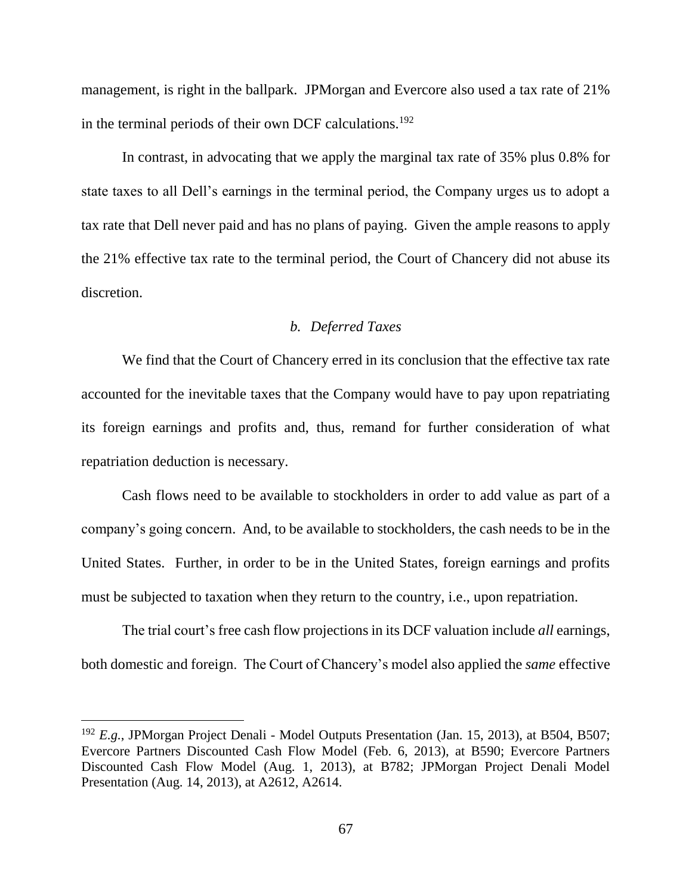management, is right in the ballpark. JPMorgan and Evercore also used a tax rate of 21% in the terminal periods of their own DCF calculations.[192]

In contrast, in advocating that we apply the marginal tax rate of 35% plus 0.8% for state taxes to all Dell's earnings in the terminal period, the Company urges us to adopt a tax rate that Dell never paid and has no plans of paying. Given the ample reasons to apply the 21% effective tax rate to the terminal period, the Court of Chancery did not abuse its discretion.

*b. Deferred Taxes*

We find that the Court of Chancery erred in its conclusion that the effective tax rate accounted for the inevitable taxes that the Company would have to pay upon repatriating its foreign earnings and profits and, thus, remand for further consideration of what repatriation deduction is necessary.

Cash flows need to be available to stockholders in order to add value as part of a company's going concern. And, to be available to stockholders, the cash needs to be in the United States. Further, in order to be in the United States, foreign earnings and profits must be subjected to taxation when they return to the country, i.e., upon repatriation.

The trial court's free cash flow projections in its DCF valuation include *all* earnings, both domestic and foreign. The Court of Chancery's model also applied the *same* effective

---

[192] *E.g.*, JPMorgan Project Denali - Model Outputs Presentation (Jan. 15, 2013), at B504, B507; Evercore Partners Discounted Cash Flow Model (Feb. 6, 2013), at B590; Evercore Partners Discounted Cash Flow Model (Aug. 1, 2013), at B782; JPMorgan Project Denali Model Presentation (Aug. 14, 2013), at A2612, A2614.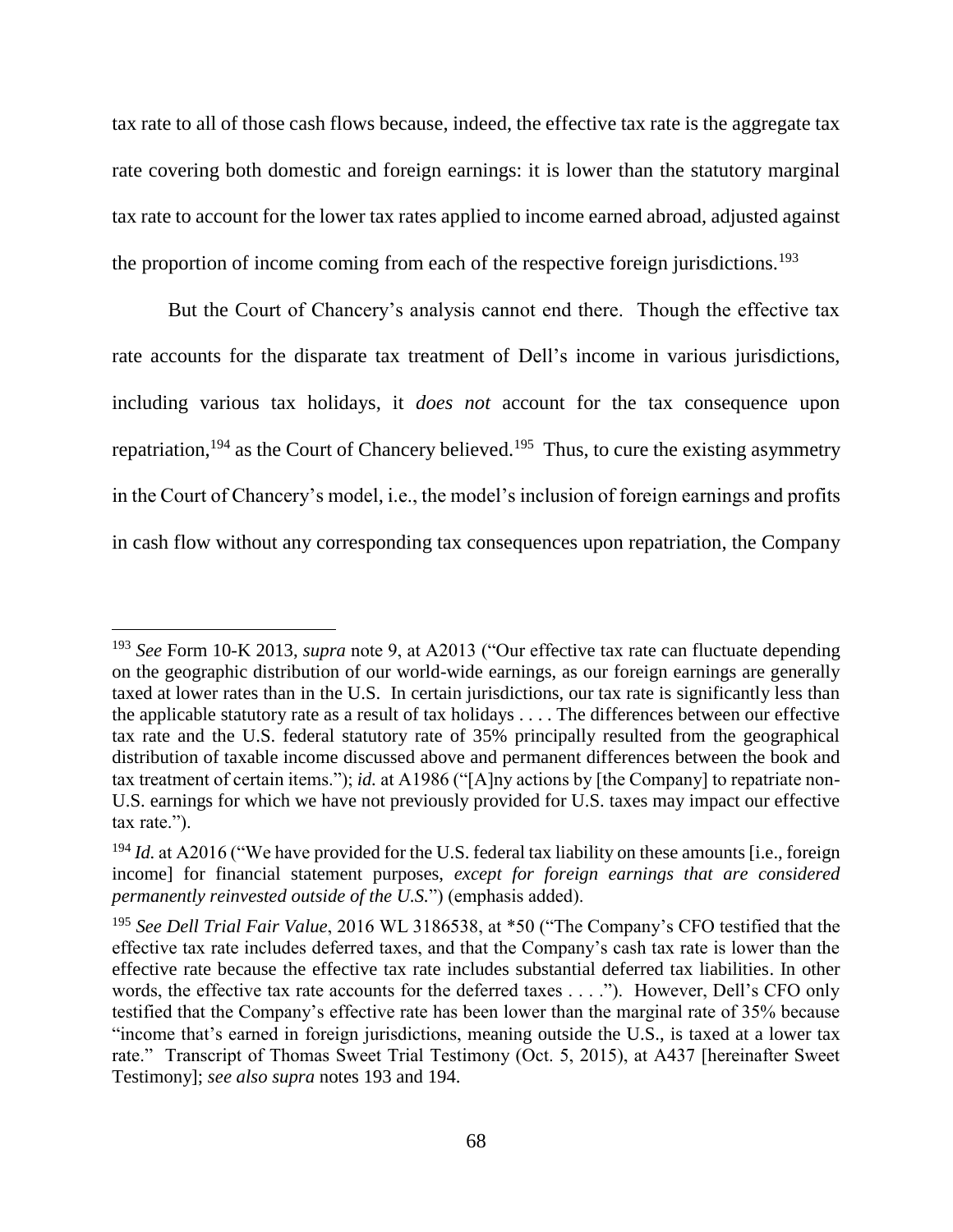tax rate to all of those cash flows because, indeed, the effective tax rate is the aggregate tax rate covering both domestic and foreign earnings: it is lower than the statutory marginal tax rate to account for the lower tax rates applied to income earned abroad, adjusted against the proportion of income coming from each of the respective foreign jurisdictions.[193]

But the Court of Chancery's analysis cannot end there. Though the effective tax rate accounts for the disparate tax treatment of Dell's income in various jurisdictions, including various tax holidays, it *does not* account for the tax consequence upon repatriation,[194] as the Court of Chancery believed.[195] Thus, to cure the existing asymmetry in the Court of Chancery's model, i.e., the model's inclusion of foreign earnings and profits in cash flow without any corresponding tax consequences upon repatriation, the Company

---

[193] *See* Form 10-K 2013, *supra* note 9, at A2013 ("Our effective tax rate can fluctuate depending on the geographic distribution of our world-wide earnings, as our foreign earnings are generally taxed at lower rates than in the U.S. In certain jurisdictions, our tax rate is significantly less than the applicable statutory rate as a result of tax holidays . . . . The differences between our effective tax rate and the U.S. federal statutory rate of 35% principally resulted from the geographical distribution of taxable income discussed above and permanent differences between the book and tax treatment of certain items."); *id.* at A1986 ("[A]ny actions by [the Company] to repatriate non-U.S. earnings for which we have not previously provided for U.S. taxes may impact our effective tax rate.").

[194] *Id.* at A2016 ("We have provided for the U.S. federal tax liability on these amounts [i.e., foreign income] for financial statement purposes, *except for foreign earnings that are considered permanently reinvested outside of the U.S.*") (emphasis added).

[195] *See Dell Trial Fair Value*, 2016 WL 3186538, at *50 ("The Company's CFO testified that the effective tax rate includes deferred taxes, and that the Company's cash tax rate is lower than the effective rate because the effective tax rate includes substantial deferred tax liabilities. In other words, the effective tax rate accounts for the deferred taxes . . . ."). However, Dell's CFO only testified that the Company's effective rate has been lower than the marginal rate of 35% because "income that's earned in foreign jurisdictions, meaning outside the U.S., is taxed at a lower tax rate." Transcript of Thomas Sweet Trial Testimony (Oct. 5, 2015), at A437 [hereinafter Sweet Testimony]; *see also supra* notes 193 and 194.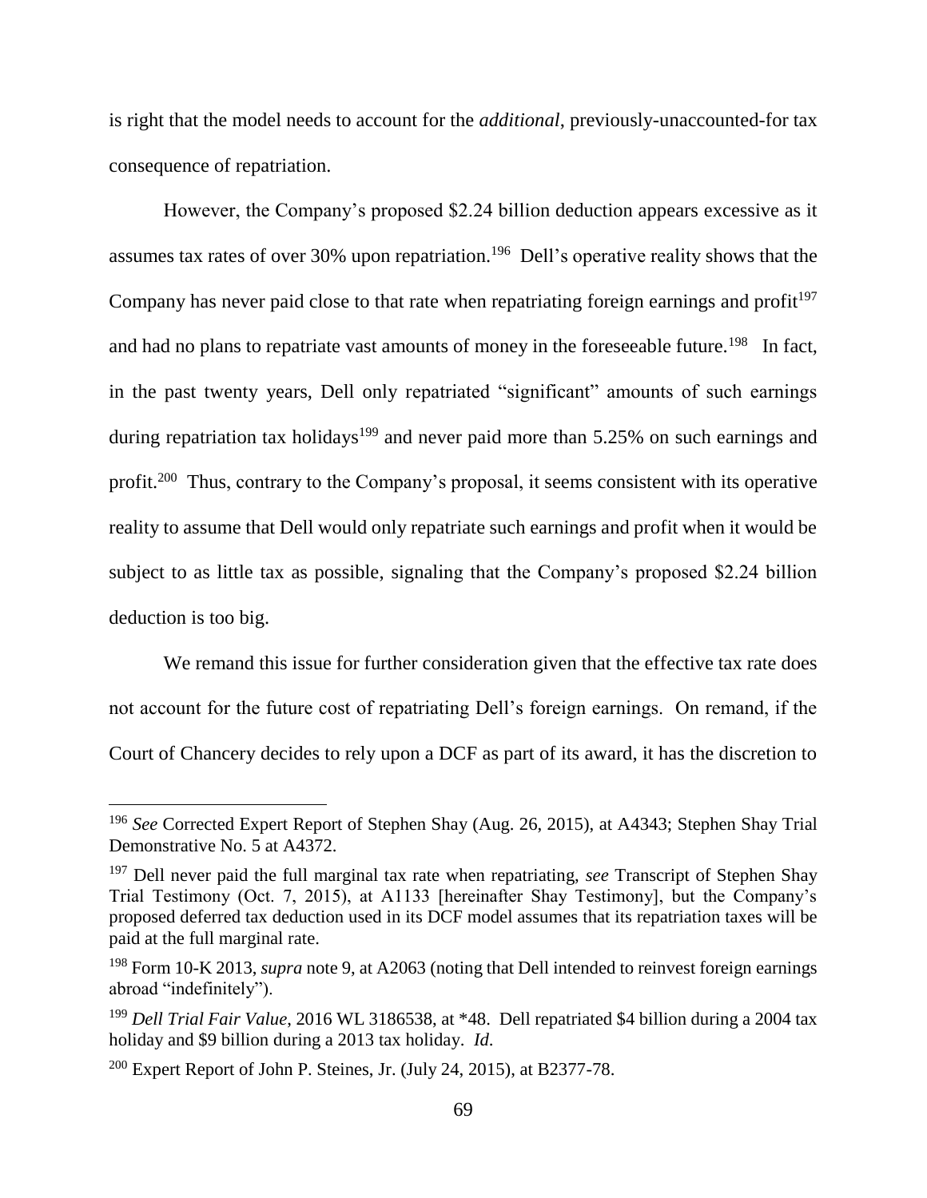is right that the model needs to account for the *additional*, previously-unaccounted-for tax consequence of repatriation.

However, the Company's proposed \$2.24 billion deduction appears excessive as it assumes tax rates of over 30% upon repatriation.[196] Dell's operative reality shows that the Company has never paid close to that rate when repatriating foreign earnings and profit[197] and had no plans to repatriate vast amounts of money in the foreseeable future.[198] In fact, in the past twenty years, Dell only repatriated "significant" amounts of such earnings during repatriation tax holidays[199] and never paid more than 5.25% on such earnings and profit.[200] Thus, contrary to the Company's proposal, it seems consistent with its operative reality to assume that Dell would only repatriate such earnings and profit when it would be subject to as little tax as possible, signaling that the Company's proposed \$2.24 billion deduction is too big.

We remand this issue for further consideration given that the effective tax rate does not account for the future cost of repatriating Dell's foreign earnings. On remand, if the Court of Chancery decides to rely upon a DCF as part of its award, it has the discretion to

---

[196] *See* Corrected Expert Report of Stephen Shay (Aug. 26, 2015), at A4343; Stephen Shay Trial Demonstrative No. 5 at A4372.

[197] Dell never paid the full marginal tax rate when repatriating, *see* Transcript of Stephen Shay Trial Testimony (Oct. 7, 2015), at A1133 [hereinafter Shay Testimony], but the Company's proposed deferred tax deduction used in its DCF model assumes that its repatriation taxes will be paid at the full marginal rate.

[198] Form 10-K 2013, *supra* note 9, at A2063 (noting that Dell intended to reinvest foreign earnings abroad "indefinitely").

[199] *Dell Trial Fair Value*, 2016 WL 3186538, at *48. Dell repatriated \$4 billion during a 2004 tax holiday and \$9 billion during a 2013 tax holiday. *Id.*

[200] Expert Report of John P. Steines, Jr. (July 24, 2015), at B2377-78.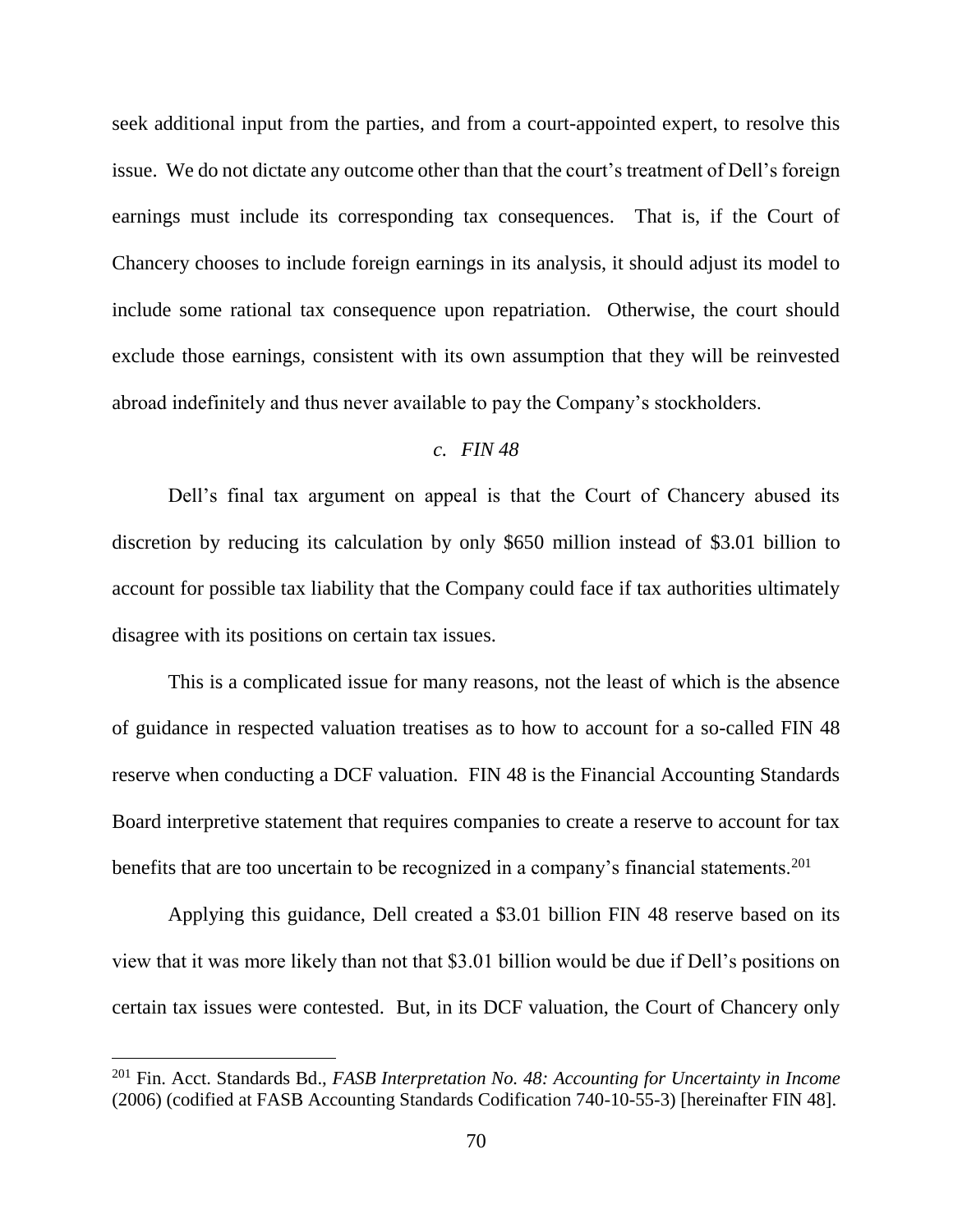seek additional input from the parties, and from a court-appointed expert, to resolve this issue. We do not dictate any outcome other than that the court's treatment of Dell's foreign earnings must include its corresponding tax consequences. That is, if the Court of Chancery chooses to include foreign earnings in its analysis, it should adjust its model to include some rational tax consequence upon repatriation. Otherwise, the court should exclude those earnings, consistent with its own assumption that they will be reinvested abroad indefinitely and thus never available to pay the Company's stockholders.

### *c. FIN 48*

Dell's final tax argument on appeal is that the Court of Chancery abused its discretion by reducing its calculation by only \$650 million instead of \$3.01 billion to account for possible tax liability that the Company could face if tax authorities ultimately disagree with its positions on certain tax issues.

This is a complicated issue for many reasons, not the least of which is the absence of guidance in respected valuation treatises as to how to account for a so-called FIN 48 reserve when conducting a DCF valuation. FIN 48 is the Financial Accounting Standards Board interpretive statement that requires companies to create a reserve to account for tax benefits that are too uncertain to be recognized in a company's financial statements.[201]

Applying this guidance, Dell created a \$3.01 billion FIN 48 reserve based on its view that it was more likely than not that \$3.01 billion would be due if Dell's positions on certain tax issues were contested. But, in its DCF valuation, the Court of Chancery only

---

[201] Fin. Acct. Standards Bd., *FASB Interpretation No. 48: Accounting for Uncertainty in Income* (2006) (codified at FASB Accounting Standards Codification 740-10-55-3) [hereinafter FIN 48].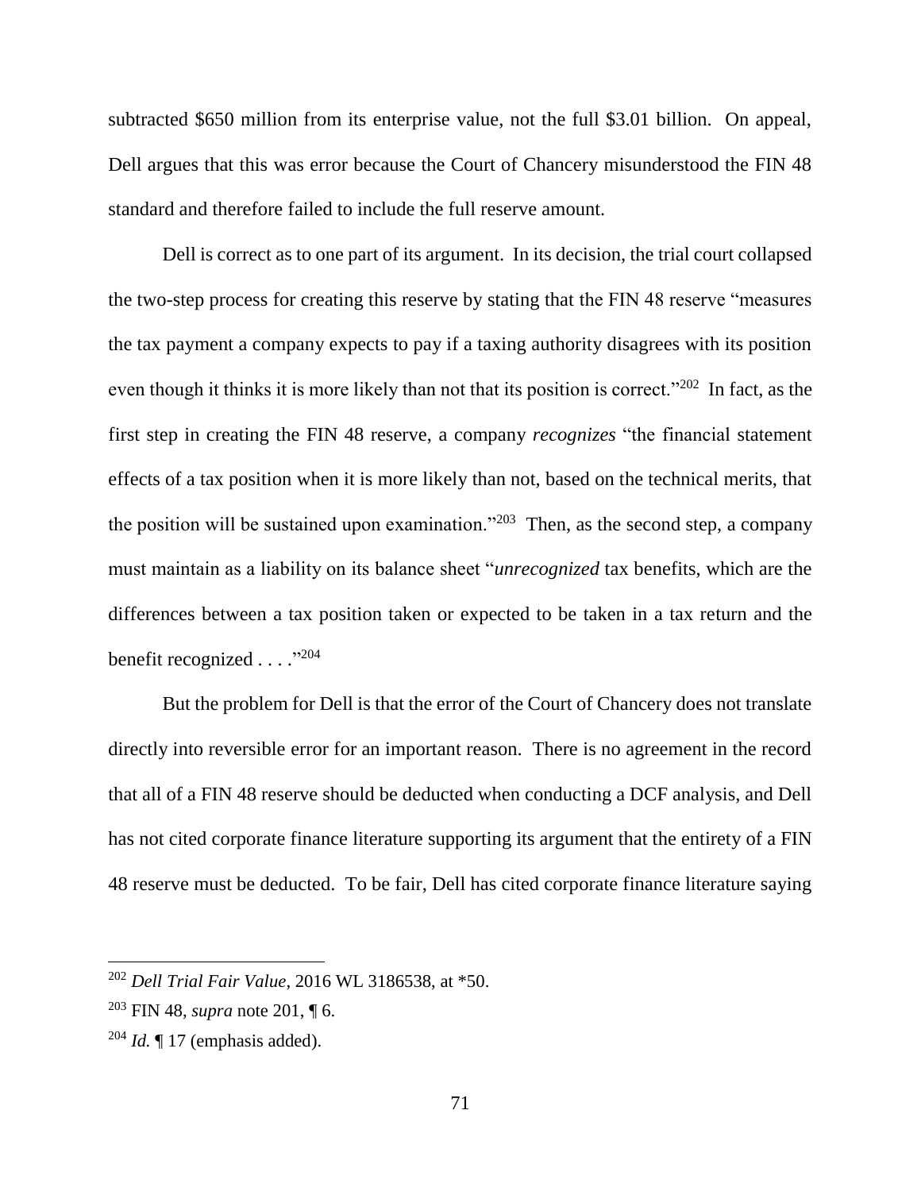subtracted $650 million from its enterprise value, not the full $3.01 billion. On appeal, Dell argues that this was error because the Court of Chancery misunderstood the FIN 48 standard and therefore failed to include the full reserve amount.

Dell is correct as to one part of its argument. In its decision, the trial court collapsed the two-step process for creating this reserve by stating that the FIN 48 reserve "measures the tax payment a company expects to pay if a taxing authority disagrees with its position even though it thinks it is more likely than not that its position is correct."[202] In fact, as the first step in creating the FIN 48 reserve, a company *recognizes* "the financial statement effects of a tax position when it is more likely than not, based on the technical merits, that the position will be sustained upon examination."[203] Then, as the second step, a company must maintain as a liability on its balance sheet "*unrecognized* tax benefits, which are the differences between a tax position taken or expected to be taken in a tax return and the benefit recognized . . . ."[204]

But the problem for Dell is that the error of the Court of Chancery does not translate directly into reversible error for an important reason. There is no agreement in the record that all of a FIN 48 reserve should be deducted when conducting a DCF analysis, and Dell has not cited corporate finance literature supporting its argument that the entirety of a FIN 48 reserve must be deducted. To be fair, Dell has cited corporate finance literature saying

---

[202] *Dell Trial Fair Value*, 2016 WL 3186538, at *50.

[203] FIN 48, *supra* note 201, ¶ 6.

[204] *Id.* ¶ 17 (emphasis added).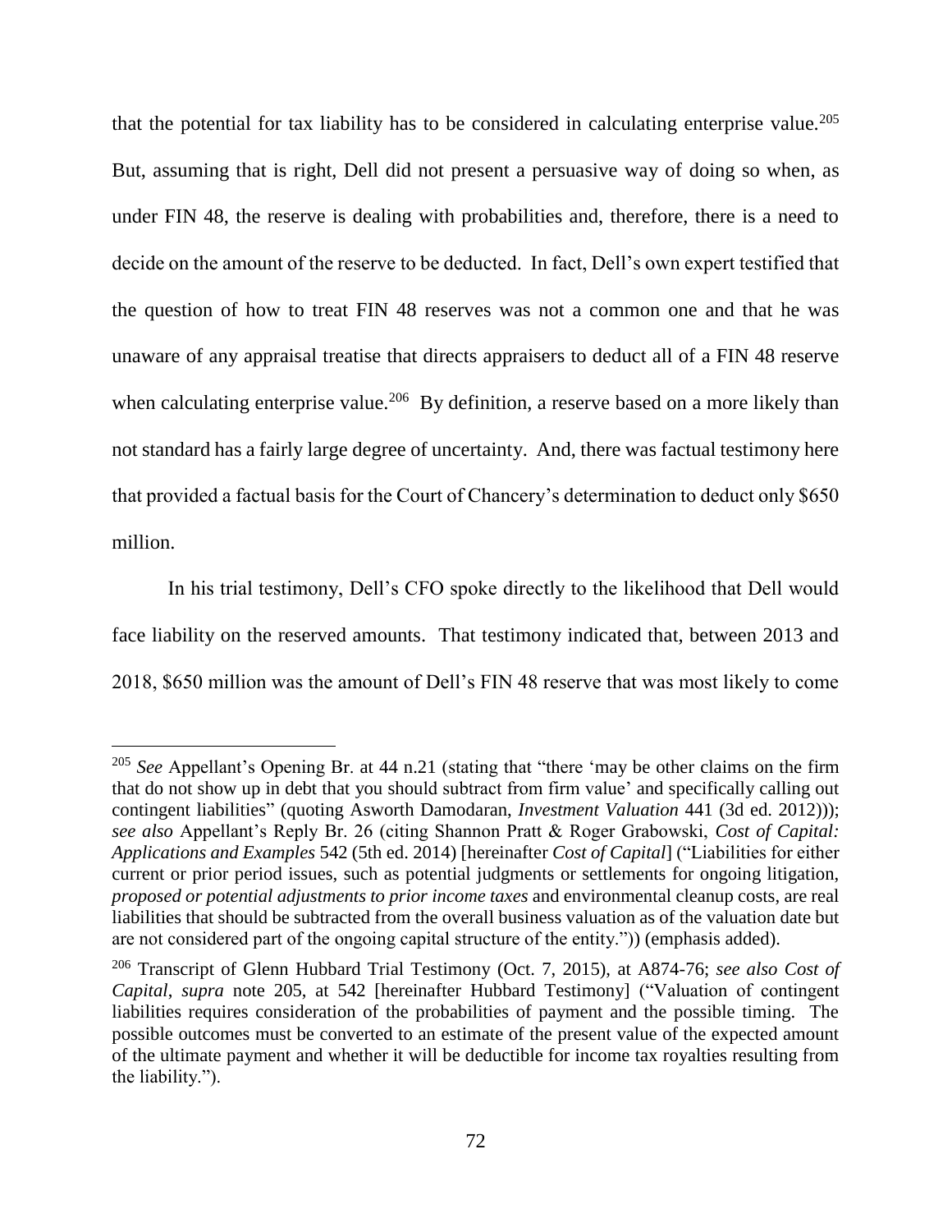that the potential for tax liability has to be considered in calculating enterprise value.[205] But, assuming that is right, Dell did not present a persuasive way of doing so when, as under FIN 48, the reserve is dealing with probabilities and, therefore, there is a need to decide on the amount of the reserve to be deducted. In fact, Dell's own expert testified that the question of how to treat FIN 48 reserves was not a common one and that he was unaware of any appraisal treatise that directs appraisers to deduct all of a FIN 48 reserve when calculating enterprise value.[206] By definition, a reserve based on a more likely than not standard has a fairly large degree of uncertainty. And, there was factual testimony here that provided a factual basis for the Court of Chancery's determination to deduct only $650 million.

In his trial testimony, Dell's CFO spoke directly to the likelihood that Dell would face liability on the reserved amounts. That testimony indicated that, between 2013 and 2018, $650 million was the amount of Dell's FIN 48 reserve that was most likely to come

---

[205] *See* Appellant's Opening Br. at 44 n.21 (stating that "there 'may be other claims on the firm that do not show up in debt that you should subtract from firm value' and specifically calling out contingent liabilities" (quoting Asworth Damodaran, *Investment Valuation* 441 (3d ed. 2012))); *see also* Appellant's Reply Br. 26 (citing Shannon Pratt & Roger Grabowski, *Cost of Capital: Applications and Examples* 542 (5th ed. 2014) [hereinafter *Cost of Capital*] ("Liabilities for either current or prior period issues, such as potential judgments or settlements for ongoing litigation, *proposed or potential adjustments to prior income taxes* and environmental cleanup costs, are real liabilities that should be subtracted from the overall business valuation as of the valuation date but are not considered part of the ongoing capital structure of the entity.")) (emphasis added).

[206] Transcript of Glenn Hubbard Trial Testimony (Oct. 7, 2015), at A874-76; *see also Cost of Capital*, *supra* note 205, at 542 [hereinafter Hubbard Testimony] ("Valuation of contingent liabilities requires consideration of the probabilities of payment and the possible timing. The possible outcomes must be converted to an estimate of the present value of the expected amount of the ultimate payment and whether it will be deductible for income tax royalties resulting from the liability.").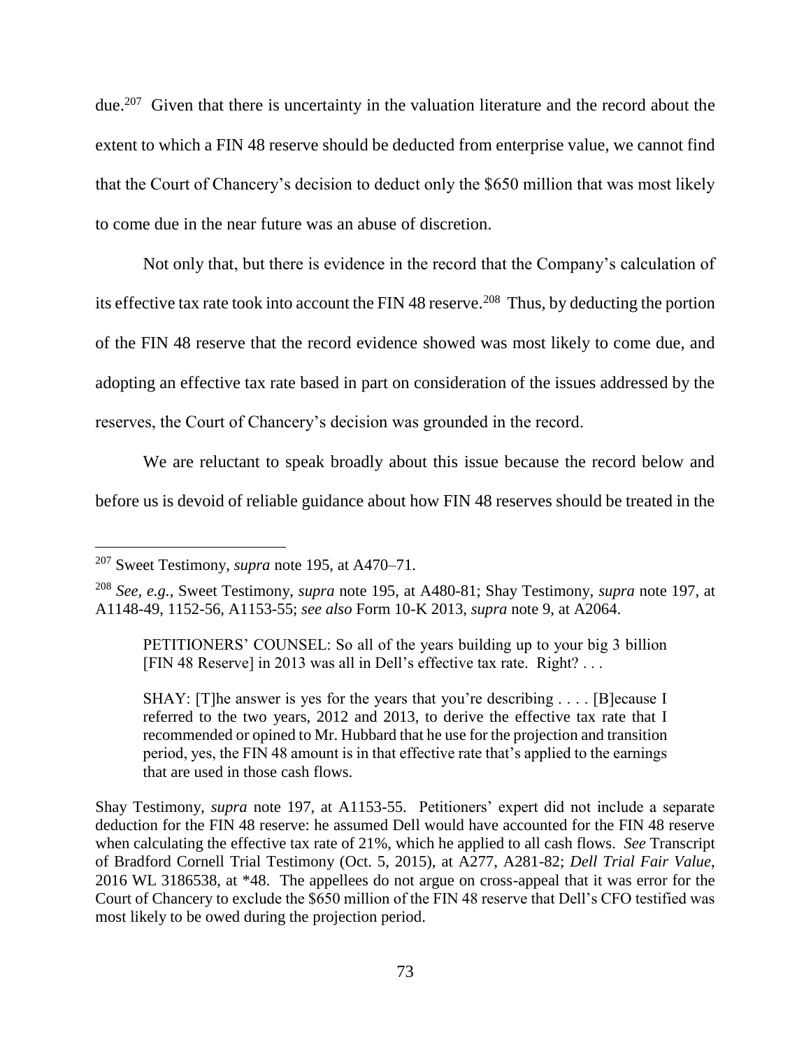due.[207] Given that there is uncertainty in the valuation literature and the record about the extent to which a FIN 48 reserve should be deducted from enterprise value, we cannot find that the Court of Chancery's decision to deduct only the $650 million that was most likely to come due in the near future was an abuse of discretion.

Not only that, but there is evidence in the record that the Company's calculation of its effective tax rate took into account the FIN 48 reserve.[208] Thus, by deducting the portion of the FIN 48 reserve that the record evidence showed was most likely to come due, and adopting an effective tax rate based in part on consideration of the issues addressed by the reserves, the Court of Chancery's decision was grounded in the record.

We are reluctant to speak broadly about this issue because the record below and before us is devoid of reliable guidance about how FIN 48 reserves should be treated in the

---

[207] Sweet Testimony, *supra* note 195, at A470–71.

[208] *See, e.g.*, Sweet Testimony, *supra* note 195, at A480-81; Shay Testimony, *supra* note 197, at A1148-49, 1152-56, A1153-55; *see also* Form 10-K 2013, *supra* note 9, at A2064.

> PETITIONERS' COUNSEL: So all of the years building up to your big 3 billion [FIN 48 Reserve] in 2013 was all in Dell's effective tax rate. Right? . . .
>
> SHAY: [T]he answer is yes for the years that you're describing . . . . [B]ecause I referred to the two years, 2012 and 2013, to derive the effective tax rate that I recommended or opined to Mr. Hubbard that he use for the projection and transition period, yes, the FIN 48 amount is in that effective rate that's applied to the earnings that are used in those cash flows.

Shay Testimony, *supra* note 197, at A1153-55. Petitioners' expert did not include a separate deduction for the FIN 48 reserve: he assumed Dell would have accounted for the FIN 48 reserve when calculating the effective tax rate of 21%, which he applied to all cash flows. *See* Transcript of Bradford Cornell Trial Testimony (Oct. 5, 2015), at A277, A281-82; *Dell Trial Fair Value*, 2016 WL 3186538, at \*48. The appellees do not argue on cross-appeal that it was error for the Court of Chancery to exclude the $650 million of the FIN 48 reserve that Dell's CFO testified was most likely to be owed during the projection period.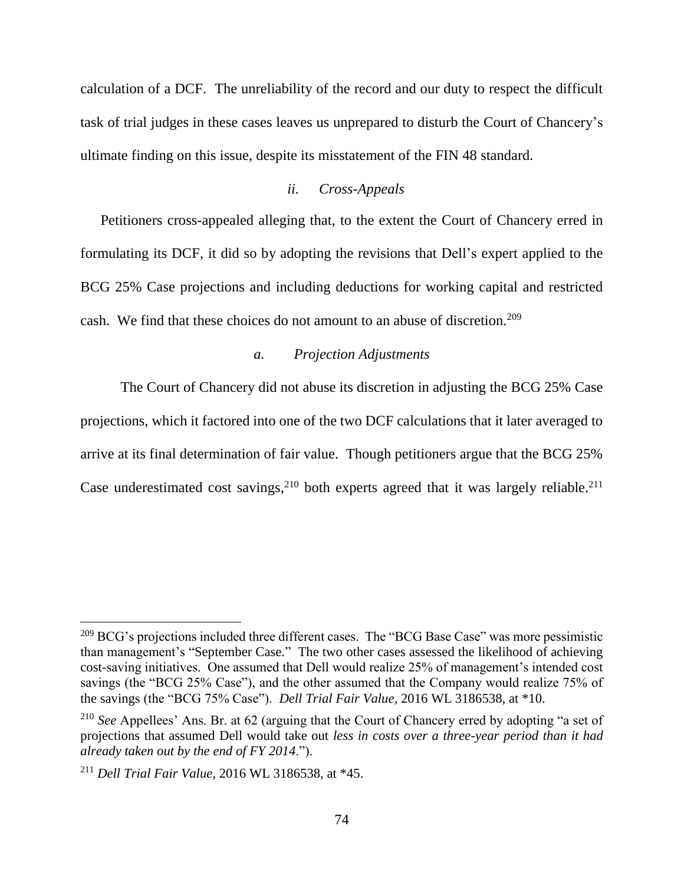calculation of a DCF. The unreliability of the record and our duty to respect the difficult task of trial judges in these cases leaves us unprepared to disturb the Court of Chancery's ultimate finding on this issue, despite its misstatement of the FIN 48 standard.

#### *ii. Cross-Appeals*

Petitioners cross-appealed alleging that, to the extent the Court of Chancery erred in formulating its DCF, it did so by adopting the revisions that Dell's expert applied to the BCG 25% Case projections and including deductions for working capital and restricted cash. We find that these choices do not amount to an abuse of discretion.[209]

##### *a. Projection Adjustments*

The Court of Chancery did not abuse its discretion in adjusting the BCG 25% Case projections, which it factored into one of the two DCF calculations that it later averaged to arrive at its final determination of fair value. Though petitioners argue that the BCG 25% Case underestimated cost savings,[210] both experts agreed that it was largely reliable.[211]

---

[209] BCG's projections included three different cases. The "BCG Base Case" was more pessimistic than management's "September Case." The two other cases assessed the likelihood of achieving cost-saving initiatives. One assumed that Dell would realize 25% of management's intended cost savings (the "BCG 25% Case"), and the other assumed that the Company would realize 75% of the savings (the "BCG 75% Case"). *Dell Trial Fair Value*, 2016 WL 3186538, at *10.

[210] *See* Appellees' Ans. Br. at 62 (arguing that the Court of Chancery erred by adopting "a set of projections that assumed Dell would take out *less in costs over a three-year period than it had already taken out by the end of FY 2014*.").

[211] *Dell Trial Fair Value*, 2016 WL 3186538, at *45.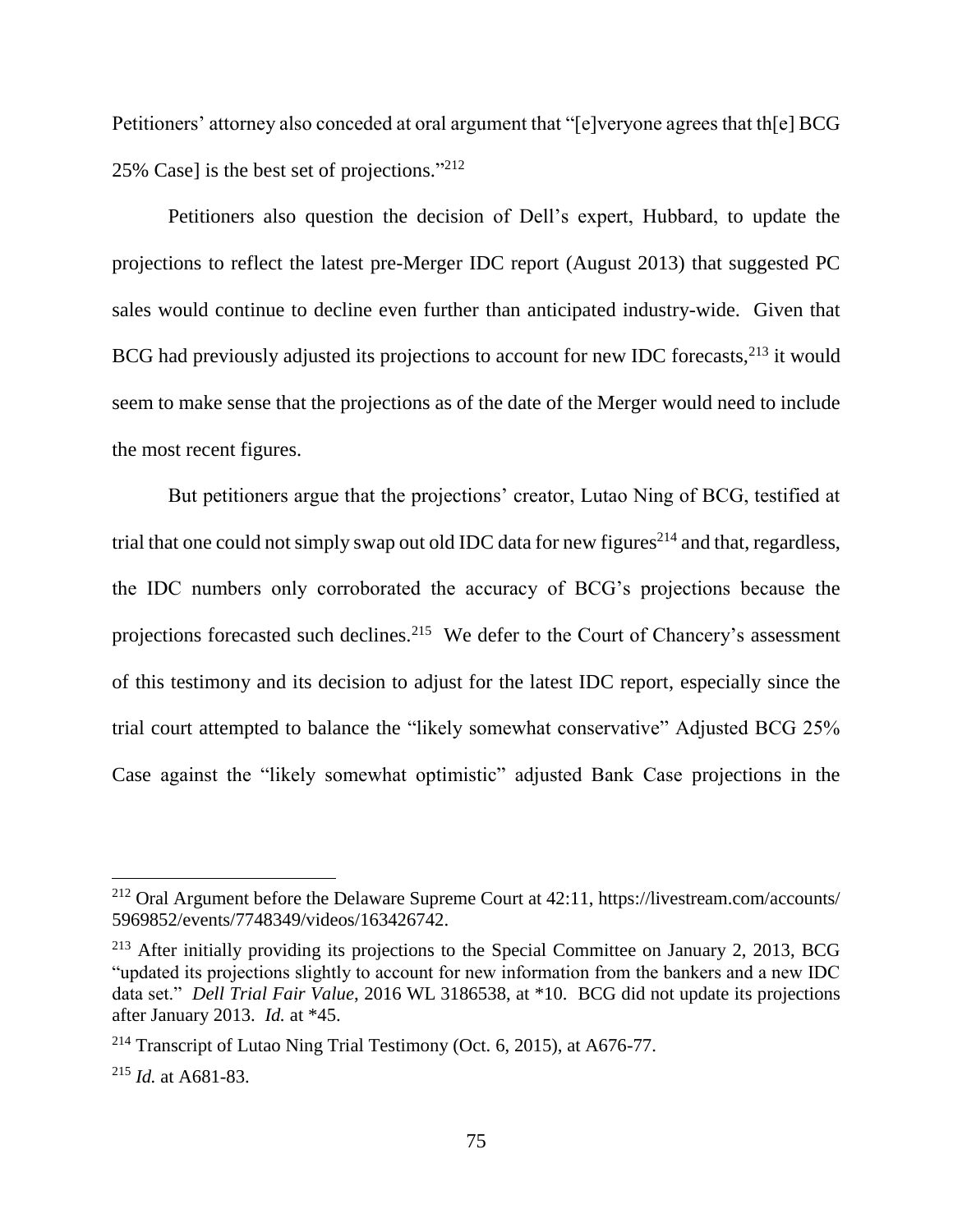Petitioners' attorney also conceded at oral argument that "[e]veryone agrees that th[e] BCG 25% Case] is the best set of projections."[212]

Petitioners also question the decision of Dell's expert, Hubbard, to update the projections to reflect the latest pre-Merger IDC report (August 2013) that suggested PC sales would continue to decline even further than anticipated industry-wide. Given that BCG had previously adjusted its projections to account for new IDC forecasts,[213] it would seem to make sense that the projections as of the date of the Merger would need to include the most recent figures.

But petitioners argue that the projections' creator, Lutao Ning of BCG, testified at trial that one could not simply swap out old IDC data for new figures[214] and that, regardless, the IDC numbers only corroborated the accuracy of BCG's projections because the projections forecasted such declines.[215] We defer to the Court of Chancery's assessment of this testimony and its decision to adjust for the latest IDC report, especially since the trial court attempted to balance the "likely somewhat conservative" Adjusted BCG 25% Case against the "likely somewhat optimistic" adjusted Bank Case projections in the

---

[212] Oral Argument before the Delaware Supreme Court at 42:11, https://livestream.com/accounts/5969852/events/7748349/videos/163426742.

[213] After initially providing its projections to the Special Committee on January 2, 2013, BCG "updated its projections slightly to account for new information from the bankers and a new IDC data set." *Dell Trial Fair Value*, 2016 WL 3186538, at *10. BCG did not update its projections after January 2013. *Id.* at *45.

[214] Transcript of Lutao Ning Trial Testimony (Oct. 6, 2015), at A676-77.

[215] *Id.* at A681-83.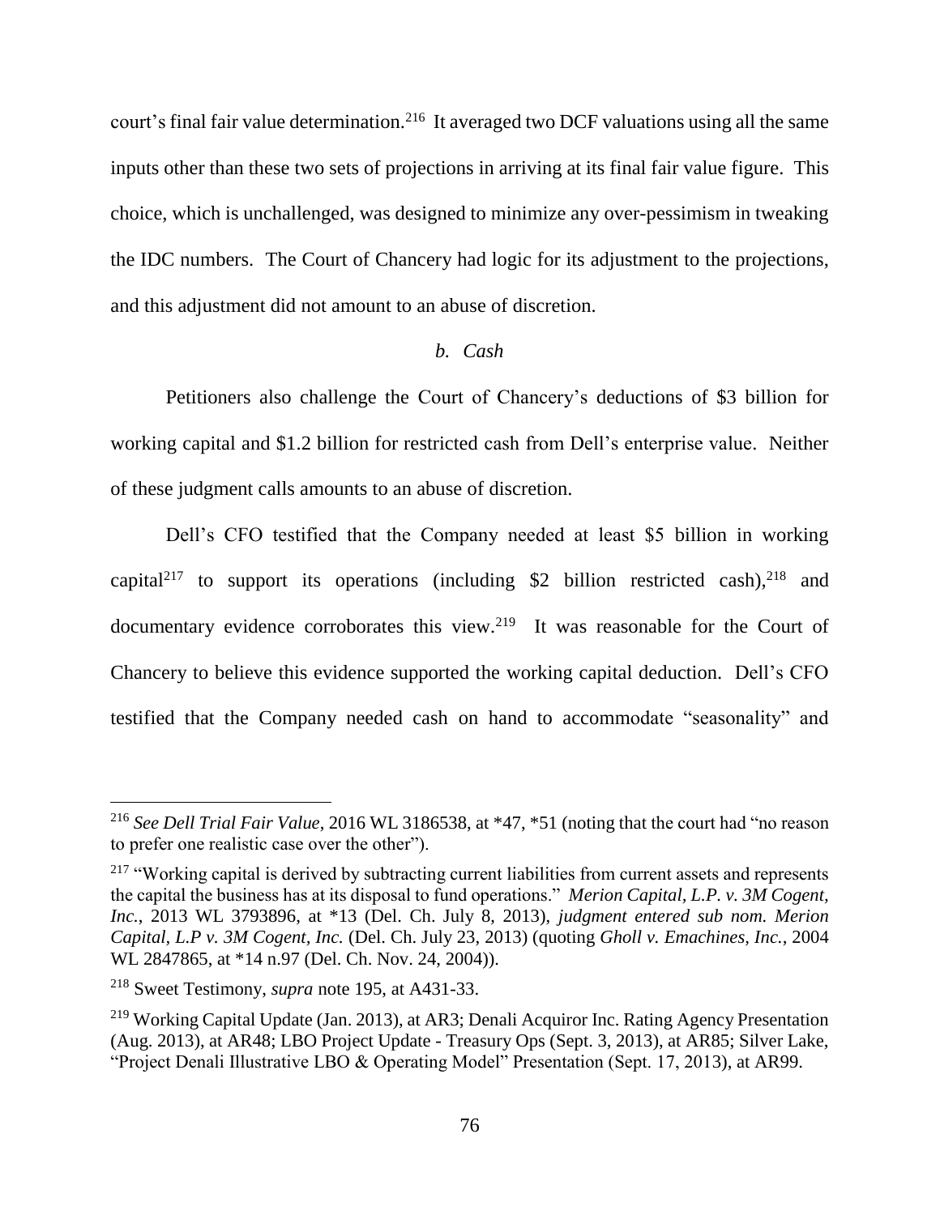court's final fair value determination.[216] It averaged two DCF valuations using all the same inputs other than these two sets of projections in arriving at its final fair value figure. This choice, which is unchallenged, was designed to minimize any over-pessimism in tweaking the IDC numbers. The Court of Chancery had logic for its adjustment to the projections, and this adjustment did not amount to an abuse of discretion.

*b. Cash*

Petitioners also challenge the Court of Chancery's deductions of \$3 billion for working capital and \$1.2 billion for restricted cash from Dell's enterprise value. Neither of these judgment calls amounts to an abuse of discretion.

Dell's CFO testified that the Company needed at least \$5 billion in working capital[217] to support its operations (including \$2 billion restricted cash),[218] and documentary evidence corroborates this view.[219] It was reasonable for the Court of Chancery to believe this evidence supported the working capital deduction. Dell's CFO testified that the Company needed cash on hand to accommodate "seasonality" and

---

[216] *See Dell Trial Fair Value*, 2016 WL 3186538, at *47, *51 (noting that the court had "no reason to prefer one realistic case over the other").

[217] "Working capital is derived by subtracting current liabilities from current assets and represents the capital the business has at its disposal to fund operations." *Merion Capital, L.P. v. 3M Cogent, Inc.*, 2013 WL 3793896, at *13 (Del. Ch. July 8, 2013), *judgment entered sub nom. Merion Capital, L.P v. 3M Cogent, Inc.* (Del. Ch. July 23, 2013) (quoting *Gholl v. Emachines, Inc.*, 2004 WL 2847865, at *14 n.97 (Del. Ch. Nov. 24, 2004)).

[218] Sweet Testimony, *supra* note 195, at A431-33.

[219] Working Capital Update (Jan. 2013), at AR3; Denali Acquiror Inc. Rating Agency Presentation (Aug. 2013), at AR48; LBO Project Update - Treasury Ops (Sept. 3, 2013), at AR85; Silver Lake, "Project Denali Illustrative LBO & Operating Model" Presentation (Sept. 17, 2013), at AR99.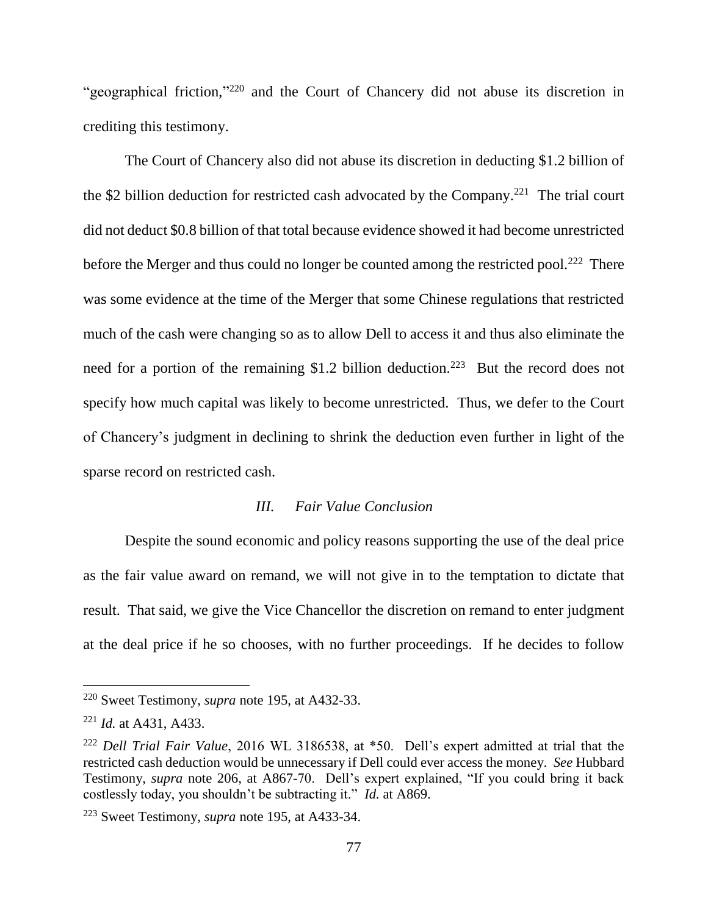"geographical friction,"[220] and the Court of Chancery did not abuse its discretion in crediting this testimony.

The Court of Chancery also did not abuse its discretion in deducting $1.2 billion of the $2 billion deduction for restricted cash advocated by the Company.[221] The trial court did not deduct $0.8 billion of that total because evidence showed it had become unrestricted before the Merger and thus could no longer be counted among the restricted pool.[222] There was some evidence at the time of the Merger that some Chinese regulations that restricted much of the cash were changing so as to allow Dell to access it and thus also eliminate the need for a portion of the remaining $1.2 billion deduction.[223] But the record does not specify how much capital was likely to become unrestricted. Thus, we defer to the Court of Chancery's judgment in declining to shrink the deduction even further in light of the sparse record on restricted cash.

### *III. Fair Value Conclusion*

Despite the sound economic and policy reasons supporting the use of the deal price as the fair value award on remand, we will not give in to the temptation to dictate that result. That said, we give the Vice Chancellor the discretion on remand to enter judgment at the deal price if he so chooses, with no further proceedings. If he decides to follow

---

[220] Sweet Testimony, *supra* note 195, at A432-33.

[221] *Id.* at A431, A433.

[222] *Dell Trial Fair Value*, 2016 WL 3186538, at *50. Dell's expert admitted at trial that the restricted cash deduction would be unnecessary if Dell could ever access the money. *See* Hubbard Testimony, *supra* note 206, at A867-70. Dell's expert explained, "If you could bring it back costlessly today, you shouldn't be subtracting it." *Id.* at A869.

[223] Sweet Testimony, *supra* note 195, at A433-34.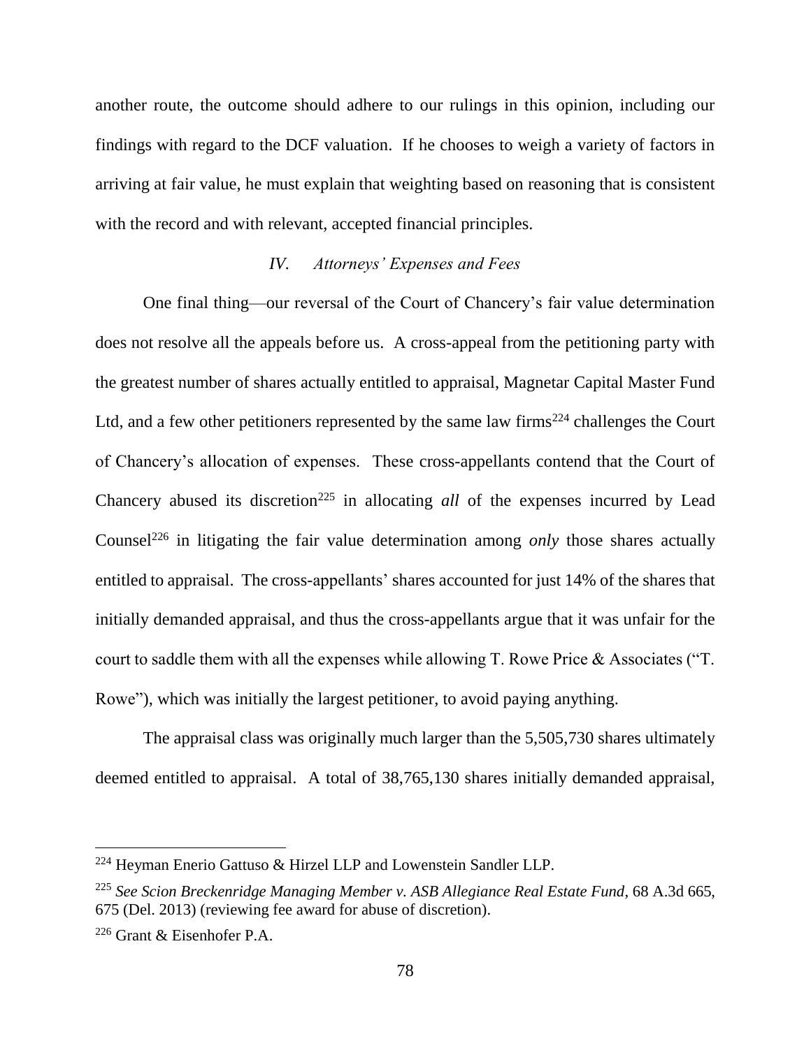another route, the outcome should adhere to our rulings in this opinion, including our findings with regard to the DCF valuation. If he chooses to weigh a variety of factors in arriving at fair value, he must explain that weighting based on reasoning that is consistent with the record and with relevant, accepted financial principles.

### IV. *Attorneys' Expenses and Fees*

One final thing—our reversal of the Court of Chancery's fair value determination does not resolve all the appeals before us. A cross-appeal from the petitioning party with the greatest number of shares actually entitled to appraisal, Magnetar Capital Master Fund Ltd, and a few other petitioners represented by the same law firms[224] challenges the Court of Chancery's allocation of expenses. These cross-appellants contend that the Court of Chancery abused its discretion[225] in allocating *all* of the expenses incurred by Lead Counsel[226] in litigating the fair value determination among *only* those shares actually entitled to appraisal. The cross-appellants' shares accounted for just 14% of the shares that initially demanded appraisal, and thus the cross-appellants argue that it was unfair for the court to saddle them with all the expenses while allowing T. Rowe Price & Associates ("T. Rowe"), which was initially the largest petitioner, to avoid paying anything.

The appraisal class was originally much larger than the 5,505,730 shares ultimately deemed entitled to appraisal. A total of 38,765,130 shares initially demanded appraisal,

---

[224] Heyman Enerio Gattuso & Hirzel LLP and Lowenstein Sandler LLP.

[225] *See Scion Breckenridge Managing Member v. ASB Allegiance Real Estate Fund*, 68 A.3d 665, 675 (Del. 2013) (reviewing fee award for abuse of discretion).

[226] Grant & Eisenhofer P.A.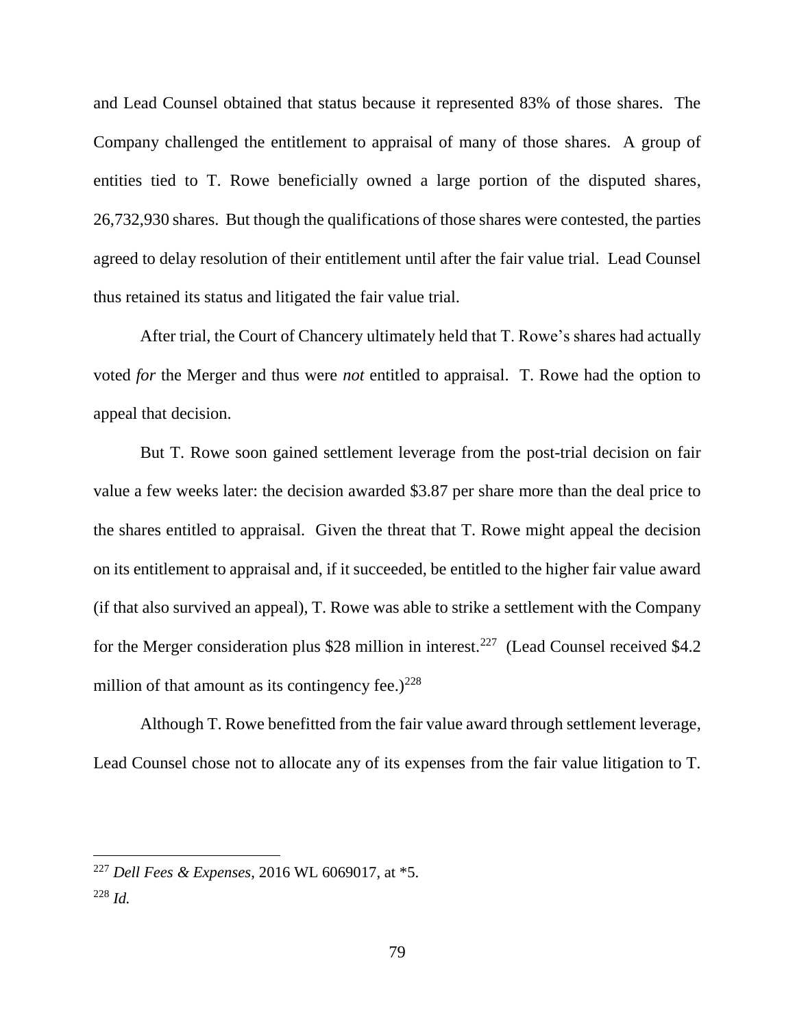and Lead Counsel obtained that status because it represented 83% of those shares. The Company challenged the entitlement to appraisal of many of those shares. A group of entities tied to T. Rowe beneficially owned a large portion of the disputed shares, 26,732,930 shares. But though the qualifications of those shares were contested, the parties agreed to delay resolution of their entitlement until after the fair value trial. Lead Counsel thus retained its status and litigated the fair value trial.

After trial, the Court of Chancery ultimately held that T. Rowe's shares had actually voted *for* the Merger and thus were *not* entitled to appraisal. T. Rowe had the option to appeal that decision.

But T. Rowe soon gained settlement leverage from the post-trial decision on fair value a few weeks later: the decision awarded \$3.87 per share more than the deal price to the shares entitled to appraisal. Given the threat that T. Rowe might appeal the decision on its entitlement to appraisal and, if it succeeded, be entitled to the higher fair value award (if that also survived an appeal), T. Rowe was able to strike a settlement with the Company for the Merger consideration plus \$28 million in interest.[227] (Lead Counsel received \$4.2 million of that amount as its contingency fee.)[228]

Although T. Rowe benefitted from the fair value award through settlement leverage, Lead Counsel chose not to allocate any of its expenses from the fair value litigation to T.

---

[227] *Dell Fees & Expenses*, 2016 WL 6069017, at \*5.

[228] *Id.*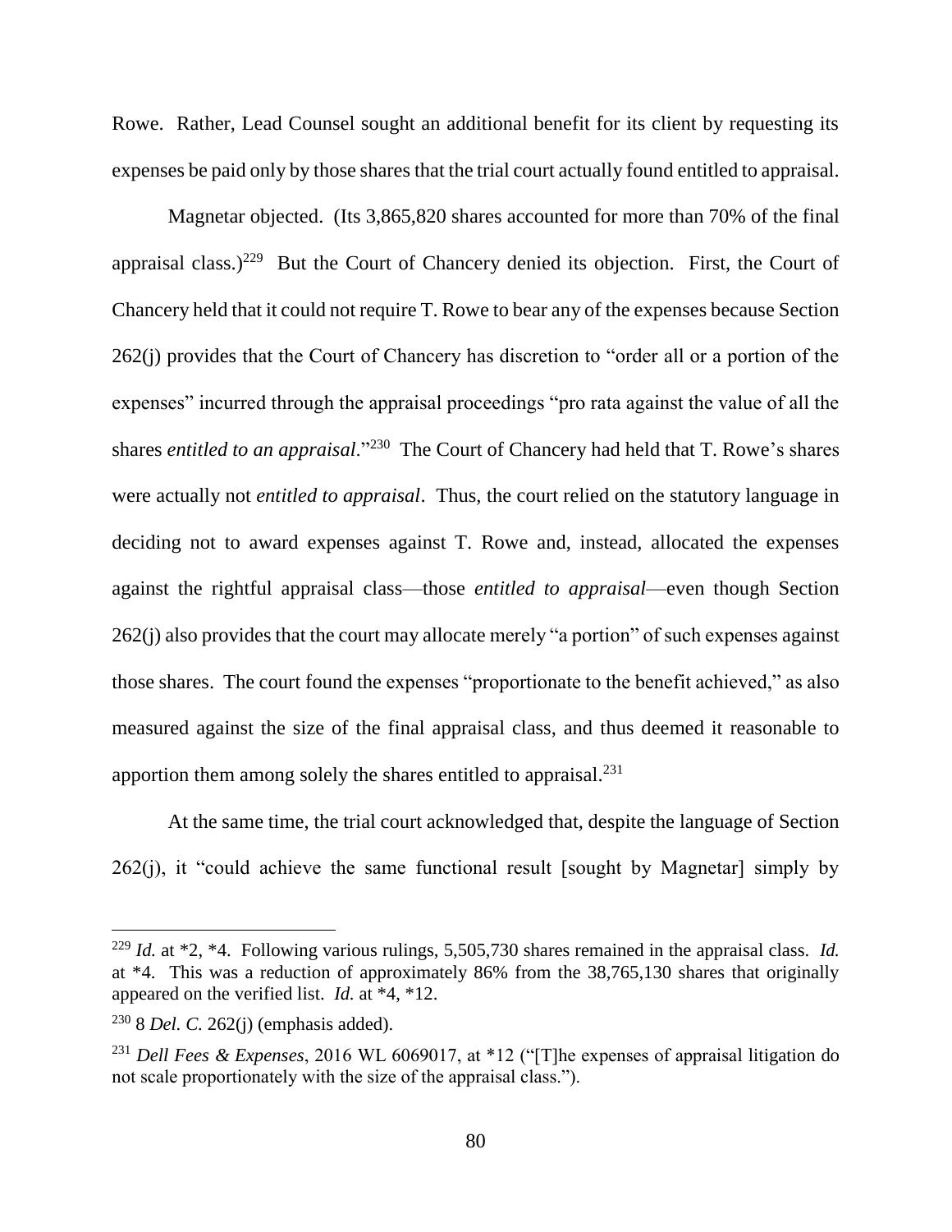Rowe. Rather, Lead Counsel sought an additional benefit for its client by requesting its expenses be paid only by those shares that the trial court actually found entitled to appraisal.

Magnetar objected. (Its 3,865,820 shares accounted for more than 70% of the final appraisal class.)[229] But the Court of Chancery denied its objection. First, the Court of Chancery held that it could not require T. Rowe to bear any of the expenses because Section 262(j) provides that the Court of Chancery has discretion to "order all or a portion of the expenses" incurred through the appraisal proceedings "pro rata against the value of all the shares *entitled to an appraisal*."[230] The Court of Chancery had held that T. Rowe's shares were actually not *entitled to appraisal*. Thus, the court relied on the statutory language in deciding not to award expenses against T. Rowe and, instead, allocated the expenses against the rightful appraisal class—those *entitled to appraisal*—even though Section 262(j) also provides that the court may allocate merely "a portion" of such expenses against those shares. The court found the expenses "proportionate to the benefit achieved," as also measured against the size of the final appraisal class, and thus deemed it reasonable to apportion them among solely the shares entitled to appraisal.[231]

At the same time, the trial court acknowledged that, despite the language of Section 262(j), it "could achieve the same functional result [sought by Magnetar] simply by

---

[229] *Id.* at \*2, \*4. Following various rulings, 5,505,730 shares remained in the appraisal class. *Id.* at \*4. This was a reduction of approximately 86% from the 38,765,130 shares that originally appeared on the verified list. *Id.* at \*4, \*12.

[230] 8 *Del. C.* 262(j) (emphasis added).

[231] *Dell Fees & Expenses*, 2016 WL 6069017, at \*12 ("[T]he expenses of appraisal litigation do not scale proportionately with the size of the appraisal class.").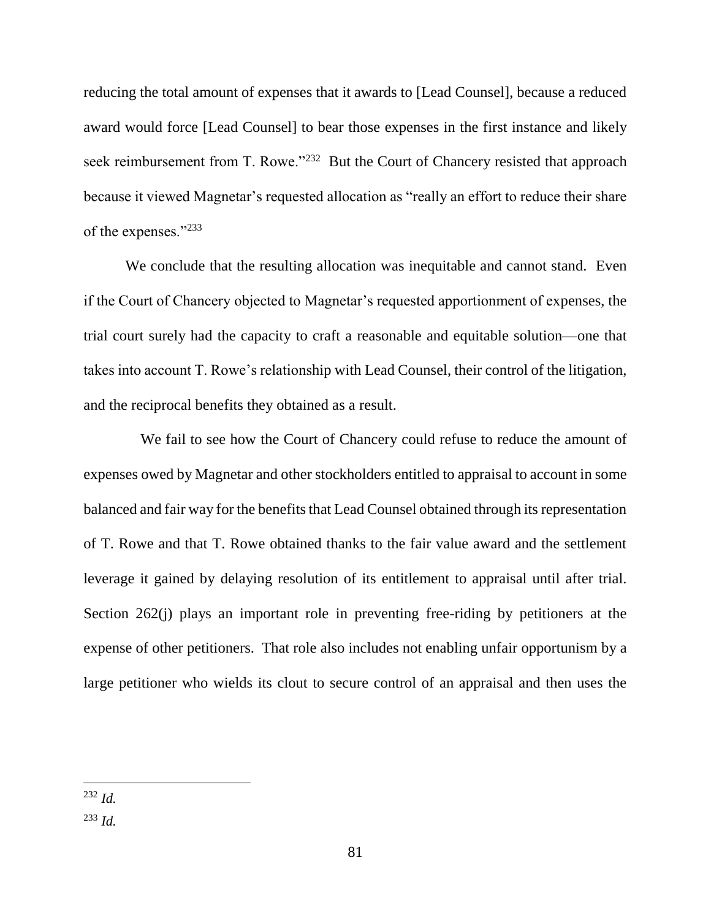reducing the total amount of expenses that it awards to [Lead Counsel], because a reduced award would force [Lead Counsel] to bear those expenses in the first instance and likely seek reimbursement from T. Rowe."[232] But the Court of Chancery resisted that approach because it viewed Magnetar's requested allocation as "really an effort to reduce their share of the expenses."[233]

We conclude that the resulting allocation was inequitable and cannot stand. Even if the Court of Chancery objected to Magnetar's requested apportionment of expenses, the trial court surely had the capacity to craft a reasonable and equitable solution—one that takes into account T. Rowe's relationship with Lead Counsel, their control of the litigation, and the reciprocal benefits they obtained as a result.

We fail to see how the Court of Chancery could refuse to reduce the amount of expenses owed by Magnetar and other stockholders entitled to appraisal to account in some balanced and fair way for the benefits that Lead Counsel obtained through its representation of T. Rowe and that T. Rowe obtained thanks to the fair value award and the settlement leverage it gained by delaying resolution of its entitlement to appraisal until after trial. Section 262(j) plays an important role in preventing free-riding by petitioners at the expense of other petitioners. That role also includes not enabling unfair opportunism by a large petitioner who wields its clout to secure control of an appraisal and then uses the

---

[232] *Id.*

[233] *Id.*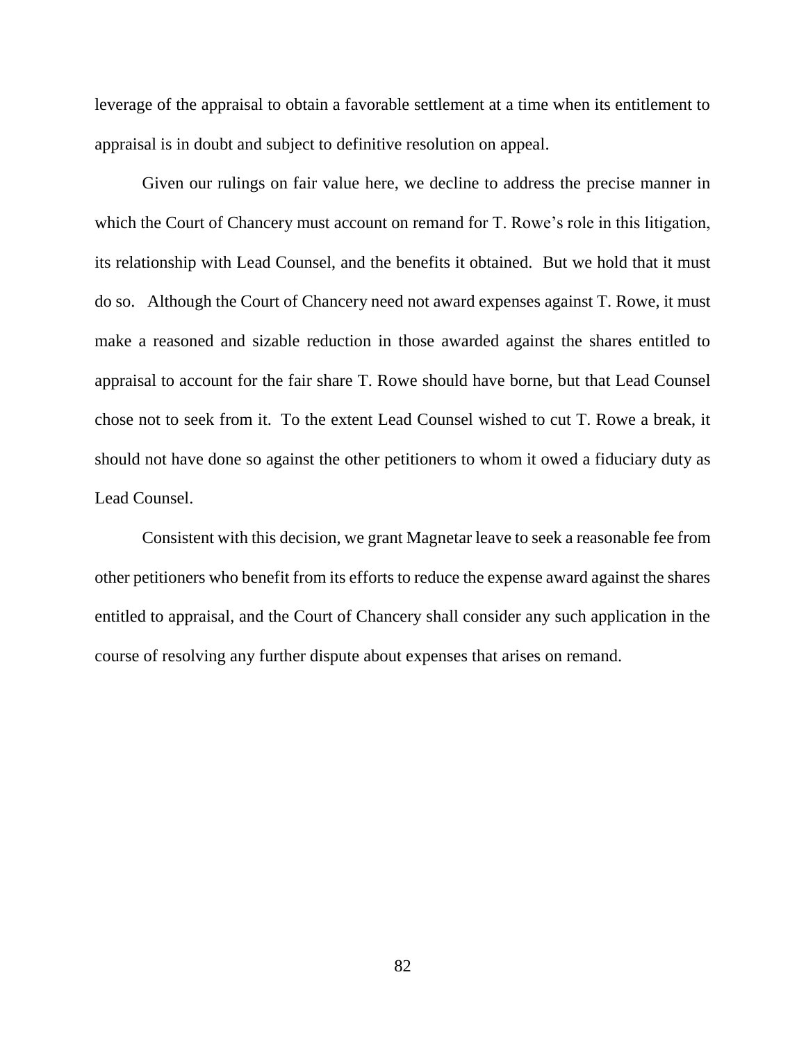leverage of the appraisal to obtain a favorable settlement at a time when its entitlement to appraisal is in doubt and subject to definitive resolution on appeal.

Given our rulings on fair value here, we decline to address the precise manner in which the Court of Chancery must account on remand for T. Rowe's role in this litigation, its relationship with Lead Counsel, and the benefits it obtained. But we hold that it must do so. Although the Court of Chancery need not award expenses against T. Rowe, it must make a reasoned and sizable reduction in those awarded against the shares entitled to appraisal to account for the fair share T. Rowe should have borne, but that Lead Counsel chose not to seek from it. To the extent Lead Counsel wished to cut T. Rowe a break, it should not have done so against the other petitioners to whom it owed a fiduciary duty as Lead Counsel.

Consistent with this decision, we grant Magnetar leave to seek a reasonable fee from other petitioners who benefit from its efforts to reduce the expense award against the shares entitled to appraisal, and the Court of Chancery shall consider any such application in the course of resolving any further dispute about expenses that arises on remand.